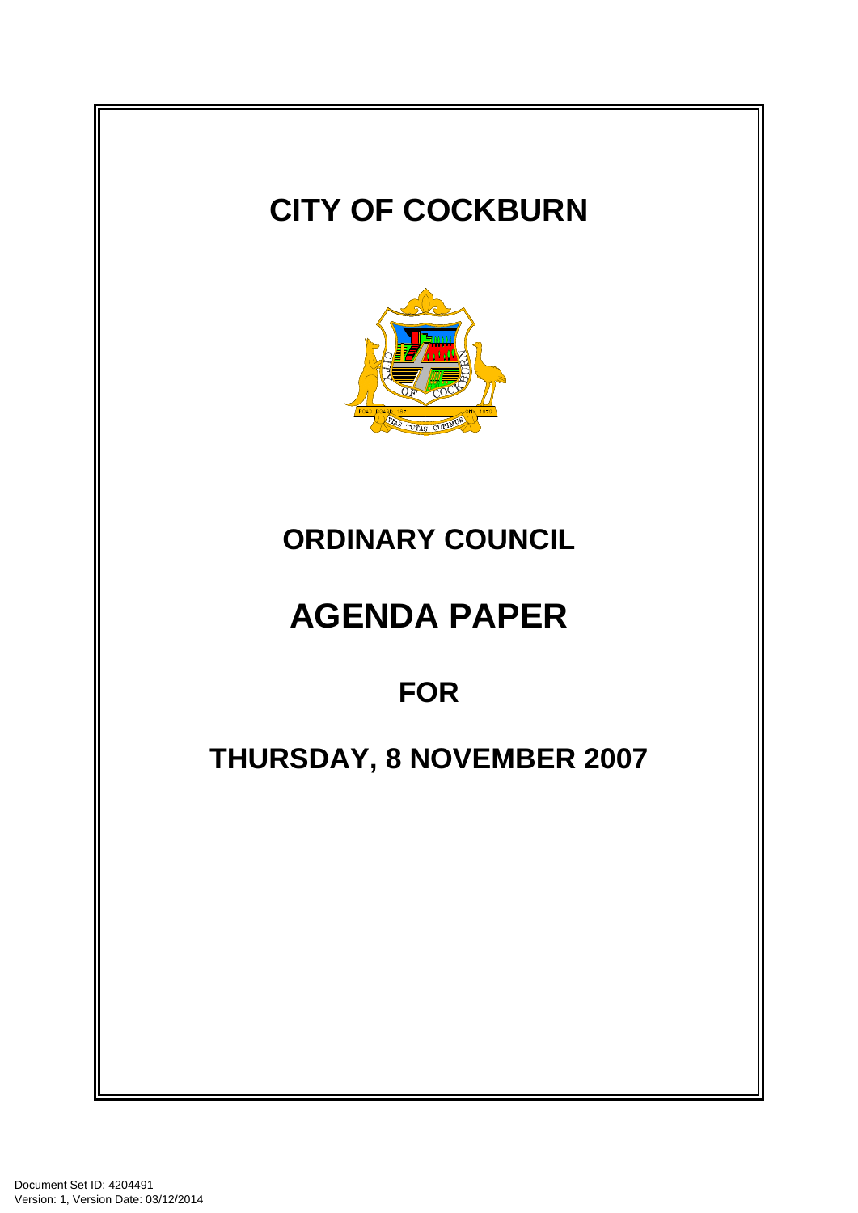# CITY OF COCKBURN

## ORDINARY COUNCIL

# AGENDA PAPER

## FOR

## THURSDAY, 8 NOVEMBER 2007

Document Set ID: 4204491
Version: 1, Version Date: 03/12/2014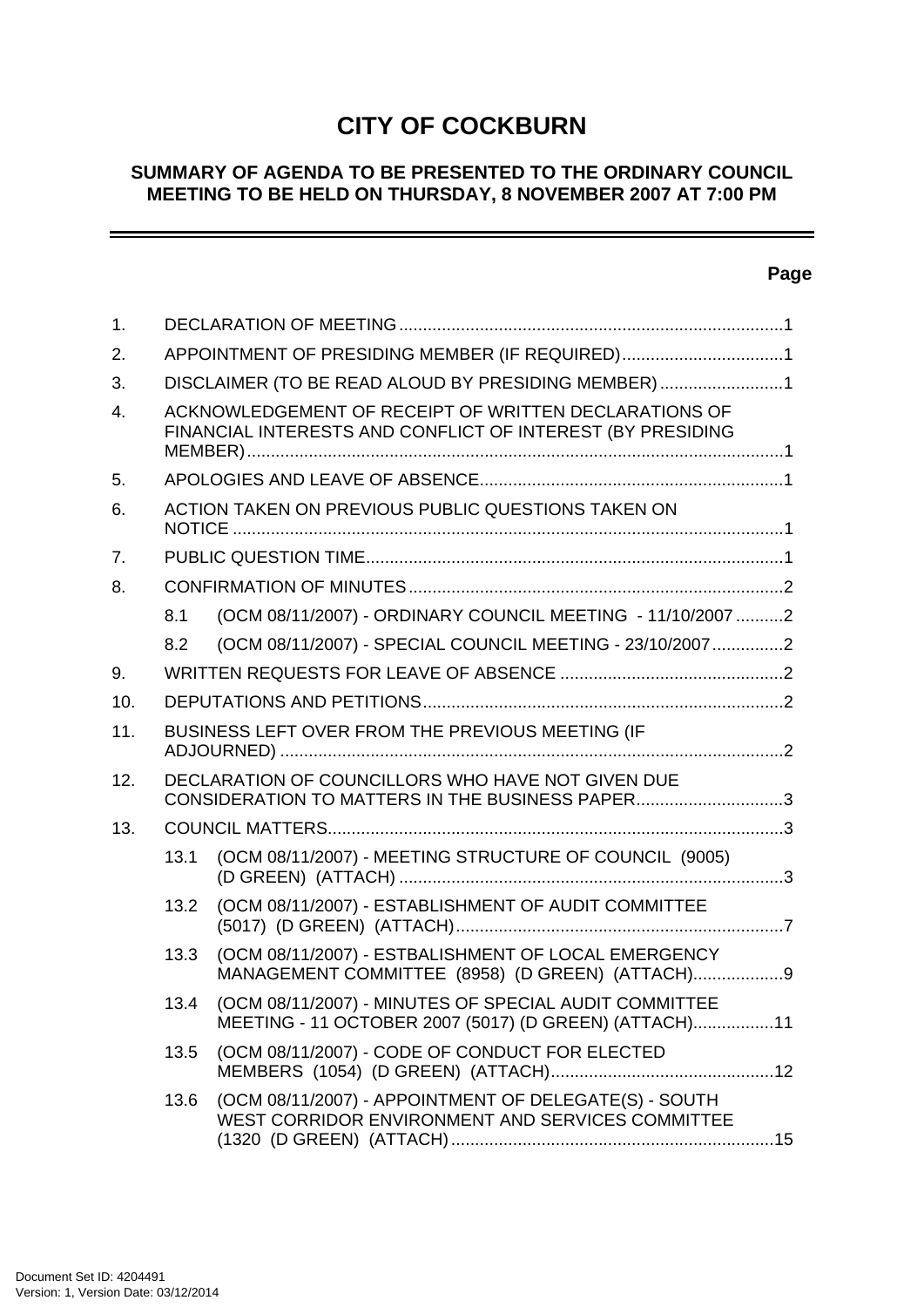# CITY OF COCKBURN

## SUMMARY OF AGENDA TO BE PRESENTED TO THE ORDINARY COUNCIL MEETING TO BE HELD ON THURSDAY, 8 NOVEMBER 2007 AT 7:00 PM

---

**Page**

1. DECLARATION OF MEETING ....................................................................................1
2. APPOINTMENT OF PRESIDING MEMBER (IF REQUIRED) ..................................1
3. DISCLAIMER (TO BE READ ALOUD BY PRESIDING MEMBER) ..........................1
4. ACKNOWLEDGEMENT OF RECEIPT OF WRITTEN DECLARATIONS OF FINANCIAL INTERESTS AND CONFLICT OF INTEREST (BY PRESIDING MEMBER) ....................................................................................................................1
5. APOLOGIES AND LEAVE OF ABSENCE ................................................................1
6. ACTION TAKEN ON PREVIOUS PUBLIC QUESTIONS TAKEN ON NOTICE ....................................................................................................................1
7. PUBLIC QUESTION TIME ........................................................................................1
8. CONFIRMATION OF MINUTES ...............................................................................2
   - 8.1 (OCM 08/11/2007) - ORDINARY COUNCIL MEETING - 11/10/2007 ..........2
   - 8.2 (OCM 08/11/2007) - SPECIAL COUNCIL MEETING - 23/10/2007 ...............2
9. WRITTEN REQUESTS FOR LEAVE OF ABSENCE ...............................................2
10. DEPUTATIONS AND PETITIONS ............................................................................2
11. BUSINESS LEFT OVER FROM THE PREVIOUS MEETING (IF ADJOURNED) ..........................................................................................................2
12. DECLARATION OF COUNCILLORS WHO HAVE NOT GIVEN DUE CONSIDERATION TO MATTERS IN THE BUSINESS PAPER ...............................3
13. COUNCIL MATTERS ................................................................................................3
   - 13.1 (OCM 08/11/2007) - MEETING STRUCTURE OF COUNCIL (9005) (D GREEN) (ATTACH) ..................................................................................3
   - 13.2 (OCM 08/11/2007) - ESTABLISHMENT OF AUDIT COMMITTEE (5017) (D GREEN) (ATTACH) .....................................................................7
   - 13.3 (OCM 08/11/2007) - ESTBALISHMENT OF LOCAL EMERGENCY MANAGEMENT COMMITTEE (8958) (D GREEN) (ATTACH) ...................9
   - 13.4 (OCM 08/11/2007) - MINUTES OF SPECIAL AUDIT COMMITTEE MEETING - 11 OCTOBER 2007 (5017) (D GREEN) (ATTACH) .................11
   - 13.5 (OCM 08/11/2007) - CODE OF CONDUCT FOR ELECTED MEMBERS (1054) (D GREEN) (ATTACH) ...............................................12
   - 13.6 (OCM 08/11/2007) - APPOINTMENT OF DELEGATE(S) - SOUTH WEST CORRIDOR ENVIRONMENT AND SERVICES COMMITTEE (1320 (D GREEN) (ATTACH) ....................................................................15

Document Set ID: 4204491
Version: 1, Version Date: 03/12/2014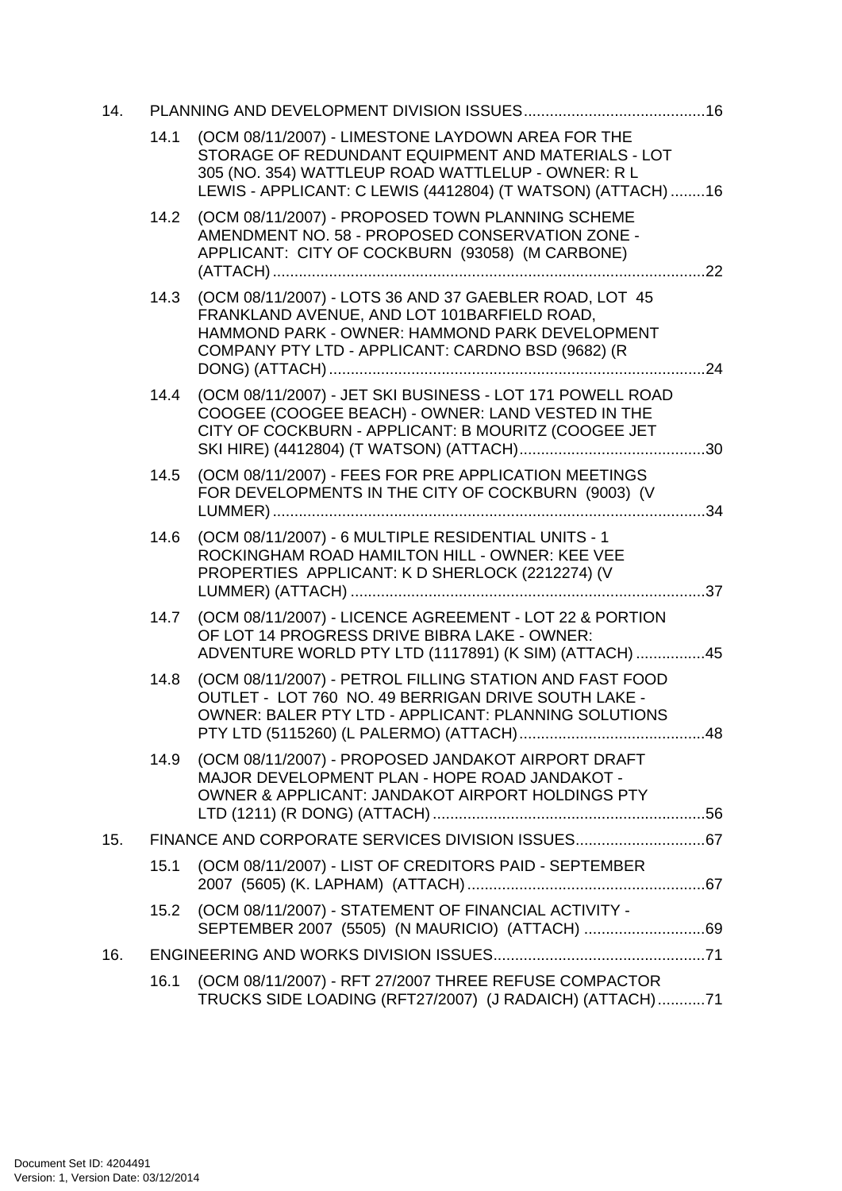14. PLANNING AND DEVELOPMENT DIVISION ISSUES ..........................................16

14.1 (OCM 08/11/2007) - LIMESTONE LAYDOWN AREA FOR THE STORAGE OF REDUNDANT EQUIPMENT AND MATERIALS - LOT 305 (NO. 354) WATTLEUP ROAD WATTLELUP - OWNER: R L LEWIS - APPLICANT: C LEWIS (4412804) (T WATSON) (ATTACH) ........16

14.2 (OCM 08/11/2007) - PROPOSED TOWN PLANNING SCHEME AMENDMENT NO. 58 - PROPOSED CONSERVATION ZONE - APPLICANT: CITY OF COCKBURN (93058) (M CARBONE) (ATTACH) ....................................................................................................22

14.3 (OCM 08/11/2007) - LOTS 36 AND 37 GAEBLER ROAD, LOT 45 FRANKLAND AVENUE, AND LOT 101BARFIELD ROAD, HAMMOND PARK - OWNER: HAMMOND PARK DEVELOPMENT COMPANY PTY LTD - APPLICANT: CARDNO BSD (9682) (R DONG) (ATTACH) .......................................................................................24

14.4 (OCM 08/11/2007) - JET SKI BUSINESS - LOT 171 POWELL ROAD COOGEE (COOGEE BEACH) - OWNER: LAND VESTED IN THE CITY OF COCKBURN - APPLICANT: B MOURITZ (COOGEE JET SKI HIRE) (4412804) (T WATSON) (ATTACH) ...........................................30

14.5 (OCM 08/11/2007) - FEES FOR PRE APPLICATION MEETINGS FOR DEVELOPMENTS IN THE CITY OF COCKBURN (9003) (V LUMMER) ....................................................................................................34

14.6 (OCM 08/11/2007) - 6 MULTIPLE RESIDENTIAL UNITS - 1 ROCKINGHAM ROAD HAMILTON HILL - OWNER: KEE VEE PROPERTIES APPLICANT: K D SHERLOCK (2212274) (V LUMMER) (ATTACH) .................................................................................37

14.7 (OCM 08/11/2007) - LICENCE AGREEMENT - LOT 22 & PORTION OF LOT 14 PROGRESS DRIVE BIBRA LAKE - OWNER: ADVENTURE WORLD PTY LTD (1117891) (K SIM) (ATTACH) ................45

14.8 (OCM 08/11/2007) - PETROL FILLING STATION AND FAST FOOD OUTLET - LOT 760 NO. 49 BERRIGAN DRIVE SOUTH LAKE - OWNER: BALER PTY LTD - APPLICANT: PLANNING SOLUTIONS PTY LTD (5115260) (L PALERMO) (ATTACH) ...........................................48

14.9 (OCM 08/11/2007) - PROPOSED JANDAKOT AIRPORT DRAFT MAJOR DEVELOPMENT PLAN - HOPE ROAD JANDAKOT - OWNER & APPLICANT: JANDAKOT AIRPORT HOLDINGS PTY LTD (1211) (R DONG) (ATTACH) ...............................................................56

15. FINANCE AND CORPORATE SERVICES DIVISION ISSUES ..............................67

15.1 (OCM 08/11/2007) - LIST OF CREDITORS PAID - SEPTEMBER 2007 (5605) (K. LAPHAM) (ATTACH) .......................................................67

15.2 (OCM 08/11/2007) - STATEMENT OF FINANCIAL ACTIVITY - SEPTEMBER 2007 (5505) (N MAURICIO) (ATTACH) ............................69

16. ENGINEERING AND WORKS DIVISION ISSUES .................................................71

16.1 (OCM 08/11/2007) - RFT 27/2007 THREE REFUSE COMPACTOR TRUCKS SIDE LOADING (RFT27/2007) (J RADAICH) (ATTACH)...........71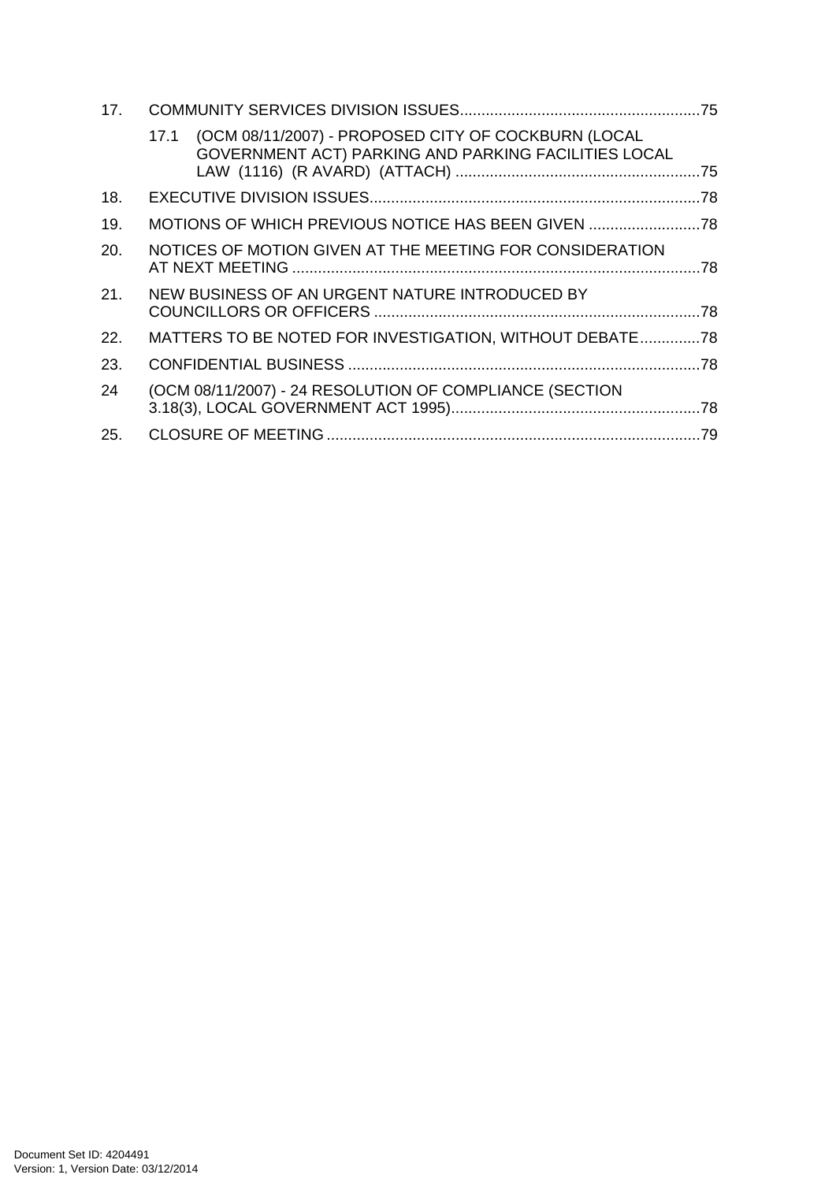17. COMMUNITY SERVICES DIVISION ISSUES........................................................75

    17.1 (OCM 08/11/2007) - PROPOSED CITY OF COCKBURN (LOCAL GOVERNMENT ACT) PARKING AND PARKING FACILITIES LOCAL LAW (1116) (R AVARD) (ATTACH) .........................................................75

18. EXECUTIVE DIVISION ISSUES.............................................................................78

19. MOTIONS OF WHICH PREVIOUS NOTICE HAS BEEN GIVEN ..........................78

20. NOTICES OF MOTION GIVEN AT THE MEETING FOR CONSIDERATION AT NEXT MEETING ...............................................................................................78

21. NEW BUSINESS OF AN URGENT NATURE INTRODUCED BY COUNCILLORS OR OFFICERS ............................................................................78

22. MATTERS TO BE NOTED FOR INVESTIGATION, WITHOUT DEBATE..............78

23. CONFIDENTIAL BUSINESS ..................................................................................78

24 (OCM 08/11/2007) - 24 RESOLUTION OF COMPLIANCE (SECTION 3.18(3), LOCAL GOVERNMENT ACT 1995)..........................................................78

25. CLOSURE OF MEETING .......................................................................................79

Document Set ID: 4204491
Version: 1, Version Date: 03/12/2014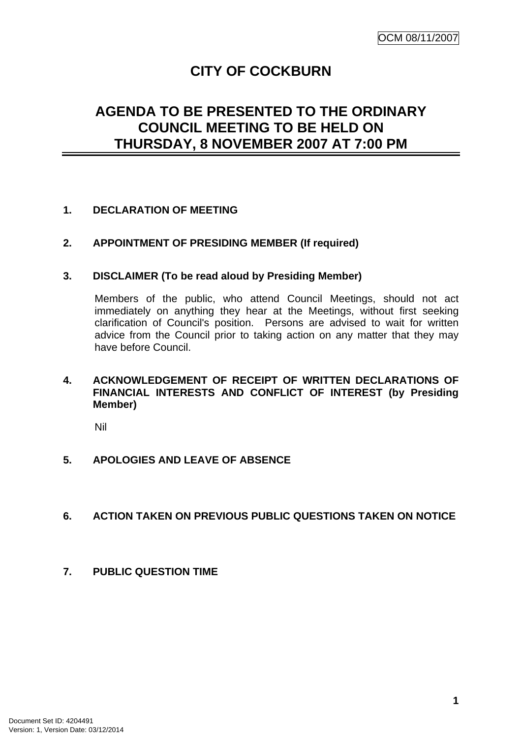OCM 08/11/2007

# CITY OF COCKBURN

## AGENDA TO BE PRESENTED TO THE ORDINARY COUNCIL MEETING TO BE HELD ON THURSDAY, 8 NOVEMBER 2007 AT 7:00 PM

### 1. DECLARATION OF MEETING

### 2. APPOINTMENT OF PRESIDING MEMBER (If required)

### 3. DISCLAIMER (To be read aloud by Presiding Member)

Members of the public, who attend Council Meetings, should not act immediately on anything they hear at the Meetings, without first seeking clarification of Council's position. Persons are advised to wait for written advice from the Council prior to taking action on any matter that they may have before Council.

### 4. ACKNOWLEDGEMENT OF RECEIPT OF WRITTEN DECLARATIONS OF FINANCIAL INTERESTS AND CONFLICT OF INTEREST (by Presiding Member)

Nil

### 5. APOLOGIES AND LEAVE OF ABSENCE

### 6. ACTION TAKEN ON PREVIOUS PUBLIC QUESTIONS TAKEN ON NOTICE

### 7. PUBLIC QUESTION TIME

Document Set ID: 4204491
Version: 1, Version Date: 03/12/2014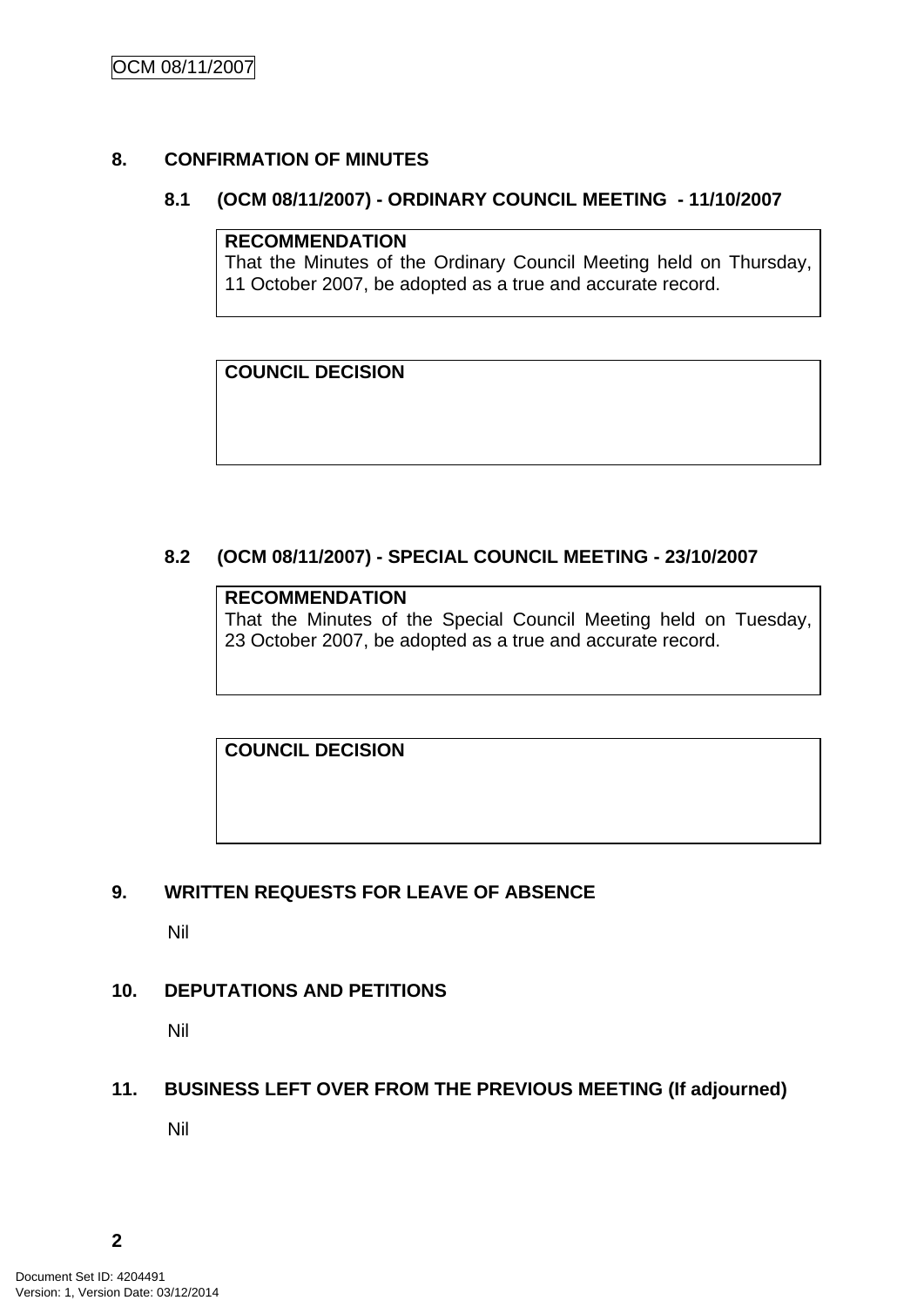## 8. CONFIRMATION OF MINUTES

### 8.1 (OCM 08/11/2007) - ORDINARY COUNCIL MEETING - 11/10/2007

**RECOMMENDATION**
That the Minutes of the Ordinary Council Meeting held on Thursday, 11 October 2007, be adopted as a true and accurate record.

**COUNCIL DECISION**

### 8.2 (OCM 08/11/2007) - SPECIAL COUNCIL MEETING - 23/10/2007

**RECOMMENDATION**
That the Minutes of the Special Council Meeting held on Tuesday, 23 October 2007, be adopted as a true and accurate record.

**COUNCIL DECISION**

## 9. WRITTEN REQUESTS FOR LEAVE OF ABSENCE

Nil

## 10. DEPUTATIONS AND PETITIONS

Nil

## 11. BUSINESS LEFT OVER FROM THE PREVIOUS MEETING (If adjourned)

Nil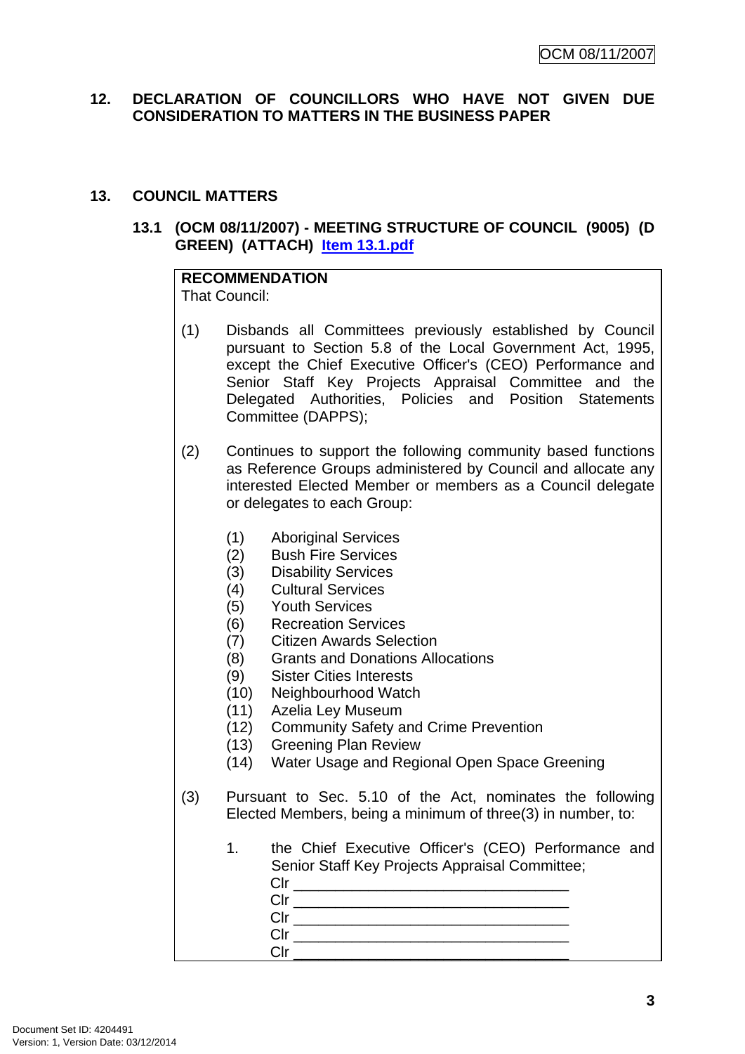## 12. DECLARATION OF COUNCILLORS WHO HAVE NOT GIVEN DUE CONSIDERATION TO MATTERS IN THE BUSINESS PAPER

## 13. COUNCIL MATTERS

### 13.1 (OCM 08/11/2007) - MEETING STRUCTURE OF COUNCIL (9005) (D GREEN) (ATTACH) Item 13.1.pdf

**RECOMMENDATION**

That Council:

(1) Disbands all Committees previously established by Council pursuant to Section 5.8 of the Local Government Act, 1995, except the Chief Executive Officer's (CEO) Performance and Senior Staff Key Projects Appraisal Committee and the Delegated Authorities, Policies and Position Statements Committee (DAPPS);

(2) Continues to support the following community based functions as Reference Groups administered by Council and allocate any interested Elected Member or members as a Council delegate or delegates to each Group:

(1) Aboriginal Services
(2) Bush Fire Services
(3) Disability Services
(4) Cultural Services
(5) Youth Services
(6) Recreation Services
(7) Citizen Awards Selection
(8) Grants and Donations Allocations
(9) Sister Cities Interests
(10) Neighbourhood Watch
(11) Azelia Ley Museum
(12) Community Safety and Crime Prevention
(13) Greening Plan Review
(14) Water Usage and Regional Open Space Greening

(3) Pursuant to Sec. 5.10 of the Act, nominates the following Elected Members, being a minimum of three(3) in number, to:

1. the Chief Executive Officer's (CEO) Performance and Senior Staff Key Projects Appraisal Committee;

Clr ________________________________
Clr ________________________________
Clr ________________________________
Clr ________________________________
Clr ________________________________

Document Set ID: 4204491
Version: 1, Version Date: 03/12/2014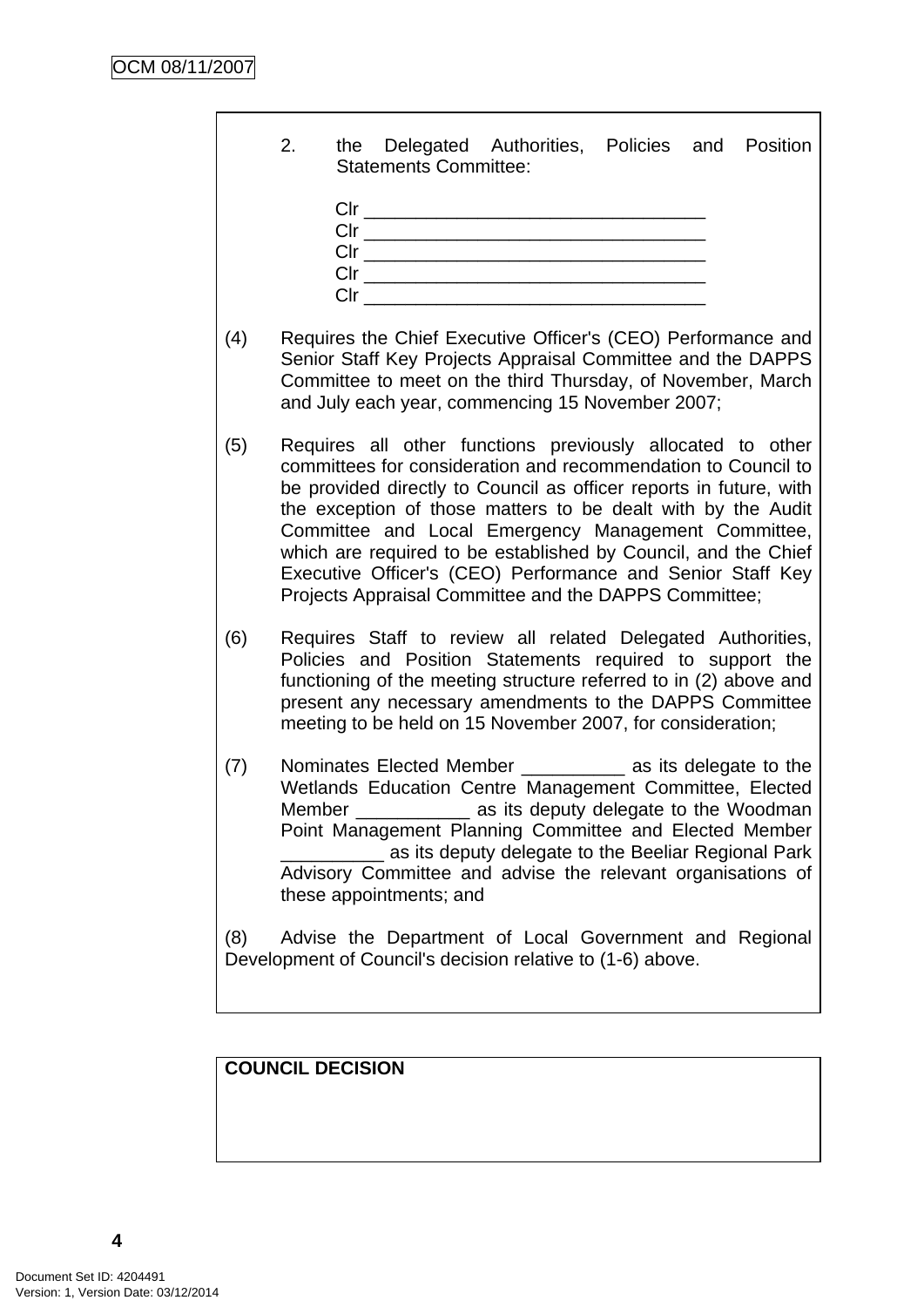2. the Delegated Authorities, Policies and Position Statements Committee:

   Clr ___________________________________
   Clr ___________________________________
   Clr ___________________________________
   Clr ___________________________________
   Clr ___________________________________

(4) Requires the Chief Executive Officer's (CEO) Performance and Senior Staff Key Projects Appraisal Committee and the DAPPS Committee to meet on the third Thursday, of November, March and July each year, commencing 15 November 2007;

(5) Requires all other functions previously allocated to other committees for consideration and recommendation to Council to be provided directly to Council as officer reports in future, with the exception of those matters to be dealt with by the Audit Committee and Local Emergency Management Committee, which are required to be established by Council, and the Chief Executive Officer's (CEO) Performance and Senior Staff Key Projects Appraisal Committee and the DAPPS Committee;

(6) Requires Staff to review all related Delegated Authorities, Policies and Position Statements required to support the functioning of the meeting structure referred to in (2) above and present any necessary amendments to the DAPPS Committee meeting to be held on 15 November 2007, for consideration;

(7) Nominates Elected Member __________ as its delegate to the Wetlands Education Centre Management Committee, Elected Member ___________ as its deputy delegate to the Woodman Point Management Planning Committee and Elected Member __________ as its deputy delegate to the Beeliar Regional Park Advisory Committee and advise the relevant organisations of these appointments; and

(8) Advise the Department of Local Government and Regional Development of Council's decision relative to (1-6) above.

**COUNCIL DECISION**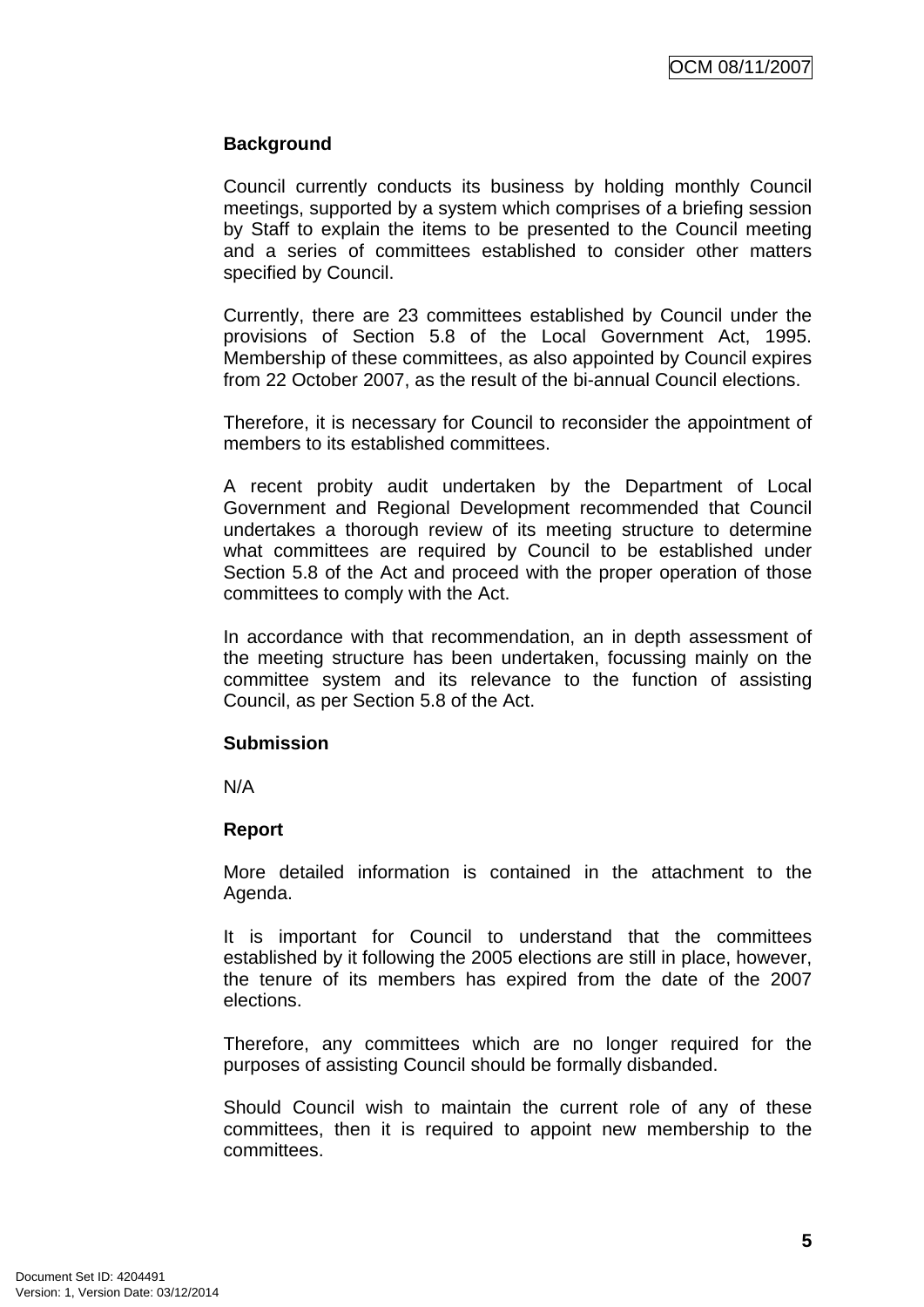**Background**

Council currently conducts its business by holding monthly Council meetings, supported by a system which comprises of a briefing session by Staff to explain the items to be presented to the Council meeting and a series of committees established to consider other matters specified by Council.

Currently, there are 23 committees established by Council under the provisions of Section 5.8 of the Local Government Act, 1995. Membership of these committees, as also appointed by Council expires from 22 October 2007, as the result of the bi-annual Council elections.

Therefore, it is necessary for Council to reconsider the appointment of members to its established committees.

A recent probity audit undertaken by the Department of Local Government and Regional Development recommended that Council undertakes a thorough review of its meeting structure to determine what committees are required by Council to be established under Section 5.8 of the Act and proceed with the proper operation of those committees to comply with the Act.

In accordance with that recommendation, an in depth assessment of the meeting structure has been undertaken, focussing mainly on the committee system and its relevance to the function of assisting Council, as per Section 5.8 of the Act.

**Submission**

N/A

**Report**

More detailed information is contained in the attachment to the Agenda.

It is important for Council to understand that the committees established by it following the 2005 elections are still in place, however, the tenure of its members has expired from the date of the 2007 elections.

Therefore, any committees which are no longer required for the purposes of assisting Council should be formally disbanded.

Should Council wish to maintain the current role of any of these committees, then it is required to appoint new membership to the committees.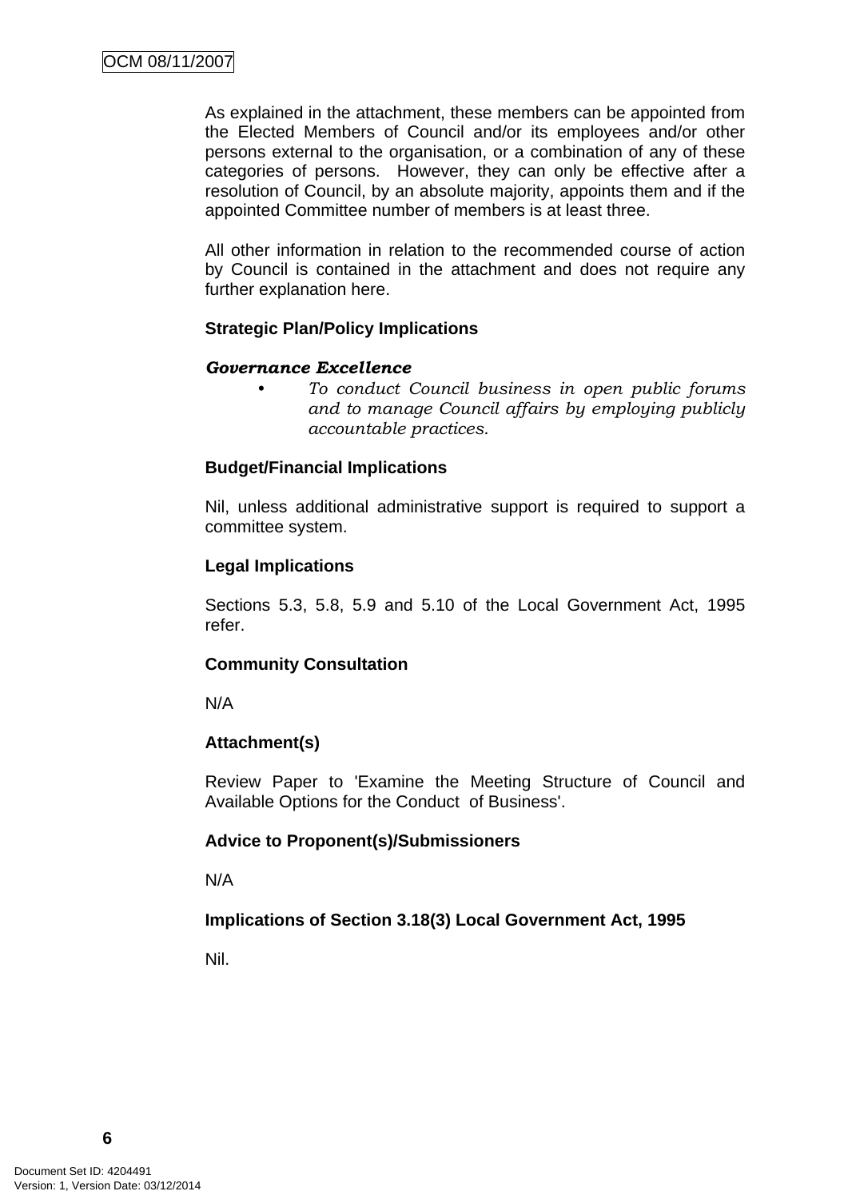As explained in the attachment, these members can be appointed from the Elected Members of Council and/or its employees and/or other persons external to the organisation, or a combination of any of these categories of persons. However, they can only be effective after a resolution of Council, by an absolute majority, appoints them and if the appointed Committee number of members is at least three.

All other information in relation to the recommended course of action by Council is contained in the attachment and does not require any further explanation here.

**Strategic Plan/Policy Implications**

***Governance Excellence***

- *To conduct Council business in open public forums and to manage Council affairs by employing publicly accountable practices.*

**Budget/Financial Implications**

Nil, unless additional administrative support is required to support a committee system.

**Legal Implications**

Sections 5.3, 5.8, 5.9 and 5.10 of the Local Government Act, 1995 refer.

**Community Consultation**

N/A

**Attachment(s)**

Review Paper to 'Examine the Meeting Structure of Council and Available Options for the Conduct of Business'.

**Advice to Proponent(s)/Submissioners**

N/A

**Implications of Section 3.18(3) Local Government Act, 1995**

Nil.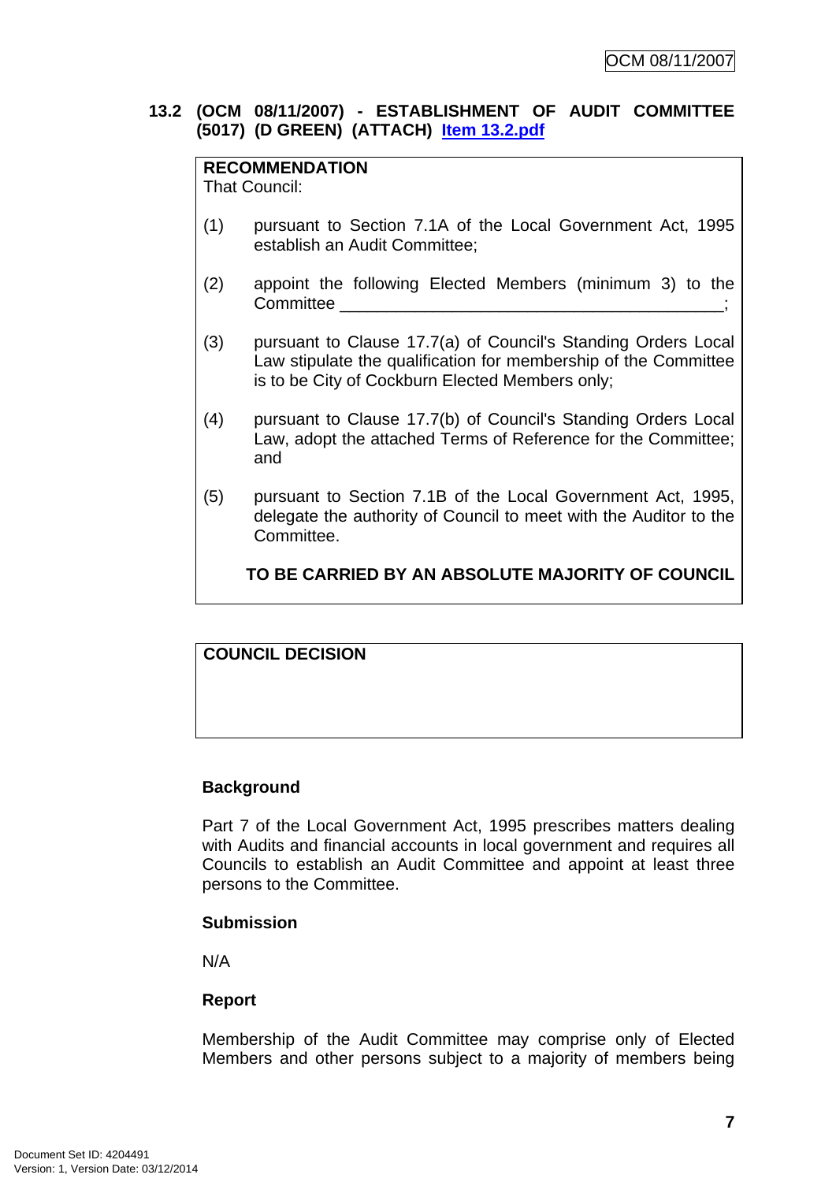### 13.2 (OCM 08/11/2007) - ESTABLISHMENT OF AUDIT COMMITTEE (5017) (D GREEN) (ATTACH) Item 13.2.pdf

**RECOMMENDATION**
That Council:

(1) pursuant to Section 7.1A of the Local Government Act, 1995 establish an Audit Committee;

(2) appoint the following Elected Members (minimum 3) to the Committee ________________________________________;

(3) pursuant to Clause 17.7(a) of Council's Standing Orders Local Law stipulate the qualification for membership of the Committee is to be City of Cockburn Elected Members only;

(4) pursuant to Clause 17.7(b) of Council's Standing Orders Local Law, adopt the attached Terms of Reference for the Committee; and

(5) pursuant to Section 7.1B of the Local Government Act, 1995, delegate the authority of Council to meet with the Auditor to the Committee.

**TO BE CARRIED BY AN ABSOLUTE MAJORITY OF COUNCIL**

**COUNCIL DECISION**

**Background**

Part 7 of the Local Government Act, 1995 prescribes matters dealing with Audits and financial accounts in local government and requires all Councils to establish an Audit Committee and appoint at least three persons to the Committee.

**Submission**

N/A

**Report**

Membership of the Audit Committee may comprise only of Elected Members and other persons subject to a majority of members being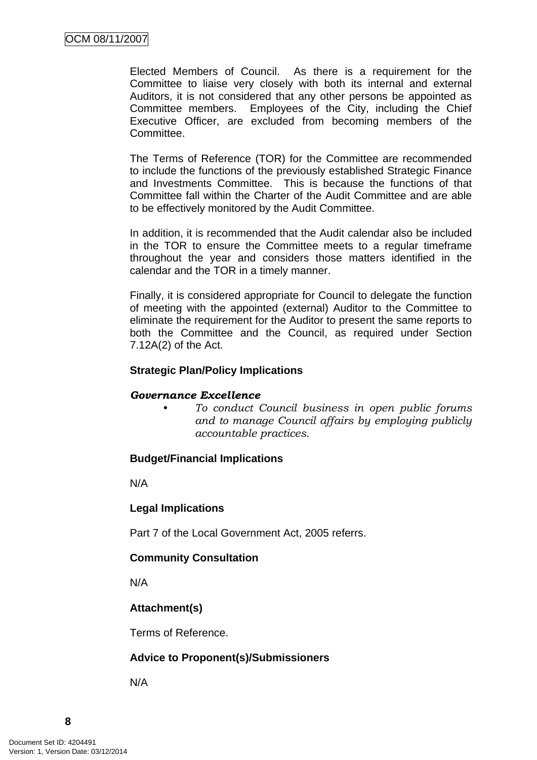Elected Members of Council. As there is a requirement for the Committee to liaise very closely with both its internal and external Auditors, it is not considered that any other persons be appointed as Committee members. Employees of the City, including the Chief Executive Officer, are excluded from becoming members of the Committee.

The Terms of Reference (TOR) for the Committee are recommended to include the functions of the previously established Strategic Finance and Investments Committee. This is because the functions of that Committee fall within the Charter of the Audit Committee and are able to be effectively monitored by the Audit Committee.

In addition, it is recommended that the Audit calendar also be included in the TOR to ensure the Committee meets to a regular timeframe throughout the year and considers those matters identified in the calendar and the TOR in a timely manner.

Finally, it is considered appropriate for Council to delegate the function of meeting with the appointed (external) Auditor to the Committee to eliminate the requirement for the Auditor to present the same reports to both the Committee and the Council, as required under Section 7.12A(2) of the Act.

**Strategic Plan/Policy Implications**

***Governance Excellence***

- *To conduct Council business in open public forums and to manage Council affairs by employing publicly accountable practices.*

**Budget/Financial Implications**

N/A

**Legal Implications**

Part 7 of the Local Government Act, 2005 referrs.

**Community Consultation**

N/A

**Attachment(s)**

Terms of Reference.

**Advice to Proponent(s)/Submissioners**

N/A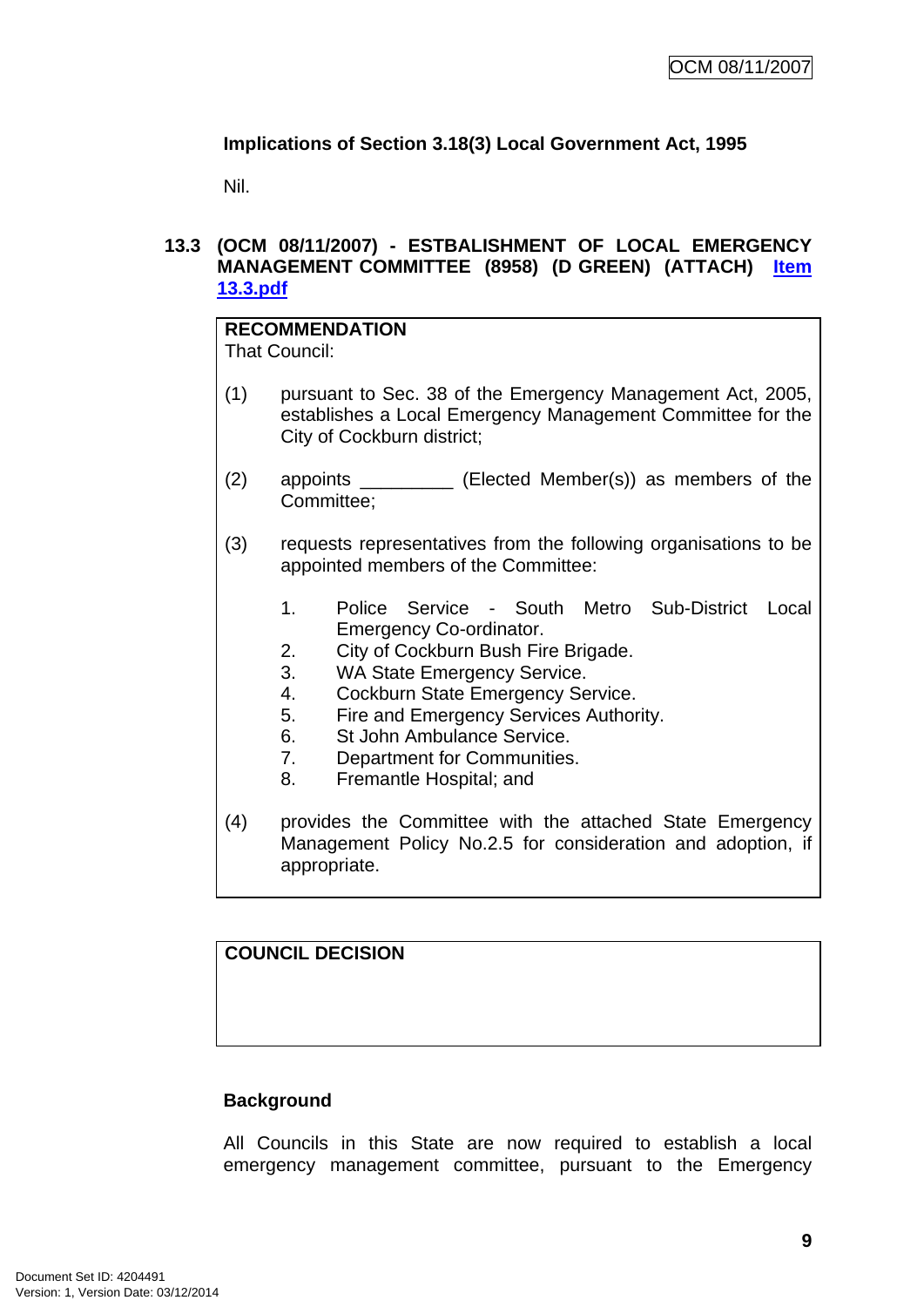**Implications of Section 3.18(3) Local Government Act, 1995**

Nil.

### 13.3 (OCM 08/11/2007) - ESTBALISHMENT OF LOCAL EMERGENCY MANAGEMENT COMMITTEE (8958) (D GREEN) (ATTACH) [Item 13.3.pdf]

**RECOMMENDATION**
That Council:

(1) pursuant to Sec. 38 of the Emergency Management Act, 2005, establishes a Local Emergency Management Committee for the City of Cockburn district;

(2) appoints _________ (Elected Member(s)) as members of the Committee;

(3) requests representatives from the following organisations to be appointed members of the Committee:

1. Police Service - South Metro Sub-District Local Emergency Co-ordinator.
2. City of Cockburn Bush Fire Brigade.
3. WA State Emergency Service.
4. Cockburn State Emergency Service.
5. Fire and Emergency Services Authority.
6. St John Ambulance Service.
7. Department for Communities.
8. Fremantle Hospital; and

(4) provides the Committee with the attached State Emergency Management Policy No.2.5 for consideration and adoption, if appropriate.

**COUNCIL DECISION**

**Background**

All Councils in this State are now required to establish a local emergency management committee, pursuant to the Emergency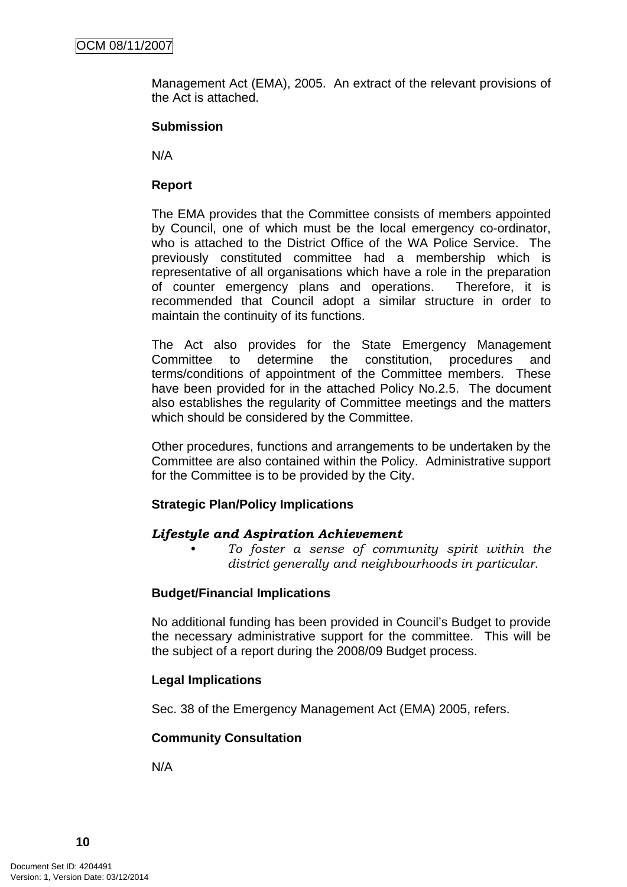Management Act (EMA), 2005. An extract of the relevant provisions of the Act is attached.

**Submission**

N/A

**Report**

The EMA provides that the Committee consists of members appointed by Council, one of which must be the local emergency co-ordinator, who is attached to the District Office of the WA Police Service. The previously constituted committee had a membership which is representative of all organisations which have a role in the preparation of counter emergency plans and operations. Therefore, it is recommended that Council adopt a similar structure in order to maintain the continuity of its functions.

The Act also provides for the State Emergency Management Committee to determine the constitution, procedures and terms/conditions of appointment of the Committee members. These have been provided for in the attached Policy No.2.5. The document also establishes the regularity of Committee meetings and the matters which should be considered by the Committee.

Other procedures, functions and arrangements to be undertaken by the Committee are also contained within the Policy. Administrative support for the Committee is to be provided by the City.

**Strategic Plan/Policy Implications**

***Lifestyle and Aspiration Achievement***

- *To foster a sense of community spirit within the district generally and neighbourhoods in particular.*

**Budget/Financial Implications**

No additional funding has been provided in Council's Budget to provide the necessary administrative support for the committee. This will be the subject of a report during the 2008/09 Budget process.

**Legal Implications**

Sec. 38 of the Emergency Management Act (EMA) 2005, refers.

**Community Consultation**

N/A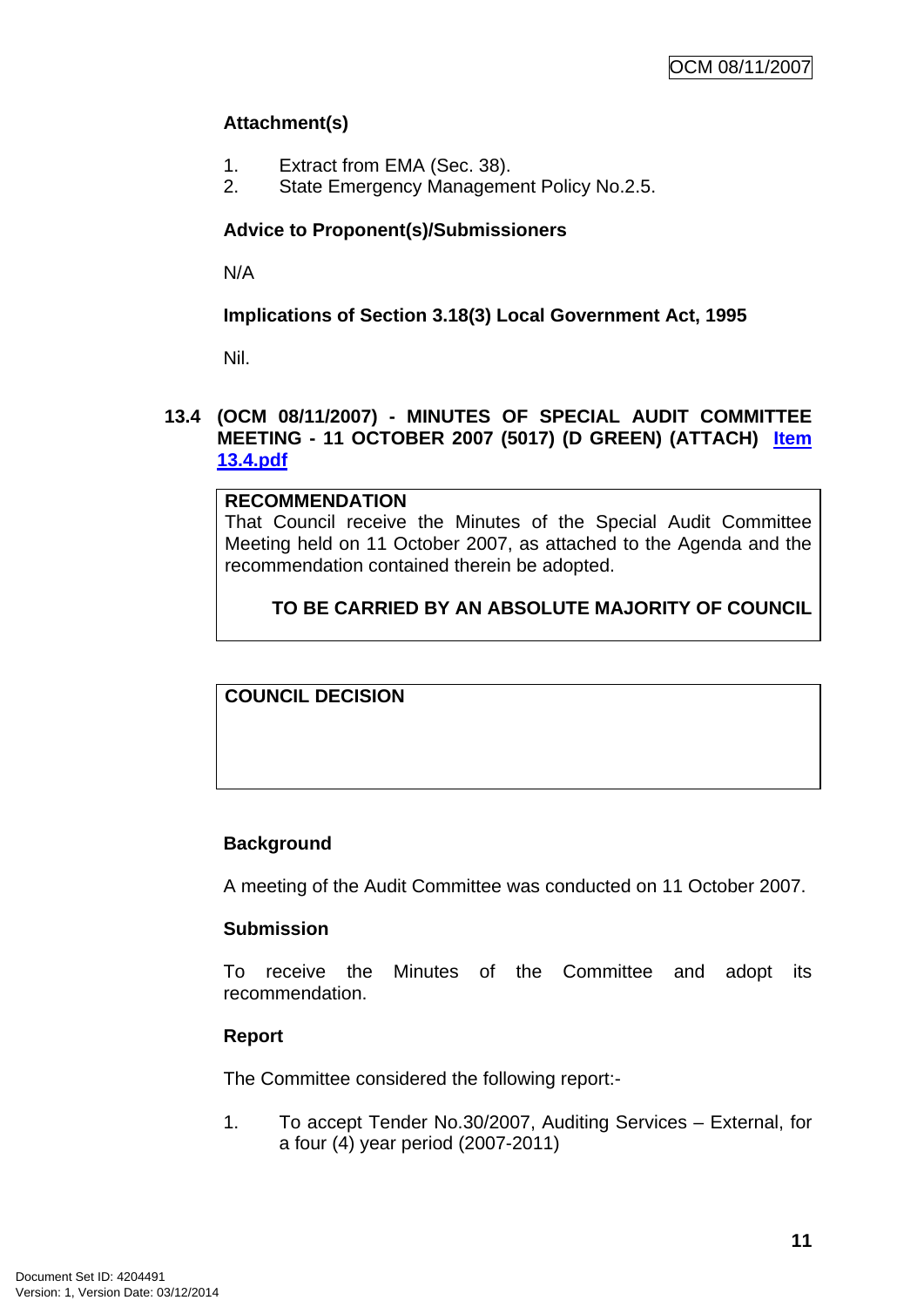**Attachment(s)**

1. Extract from EMA (Sec. 38).
2. State Emergency Management Policy No.2.5.

**Advice to Proponent(s)/Submissioners**

N/A

**Implications of Section 3.18(3) Local Government Act, 1995**

Nil.

## 13.4 (OCM 08/11/2007) - MINUTES OF SPECIAL AUDIT COMMITTEE MEETING - 11 OCTOBER 2007 (5017) (D GREEN) (ATTACH) Item 13.4.pdf

**RECOMMENDATION**
That Council receive the Minutes of the Special Audit Committee Meeting held on 11 October 2007, as attached to the Agenda and the recommendation contained therein be adopted.

**TO BE CARRIED BY AN ABSOLUTE MAJORITY OF COUNCIL**

**COUNCIL DECISION**

**Background**

A meeting of the Audit Committee was conducted on 11 October 2007.

**Submission**

To receive the Minutes of the Committee and adopt its recommendation.

**Report**

The Committee considered the following report:-

1. To accept Tender No.30/2007, Auditing Services – External, for a four (4) year period (2007-2011)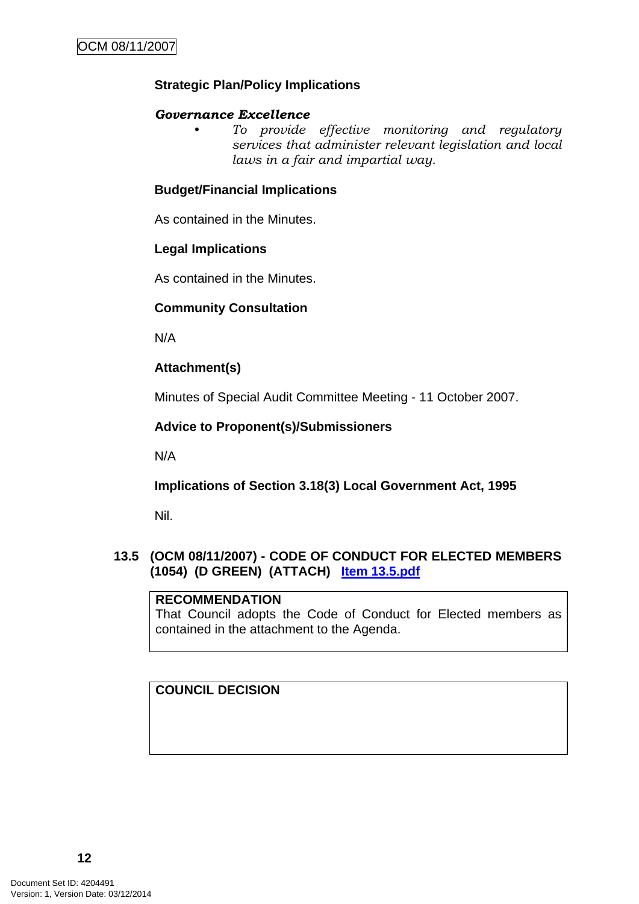**Strategic Plan/Policy Implications**

***Governance Excellence***

- *To provide effective monitoring and regulatory services that administer relevant legislation and local laws in a fair and impartial way.*

**Budget/Financial Implications**

As contained in the Minutes.

**Legal Implications**

As contained in the Minutes.

**Community Consultation**

N/A

**Attachment(s)**

Minutes of Special Audit Committee Meeting - 11 October 2007.

**Advice to Proponent(s)/Submissioners**

N/A

**Implications of Section 3.18(3) Local Government Act, 1995**

Nil.

### 13.5 (OCM 08/11/2007) - CODE OF CONDUCT FOR ELECTED MEMBERS (1054) (D GREEN) (ATTACH) Item 13.5.pdf

| **RECOMMENDATION** |
|---|
| That Council adopts the Code of Conduct for Elected members as contained in the attachment to the Agenda. |

| **COUNCIL DECISION** |
|---|
| |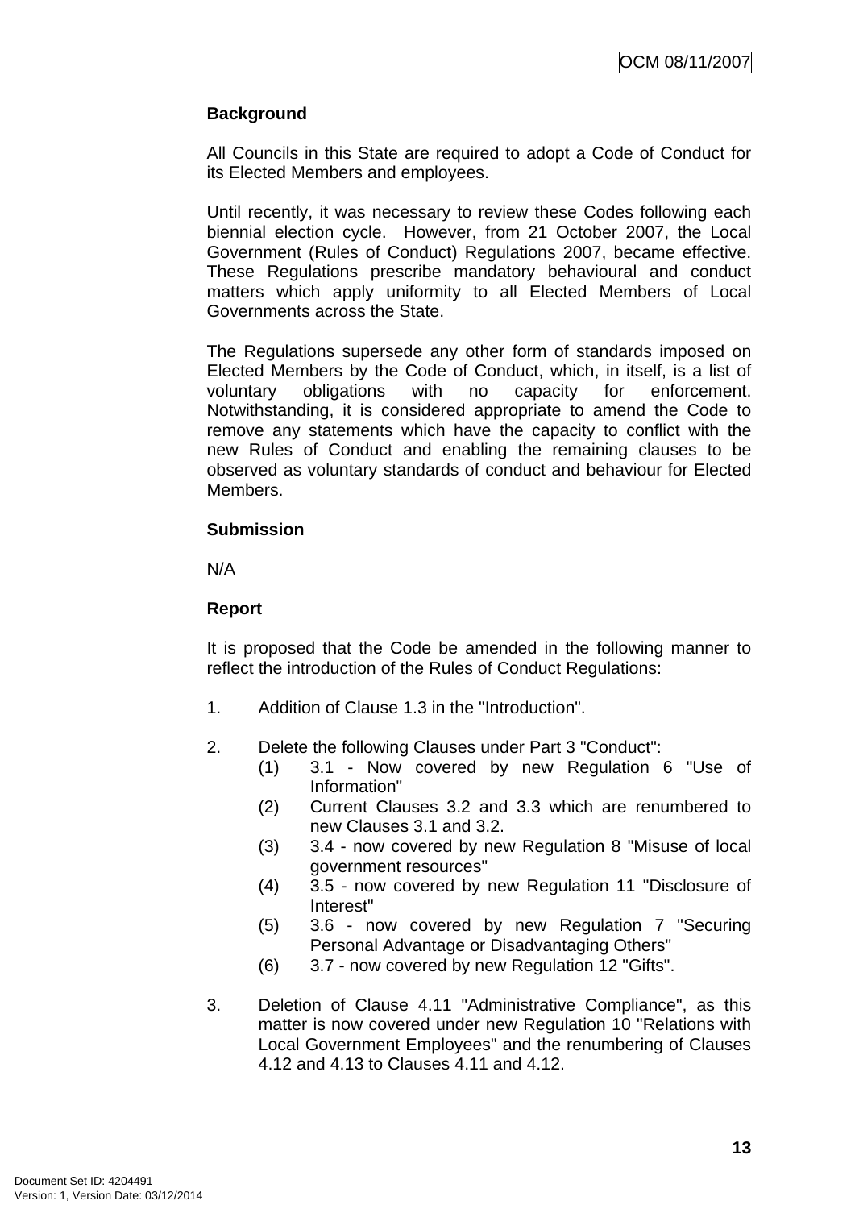**Background**

All Councils in this State are required to adopt a Code of Conduct for its Elected Members and employees.

Until recently, it was necessary to review these Codes following each biennial election cycle. However, from 21 October 2007, the Local Government (Rules of Conduct) Regulations 2007, became effective. These Regulations prescribe mandatory behavioural and conduct matters which apply uniformity to all Elected Members of Local Governments across the State.

The Regulations supersede any other form of standards imposed on Elected Members by the Code of Conduct, which, in itself, is a list of voluntary obligations with no capacity for enforcement. Notwithstanding, it is considered appropriate to amend the Code to remove any statements which have the capacity to conflict with the new Rules of Conduct and enabling the remaining clauses to be observed as voluntary standards of conduct and behaviour for Elected Members.

**Submission**

N/A

**Report**

It is proposed that the Code be amended in the following manner to reflect the introduction of the Rules of Conduct Regulations:

1. Addition of Clause 1.3 in the "Introduction".

2. Delete the following Clauses under Part 3 "Conduct":
   (1) 3.1 - Now covered by new Regulation 6 "Use of Information"
   (2) Current Clauses 3.2 and 3.3 which are renumbered to new Clauses 3.1 and 3.2.
   (3) 3.4 - now covered by new Regulation 8 "Misuse of local government resources"
   (4) 3.5 - now covered by new Regulation 11 "Disclosure of Interest"
   (5) 3.6 - now covered by new Regulation 7 "Securing Personal Advantage or Disadvantaging Others"
   (6) 3.7 - now covered by new Regulation 12 "Gifts".

3. Deletion of Clause 4.11 "Administrative Compliance", as this matter is now covered under new Regulation 10 "Relations with Local Government Employees" and the renumbering of Clauses 4.12 and 4.13 to Clauses 4.11 and 4.12.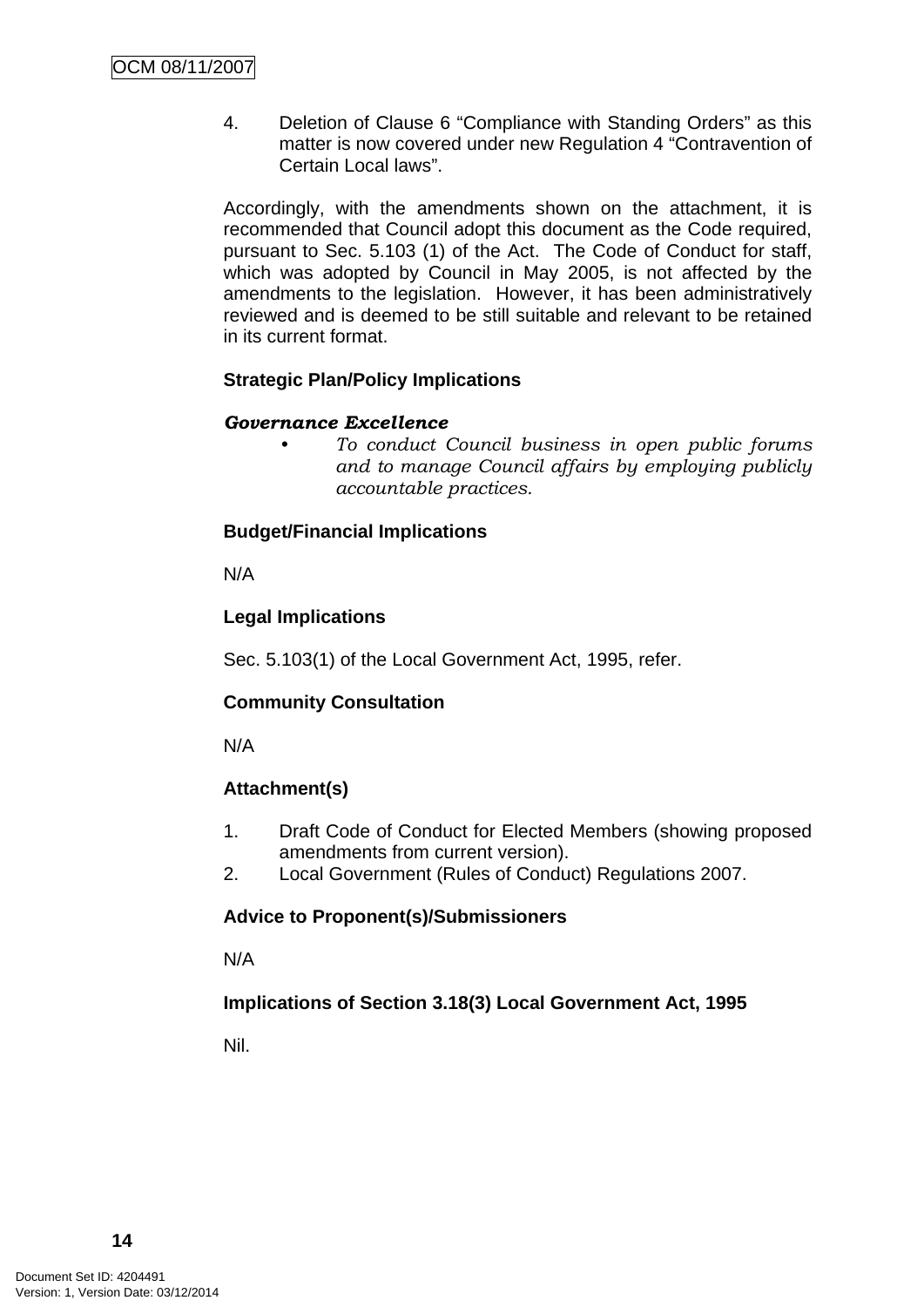4. Deletion of Clause 6 “Compliance with Standing Orders” as this matter is now covered under new Regulation 4 “Contravention of Certain Local laws”.

Accordingly, with the amendments shown on the attachment, it is recommended that Council adopt this document as the Code required, pursuant to Sec. 5.103 (1) of the Act. The Code of Conduct for staff, which was adopted by Council in May 2005, is not affected by the amendments to the legislation. However, it has been administratively reviewed and is deemed to be still suitable and relevant to be retained in its current format.

**Strategic Plan/Policy Implications**

***Governance Excellence***

- *To conduct Council business in open public forums and to manage Council affairs by employing publicly accountable practices.*

**Budget/Financial Implications**

N/A

**Legal Implications**

Sec. 5.103(1) of the Local Government Act, 1995, refer.

**Community Consultation**

N/A

**Attachment(s)**

1. Draft Code of Conduct for Elected Members (showing proposed amendments from current version).
2. Local Government (Rules of Conduct) Regulations 2007.

**Advice to Proponent(s)/Submissioners**

N/A

**Implications of Section 3.18(3) Local Government Act, 1995**

Nil.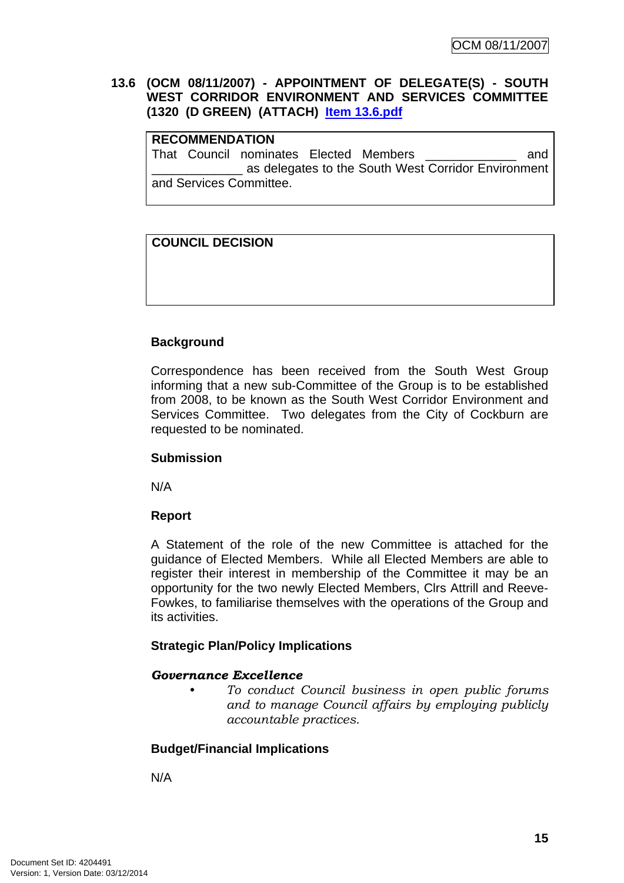### 13.6 (OCM 08/11/2007) - APPOINTMENT OF DELEGATE(S) - SOUTH WEST CORRIDOR ENVIRONMENT AND SERVICES COMMITTEE (1320 (D GREEN) (ATTACH) Item 13.6.pdf

| RECOMMENDATION |
| --- |
| That Council nominates Elected Members _____________ and _____________ as delegates to the South West Corridor Environment and Services Committee. |

| COUNCIL DECISION |
| --- |
| |

**Background**

Correspondence has been received from the South West Group informing that a new sub-Committee of the Group is to be established from 2008, to be known as the South West Corridor Environment and Services Committee. Two delegates from the City of Cockburn are requested to be nominated.

**Submission**

N/A

**Report**

A Statement of the role of the new Committee is attached for the guidance of Elected Members. While all Elected Members are able to register their interest in membership of the Committee it may be an opportunity for the two newly Elected Members, Clrs Attrill and Reeve-Fowkes, to familiarise themselves with the operations of the Group and its activities.

**Strategic Plan/Policy Implications**

***Governance Excellence***

- *To conduct Council business in open public forums and to manage Council affairs by employing publicly accountable practices.*

**Budget/Financial Implications**

N/A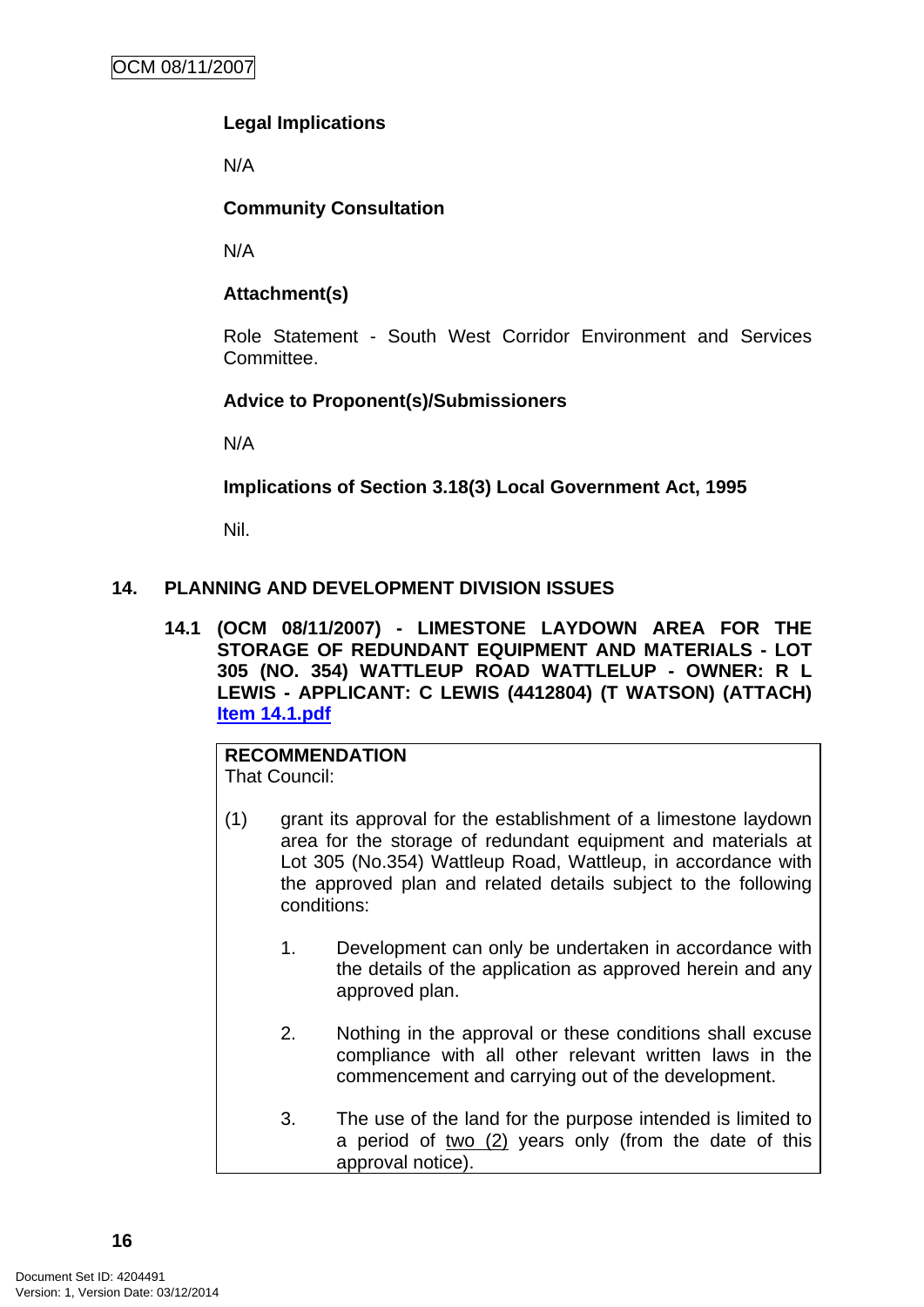**Legal Implications**

N/A

**Community Consultation**

N/A

**Attachment(s)**

Role Statement - South West Corridor Environment and Services Committee.

**Advice to Proponent(s)/Submissioners**

N/A

**Implications of Section 3.18(3) Local Government Act, 1995**

Nil.

## 14. PLANNING AND DEVELOPMENT DIVISION ISSUES

### 14.1 (OCM 08/11/2007) - LIMESTONE LAYDOWN AREA FOR THE STORAGE OF REDUNDANT EQUIPMENT AND MATERIALS - LOT 305 (NO. 354) WATTLEUP ROAD WATTLELUP - OWNER: R L LEWIS - APPLICANT: C LEWIS (4412804) (T WATSON) (ATTACH) Item 14.1.pdf

**RECOMMENDATION**
That Council:

(1) grant its approval for the establishment of a limestone laydown area for the storage of redundant equipment and materials at Lot 305 (No.354) Wattleup Road, Wattleup, in accordance with the approved plan and related details subject to the following conditions:

1. Development can only be undertaken in accordance with the details of the application as approved herein and any approved plan.

2. Nothing in the approval or these conditions shall excuse compliance with all other relevant written laws in the commencement and carrying out of the development.

3. The use of the land for the purpose intended is limited to a period of two (2) years only (from the date of this approval notice).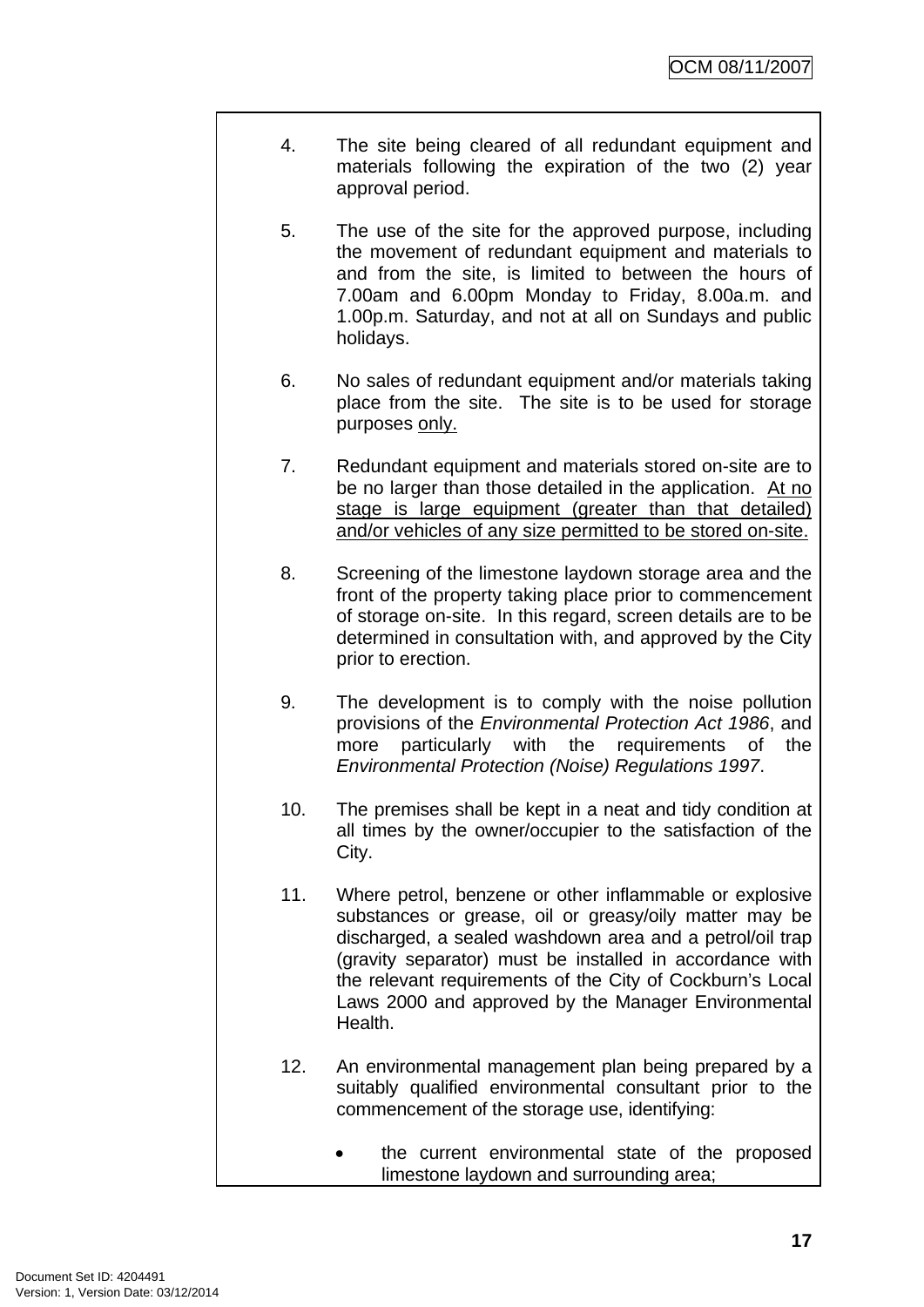4. The site being cleared of all redundant equipment and materials following the expiration of the two (2) year approval period.

5. The use of the site for the approved purpose, including the movement of redundant equipment and materials to and from the site, is limited to between the hours of 7.00am and 6.00pm Monday to Friday, 8.00a.m. and 1.00p.m. Saturday, and not at all on Sundays and public holidays.

6. No sales of redundant equipment and/or materials taking place from the site. The site is to be used for storage purposes <u>only.</u>

7. Redundant equipment and materials stored on-site are to be no larger than those detailed in the application. <u>At no stage is large equipment (greater than that detailed) and/or vehicles of any size permitted to be stored on-site.</u>

8. Screening of the limestone laydown storage area and the front of the property taking place prior to commencement of storage on-site. In this regard, screen details are to be determined in consultation with, and approved by the City prior to erection.

9. The development is to comply with the noise pollution provisions of the *Environmental Protection Act 1986*, and more particularly with the requirements of the *Environmental Protection (Noise) Regulations 1997*.

10. The premises shall be kept in a neat and tidy condition at all times by the owner/occupier to the satisfaction of the City.

11. Where petrol, benzene or other inflammable or explosive substances or grease, oil or greasy/oily matter may be discharged, a sealed washdown area and a petrol/oil trap (gravity separator) must be installed in accordance with the relevant requirements of the City of Cockburn's Local Laws 2000 and approved by the Manager Environmental Health.

12. An environmental management plan being prepared by a suitably qualified environmental consultant prior to the commencement of the storage use, identifying:

    - the current environmental state of the proposed limestone laydown and surrounding area;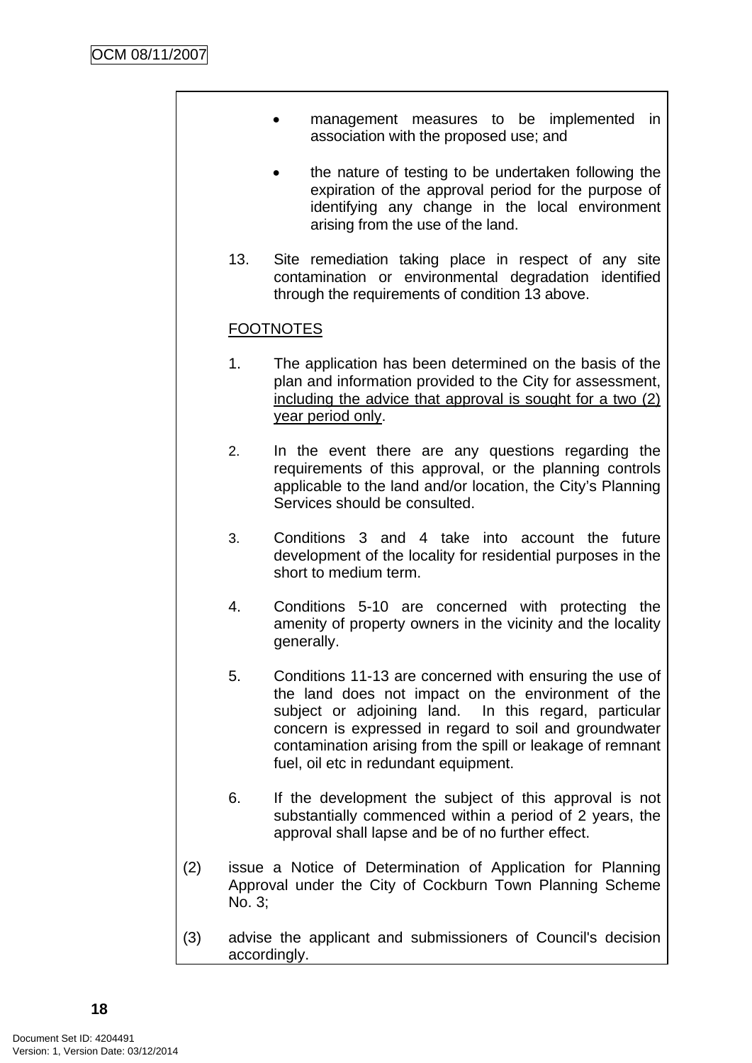- management measures to be implemented in association with the proposed use; and
- the nature of testing to be undertaken following the expiration of the approval period for the purpose of identifying any change in the local environment arising from the use of the land.

13. Site remediation taking place in respect of any site contamination or environmental degradation identified through the requirements of condition 13 above.

FOOTNOTES

1. The application has been determined on the basis of the plan and information provided to the City for assessment, including the advice that approval is sought for a two (2) year period only.
2. In the event there are any questions regarding the requirements of this approval, or the planning controls applicable to the land and/or location, the City's Planning Services should be consulted.
3. Conditions 3 and 4 take into account the future development of the locality for residential purposes in the short to medium term.
4. Conditions 5-10 are concerned with protecting the amenity of property owners in the vicinity and the locality generally.
5. Conditions 11-13 are concerned with ensuring the use of the land does not impact on the environment of the subject or adjoining land. In this regard, particular concern is expressed in regard to soil and groundwater contamination arising from the spill or leakage of remnant fuel, oil etc in redundant equipment.
6. If the development the subject of this approval is not substantially commenced within a period of 2 years, the approval shall lapse and be of no further effect.

(2) issue a Notice of Determination of Application for Planning Approval under the City of Cockburn Town Planning Scheme No. 3;

(3) advise the applicant and submissioners of Council's decision accordingly.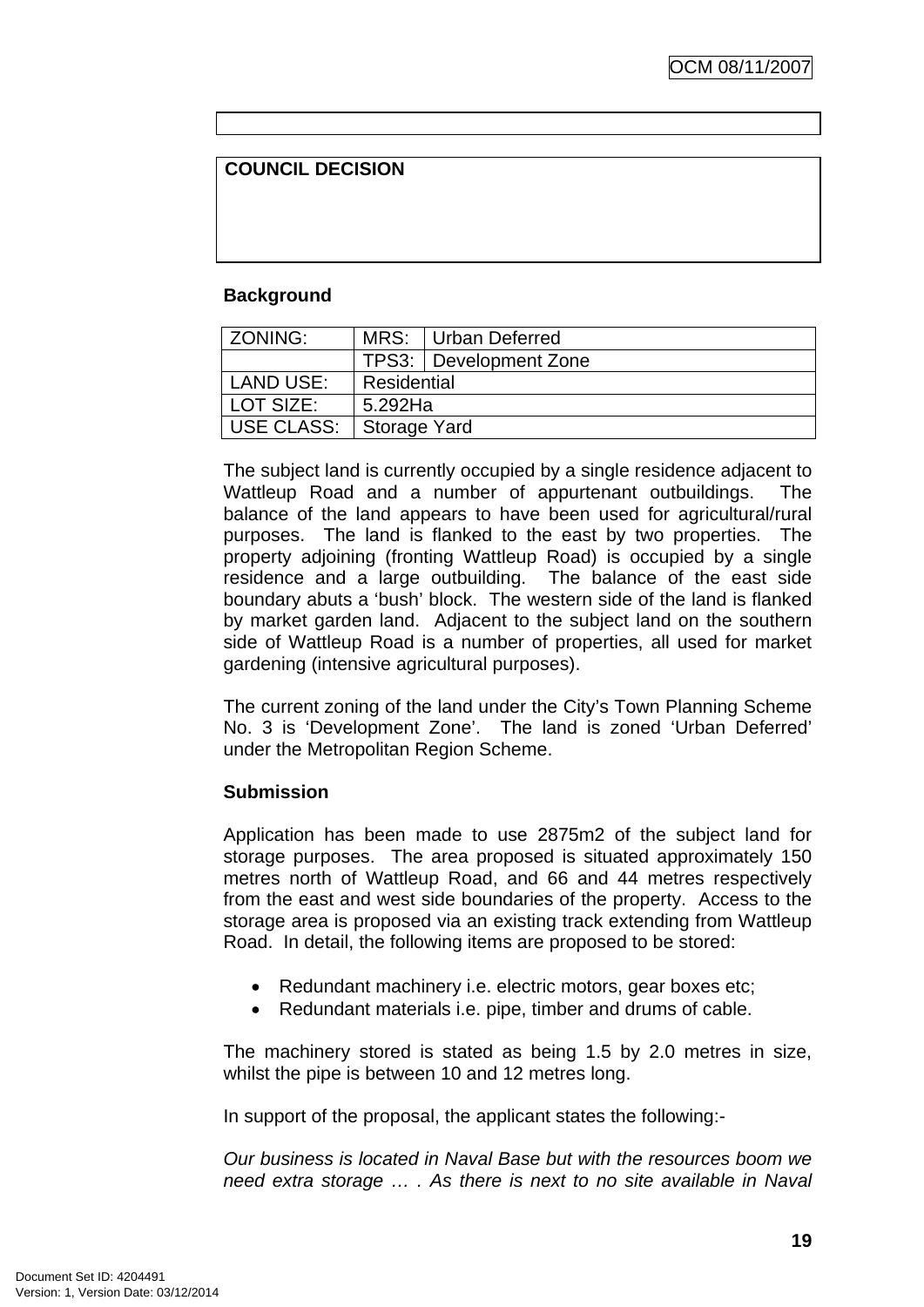**COUNCIL DECISION**

**Background**

| | | |
|---|---|---|
| ZONING: | MRS: | Urban Deferred |
| | TPS3: | Development Zone |
| LAND USE: | Residential | |
| LOT SIZE: | 5.292Ha | |
| USE CLASS: | Storage Yard | |

The subject land is currently occupied by a single residence adjacent to Wattleup Road and a number of appurtenant outbuildings. The balance of the land appears to have been used for agricultural/rural purposes. The land is flanked to the east by two properties. The property adjoining (fronting Wattleup Road) is occupied by a single residence and a large outbuilding. The balance of the east side boundary abuts a 'bush' block. The western side of the land is flanked by market garden land. Adjacent to the subject land on the southern side of Wattleup Road is a number of properties, all used for market gardening (intensive agricultural purposes).

The current zoning of the land under the City's Town Planning Scheme No. 3 is 'Development Zone'. The land is zoned 'Urban Deferred' under the Metropolitan Region Scheme.

**Submission**

Application has been made to use 2875m2 of the subject land for storage purposes. The area proposed is situated approximately 150 metres north of Wattleup Road, and 66 and 44 metres respectively from the east and west side boundaries of the property. Access to the storage area is proposed via an existing track extending from Wattleup Road. In detail, the following items are proposed to be stored:

- Redundant machinery i.e. electric motors, gear boxes etc;
- Redundant materials i.e. pipe, timber and drums of cable.

The machinery stored is stated as being 1.5 by 2.0 metres in size, whilst the pipe is between 10 and 12 metres long.

In support of the proposal, the applicant states the following:-

*Our business is located in Naval Base but with the resources boom we need extra storage … . As there is next to no site available in Naval*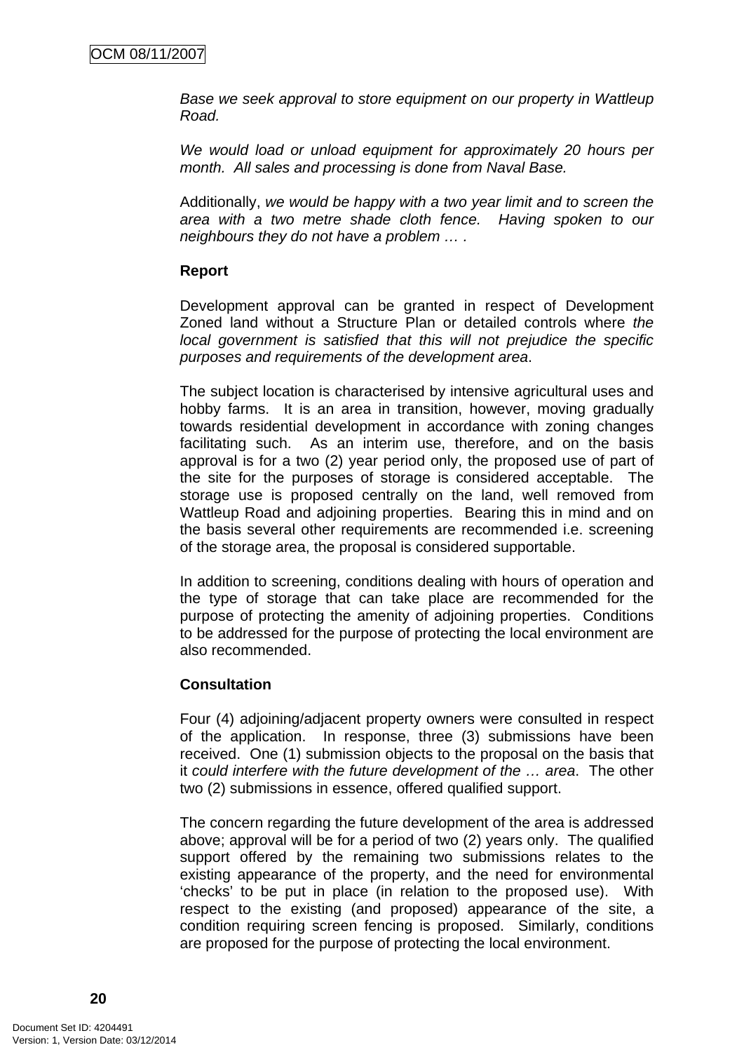*Base we seek approval to store equipment on our property in Wattleup Road.*

*We would load or unload equipment for approximately 20 hours per month. All sales and processing is done from Naval Base.*

Additionally, *we would be happy with a two year limit and to screen the area with a two metre shade cloth fence. Having spoken to our neighbours they do not have a problem … .*

**Report**

Development approval can be granted in respect of Development Zoned land without a Structure Plan or detailed controls where *the local government is satisfied that this will not prejudice the specific purposes and requirements of the development area*.

The subject location is characterised by intensive agricultural uses and hobby farms. It is an area in transition, however, moving gradually towards residential development in accordance with zoning changes facilitating such. As an interim use, therefore, and on the basis approval is for a two (2) year period only, the proposed use of part of the site for the purposes of storage is considered acceptable. The storage use is proposed centrally on the land, well removed from Wattleup Road and adjoining properties. Bearing this in mind and on the basis several other requirements are recommended i.e. screening of the storage area, the proposal is considered supportable.

In addition to screening, conditions dealing with hours of operation and the type of storage that can take place are recommended for the purpose of protecting the amenity of adjoining properties. Conditions to be addressed for the purpose of protecting the local environment are also recommended.

**Consultation**

Four (4) adjoining/adjacent property owners were consulted in respect of the application. In response, three (3) submissions have been received. One (1) submission objects to the proposal on the basis that it *could interfere with the future development of the … area*. The other two (2) submissions in essence, offered qualified support.

The concern regarding the future development of the area is addressed above; approval will be for a period of two (2) years only. The qualified support offered by the remaining two submissions relates to the existing appearance of the property, and the need for environmental 'checks' to be put in place (in relation to the proposed use). With respect to the existing (and proposed) appearance of the site, a condition requiring screen fencing is proposed. Similarly, conditions are proposed for the purpose of protecting the local environment.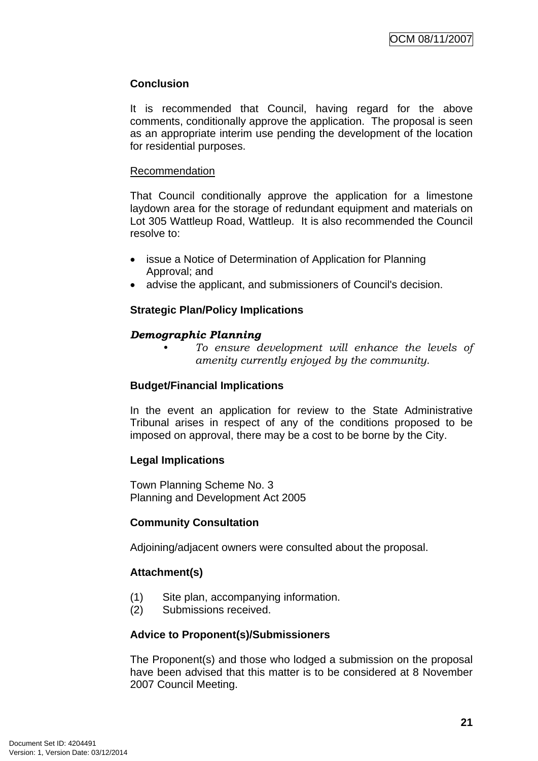**Conclusion**

It is recommended that Council, having regard for the above comments, conditionally approve the application. The proposal is seen as an appropriate interim use pending the development of the location for residential purposes.

Recommendation

That Council conditionally approve the application for a limestone laydown area for the storage of redundant equipment and materials on Lot 305 Wattleup Road, Wattleup. It is also recommended the Council resolve to:

- issue a Notice of Determination of Application for Planning Approval; and
- advise the applicant, and submissioners of Council's decision.

**Strategic Plan/Policy Implications**

***Demographic Planning***

- *To ensure development will enhance the levels of amenity currently enjoyed by the community.*

**Budget/Financial Implications**

In the event an application for review to the State Administrative Tribunal arises in respect of any of the conditions proposed to be imposed on approval, there may be a cost to be borne by the City.

**Legal Implications**

Town Planning Scheme No. 3
Planning and Development Act 2005

**Community Consultation**

Adjoining/adjacent owners were consulted about the proposal.

**Attachment(s)**

(1) Site plan, accompanying information.
(2) Submissions received.

**Advice to Proponent(s)/Submissioners**

The Proponent(s) and those who lodged a submission on the proposal have been advised that this matter is to be considered at 8 November 2007 Council Meeting.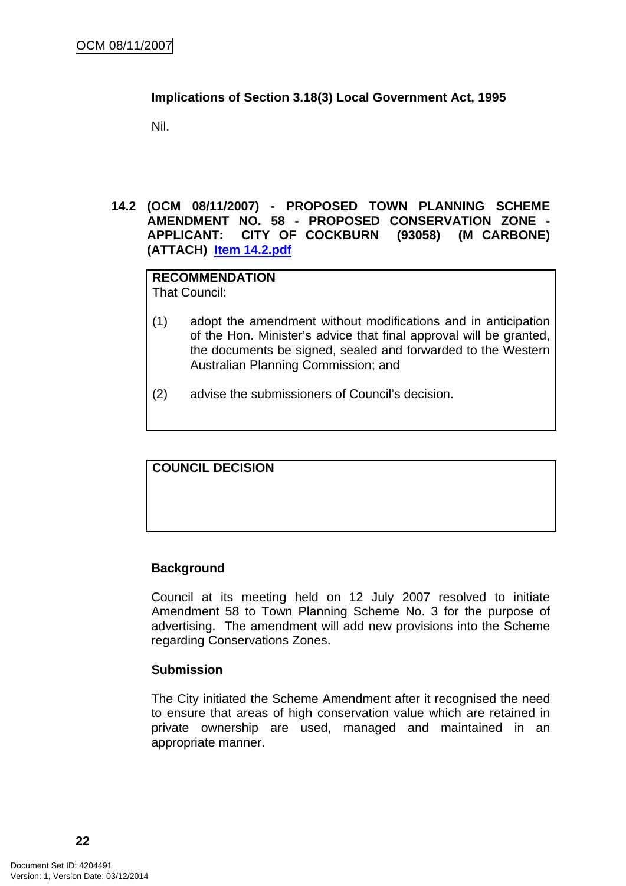**Implications of Section 3.18(3) Local Government Act, 1995**

Nil.

## 14.2 (OCM 08/11/2007) - PROPOSED TOWN PLANNING SCHEME AMENDMENT NO. 58 - PROPOSED CONSERVATION ZONE - APPLICANT: CITY OF COCKBURN (93058) (M CARBONE) (ATTACH) Item 14.2.pdf

**RECOMMENDATION**
That Council:

(1) adopt the amendment without modifications and in anticipation of the Hon. Minister's advice that final approval will be granted, the documents be signed, sealed and forwarded to the Western Australian Planning Commission; and

(2) advise the submissioners of Council's decision.

**COUNCIL DECISION**

**Background**

Council at its meeting held on 12 July 2007 resolved to initiate Amendment 58 to Town Planning Scheme No. 3 for the purpose of advertising. The amendment will add new provisions into the Scheme regarding Conservations Zones.

**Submission**

The City initiated the Scheme Amendment after it recognised the need to ensure that areas of high conservation value which are retained in private ownership are used, managed and maintained in an appropriate manner.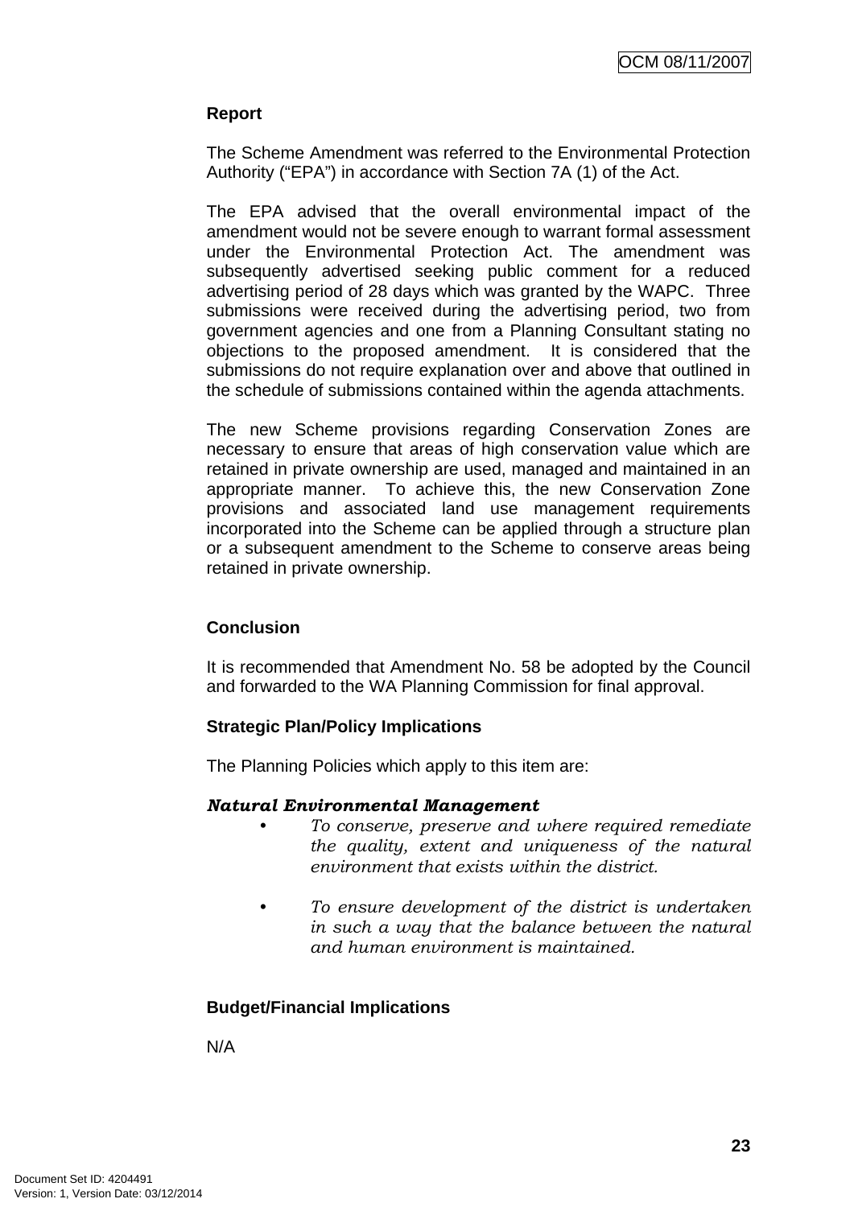**Report**

The Scheme Amendment was referred to the Environmental Protection Authority ("EPA") in accordance with Section 7A (1) of the Act.

The EPA advised that the overall environmental impact of the amendment would not be severe enough to warrant formal assessment under the Environmental Protection Act. The amendment was subsequently advertised seeking public comment for a reduced advertising period of 28 days which was granted by the WAPC. Three submissions were received during the advertising period, two from government agencies and one from a Planning Consultant stating no objections to the proposed amendment. It is considered that the submissions do not require explanation over and above that outlined in the schedule of submissions contained within the agenda attachments.

The new Scheme provisions regarding Conservation Zones are necessary to ensure that areas of high conservation value which are retained in private ownership are used, managed and maintained in an appropriate manner. To achieve this, the new Conservation Zone provisions and associated land use management requirements incorporated into the Scheme can be applied through a structure plan or a subsequent amendment to the Scheme to conserve areas being retained in private ownership.

**Conclusion**

It is recommended that Amendment No. 58 be adopted by the Council and forwarded to the WA Planning Commission for final approval.

**Strategic Plan/Policy Implications**

The Planning Policies which apply to this item are:

***Natural Environmental Management***

- *To conserve, preserve and where required remediate the quality, extent and uniqueness of the natural environment that exists within the district.*

- *To ensure development of the district is undertaken in such a way that the balance between the natural and human environment is maintained.*

**Budget/Financial Implications**

N/A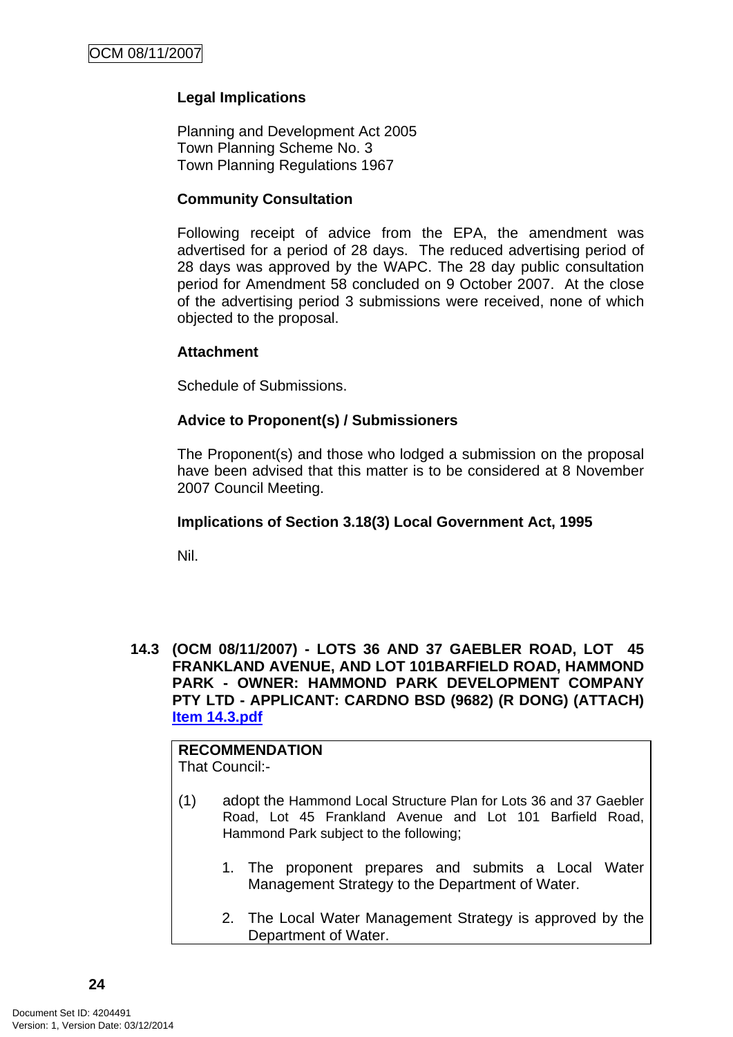**Legal Implications**

Planning and Development Act 2005
Town Planning Scheme No. 3
Town Planning Regulations 1967

**Community Consultation**

Following receipt of advice from the EPA, the amendment was advertised for a period of 28 days. The reduced advertising period of 28 days was approved by the WAPC. The 28 day public consultation period for Amendment 58 concluded on 9 October 2007. At the close of the advertising period 3 submissions were received, none of which objected to the proposal.

**Attachment**

Schedule of Submissions.

**Advice to Proponent(s) / Submissioners**

The Proponent(s) and those who lodged a submission on the proposal have been advised that this matter is to be considered at 8 November 2007 Council Meeting.

**Implications of Section 3.18(3) Local Government Act, 1995**

Nil.

### 14.3 (OCM 08/11/2007) - LOTS 36 AND 37 GAEBLER ROAD, LOT 45 FRANKLAND AVENUE, AND LOT 101BARFIELD ROAD, HAMMOND PARK - OWNER: HAMMOND PARK DEVELOPMENT COMPANY PTY LTD - APPLICANT: CARDNO BSD (9682) (R DONG) (ATTACH) Item 14.3.pdf

**RECOMMENDATION**
That Council:-

(1) adopt the Hammond Local Structure Plan for Lots 36 and 37 Gaebler Road, Lot 45 Frankland Avenue and Lot 101 Barfield Road, Hammond Park subject to the following;

1. The proponent prepares and submits a Local Water Management Strategy to the Department of Water.

2. The Local Water Management Strategy is approved by the Department of Water.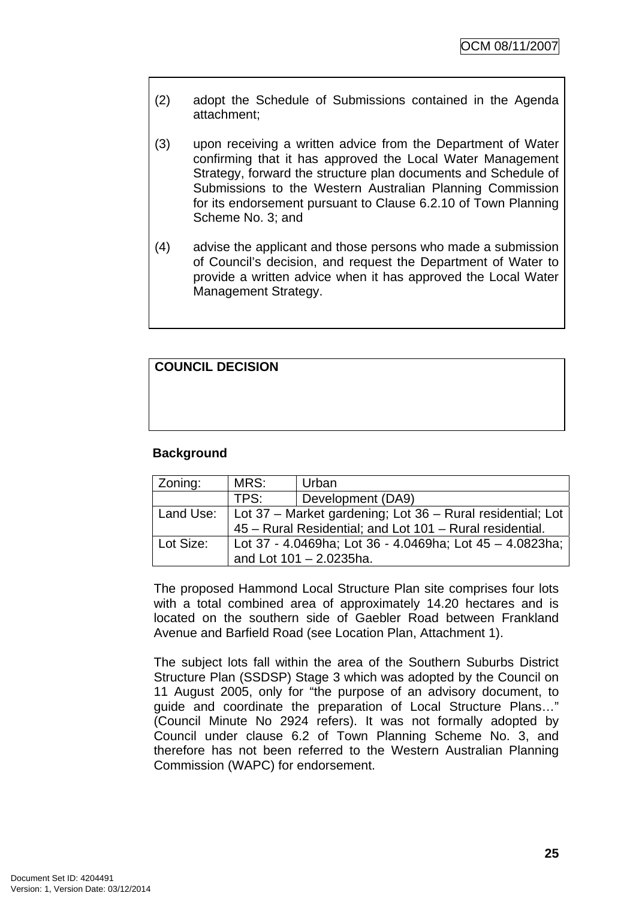(2) adopt the Schedule of Submissions contained in the Agenda attachment;

(3) upon receiving a written advice from the Department of Water confirming that it has approved the Local Water Management Strategy, forward the structure plan documents and Schedule of Submissions to the Western Australian Planning Commission for its endorsement pursuant to Clause 6.2.10 of Town Planning Scheme No. 3; and

(4) advise the applicant and those persons who made a submission of Council's decision, and request the Department of Water to provide a written advice when it has approved the Local Water Management Strategy.

**COUNCIL DECISION**

**Background**

| | | |
|---|---|---|
| Zoning: | MRS: | Urban |
| | TPS: | Development (DA9) |
| Land Use: | Lot 37 – Market gardening; Lot 36 – Rural residential; Lot 45 – Rural Residential; and Lot 101 – Rural residential. | |
| Lot Size: | Lot 37 - 4.0469ha; Lot 36 - 4.0469ha; Lot 45 – 4.0823ha; and Lot 101 – 2.0235ha. | |

The proposed Hammond Local Structure Plan site comprises four lots with a total combined area of approximately 14.20 hectares and is located on the southern side of Gaebler Road between Frankland Avenue and Barfield Road (see Location Plan, Attachment 1).

The subject lots fall within the area of the Southern Suburbs District Structure Plan (SSDSP) Stage 3 which was adopted by the Council on 11 August 2005, only for "the purpose of an advisory document, to guide and coordinate the preparation of Local Structure Plans…" (Council Minute No 2924 refers). It was not formally adopted by Council under clause 6.2 of Town Planning Scheme No. 3, and therefore has not been referred to the Western Australian Planning Commission (WAPC) for endorsement.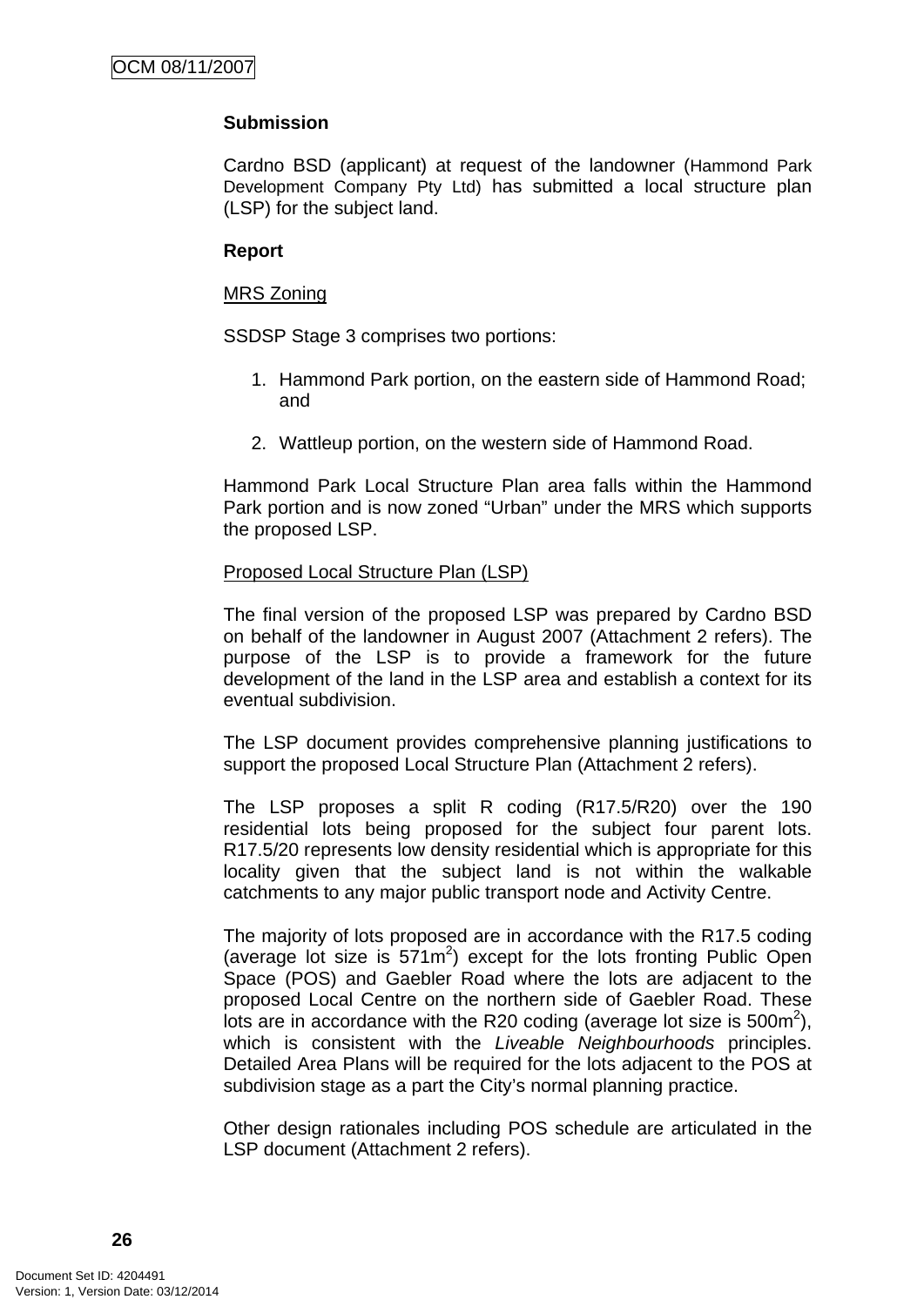**Submission**

Cardno BSD (applicant) at request of the landowner (Hammond Park Development Company Pty Ltd) has submitted a local structure plan (LSP) for the subject land.

**Report**

MRS Zoning

SSDSP Stage 3 comprises two portions:

1. Hammond Park portion, on the eastern side of Hammond Road; and

2. Wattleup portion, on the western side of Hammond Road.

Hammond Park Local Structure Plan area falls within the Hammond Park portion and is now zoned “Urban” under the MRS which supports the proposed LSP.

Proposed Local Structure Plan (LSP)

The final version of the proposed LSP was prepared by Cardno BSD on behalf of the landowner in August 2007 (Attachment 2 refers). The purpose of the LSP is to provide a framework for the future development of the land in the LSP area and establish a context for its eventual subdivision.

The LSP document provides comprehensive planning justifications to support the proposed Local Structure Plan (Attachment 2 refers).

The LSP proposes a split R coding (R17.5/R20) over the 190 residential lots being proposed for the subject four parent lots. R17.5/20 represents low density residential which is appropriate for this locality given that the subject land is not within the walkable catchments to any major public transport node and Activity Centre.

The majority of lots proposed are in accordance with the R17.5 coding (average lot size is 571m$^2$) except for the lots fronting Public Open Space (POS) and Gaebler Road where the lots are adjacent to the proposed Local Centre on the northern side of Gaebler Road. These lots are in accordance with the R20 coding (average lot size is 500m$^2$), which is consistent with the *Liveable Neighbourhoods* principles. Detailed Area Plans will be required for the lots adjacent to the POS at subdivision stage as a part the City’s normal planning practice.

Other design rationales including POS schedule are articulated in the LSP document (Attachment 2 refers).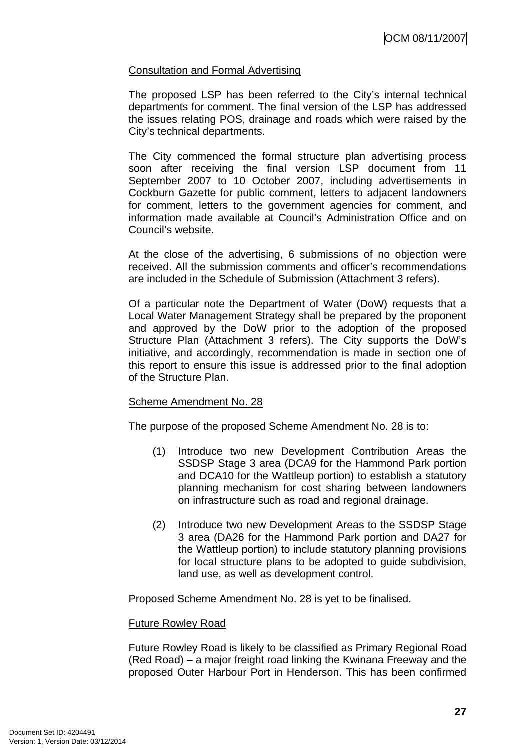Consultation and Formal Advertising

The proposed LSP has been referred to the City's internal technical departments for comment. The final version of the LSP has addressed the issues relating POS, drainage and roads which were raised by the City's technical departments.

The City commenced the formal structure plan advertising process soon after receiving the final version LSP document from 11 September 2007 to 10 October 2007, including advertisements in Cockburn Gazette for public comment, letters to adjacent landowners for comment, letters to the government agencies for comment, and information made available at Council's Administration Office and on Council's website.

At the close of the advertising, 6 submissions of no objection were received. All the submission comments and officer's recommendations are included in the Schedule of Submission (Attachment 3 refers).

Of a particular note the Department of Water (DoW) requests that a Local Water Management Strategy shall be prepared by the proponent and approved by the DoW prior to the adoption of the proposed Structure Plan (Attachment 3 refers). The City supports the DoW's initiative, and accordingly, recommendation is made in section one of this report to ensure this issue is addressed prior to the final adoption of the Structure Plan.

Scheme Amendment No. 28

The purpose of the proposed Scheme Amendment No. 28 is to:

(1) Introduce two new Development Contribution Areas the SSDSP Stage 3 area (DCA9 for the Hammond Park portion and DCA10 for the Wattleup portion) to establish a statutory planning mechanism for cost sharing between landowners on infrastructure such as road and regional drainage.

(2) Introduce two new Development Areas to the SSDSP Stage 3 area (DA26 for the Hammond Park portion and DA27 for the Wattleup portion) to include statutory planning provisions for local structure plans to be adopted to guide subdivision, land use, as well as development control.

Proposed Scheme Amendment No. 28 is yet to be finalised.

Future Rowley Road

Future Rowley Road is likely to be classified as Primary Regional Road (Red Road) – a major freight road linking the Kwinana Freeway and the proposed Outer Harbour Port in Henderson. This has been confirmed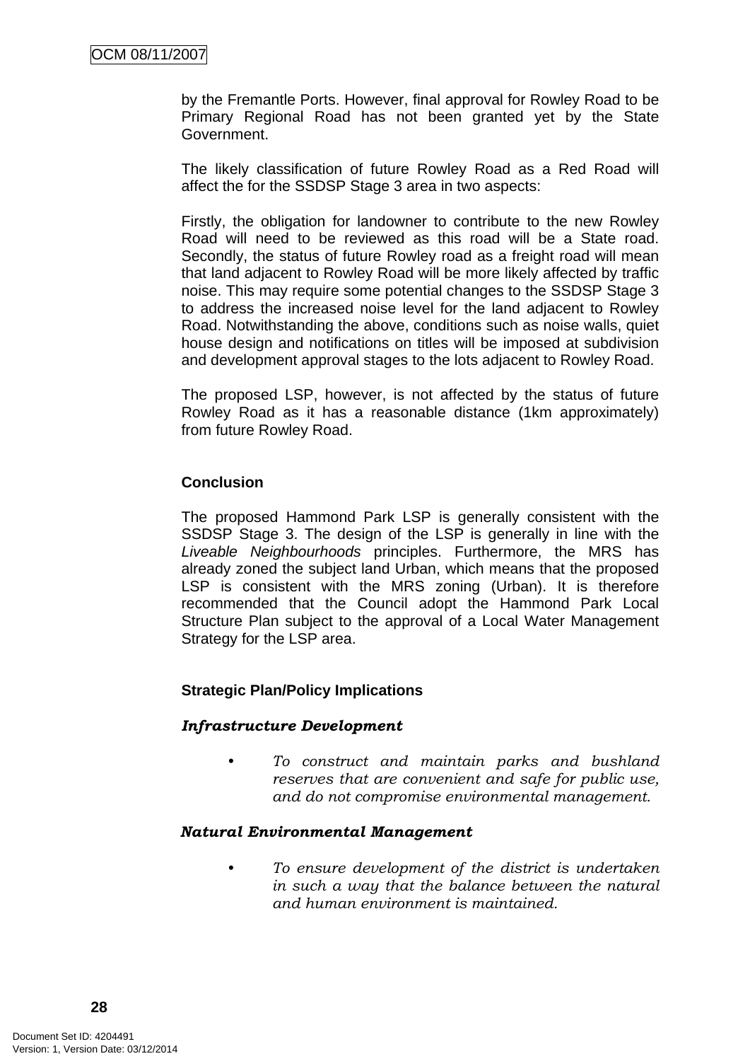by the Fremantle Ports. However, final approval for Rowley Road to be Primary Regional Road has not been granted yet by the State Government.

The likely classification of future Rowley Road as a Red Road will affect the for the SSDSP Stage 3 area in two aspects:

Firstly, the obligation for landowner to contribute to the new Rowley Road will need to be reviewed as this road will be a State road. Secondly, the status of future Rowley road as a freight road will mean that land adjacent to Rowley Road will be more likely affected by traffic noise. This may require some potential changes to the SSDSP Stage 3 to address the increased noise level for the land adjacent to Rowley Road. Notwithstanding the above, conditions such as noise walls, quiet house design and notifications on titles will be imposed at subdivision and development approval stages to the lots adjacent to Rowley Road.

The proposed LSP, however, is not affected by the status of future Rowley Road as it has a reasonable distance (1km approximately) from future Rowley Road.

**Conclusion**

The proposed Hammond Park LSP is generally consistent with the SSDSP Stage 3. The design of the LSP is generally in line with the *Liveable Neighbourhoods* principles. Furthermore, the MRS has already zoned the subject land Urban, which means that the proposed LSP is consistent with the MRS zoning (Urban). It is therefore recommended that the Council adopt the Hammond Park Local Structure Plan subject to the approval of a Local Water Management Strategy for the LSP area.

**Strategic Plan/Policy Implications**

***Infrastructure Development***

- *To construct and maintain parks and bushland reserves that are convenient and safe for public use, and do not compromise environmental management.*

***Natural Environmental Management***

- *To ensure development of the district is undertaken in such a way that the balance between the natural and human environment is maintained.*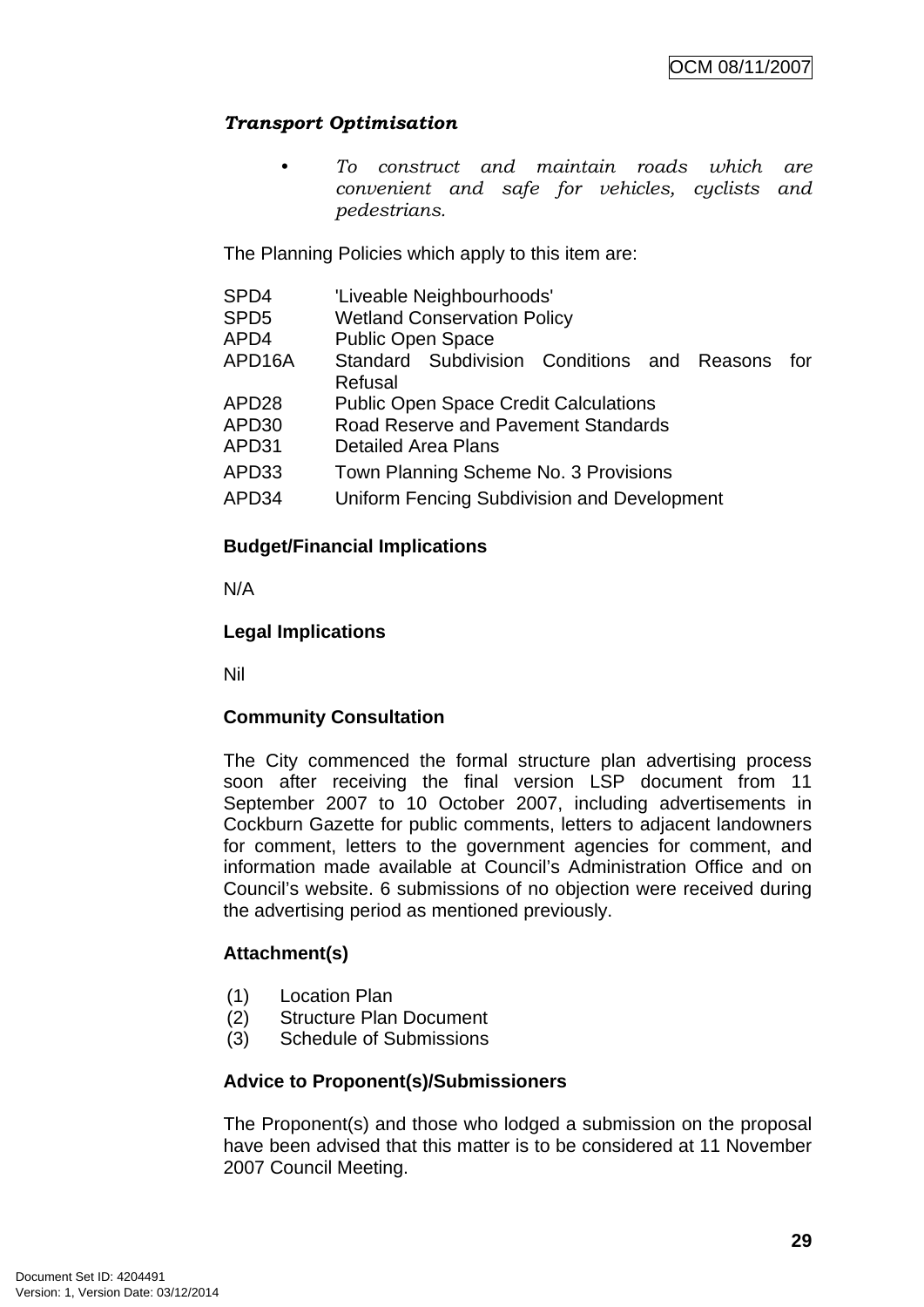***Transport Optimisation***

- *To construct and maintain roads which are convenient and safe for vehicles, cyclists and pedestrians.*

The Planning Policies which apply to this item are:

| | |
|---|---|
| SPD4 | 'Liveable Neighbourhoods' |
| SPD5 | Wetland Conservation Policy |
| APD4 | Public Open Space |
| APD16A | Standard Subdivision Conditions and Reasons for Refusal |
| APD28 | Public Open Space Credit Calculations |
| APD30 | Road Reserve and Pavement Standards |
| APD31 | Detailed Area Plans |
| APD33 | Town Planning Scheme No. 3 Provisions |
| APD34 | Uniform Fencing Subdivision and Development |

**Budget/Financial Implications**

N/A

**Legal Implications**

Nil

**Community Consultation**

The City commenced the formal structure plan advertising process soon after receiving the final version LSP document from 11 September 2007 to 10 October 2007, including advertisements in Cockburn Gazette for public comments, letters to adjacent landowners for comment, letters to the government agencies for comment, and information made available at Council's Administration Office and on Council's website. 6 submissions of no objection were received during the advertising period as mentioned previously.

**Attachment(s)**

(1) Location Plan
(2) Structure Plan Document
(3) Schedule of Submissions

**Advice to Proponent(s)/Submissioners**

The Proponent(s) and those who lodged a submission on the proposal have been advised that this matter is to be considered at 11 November 2007 Council Meeting.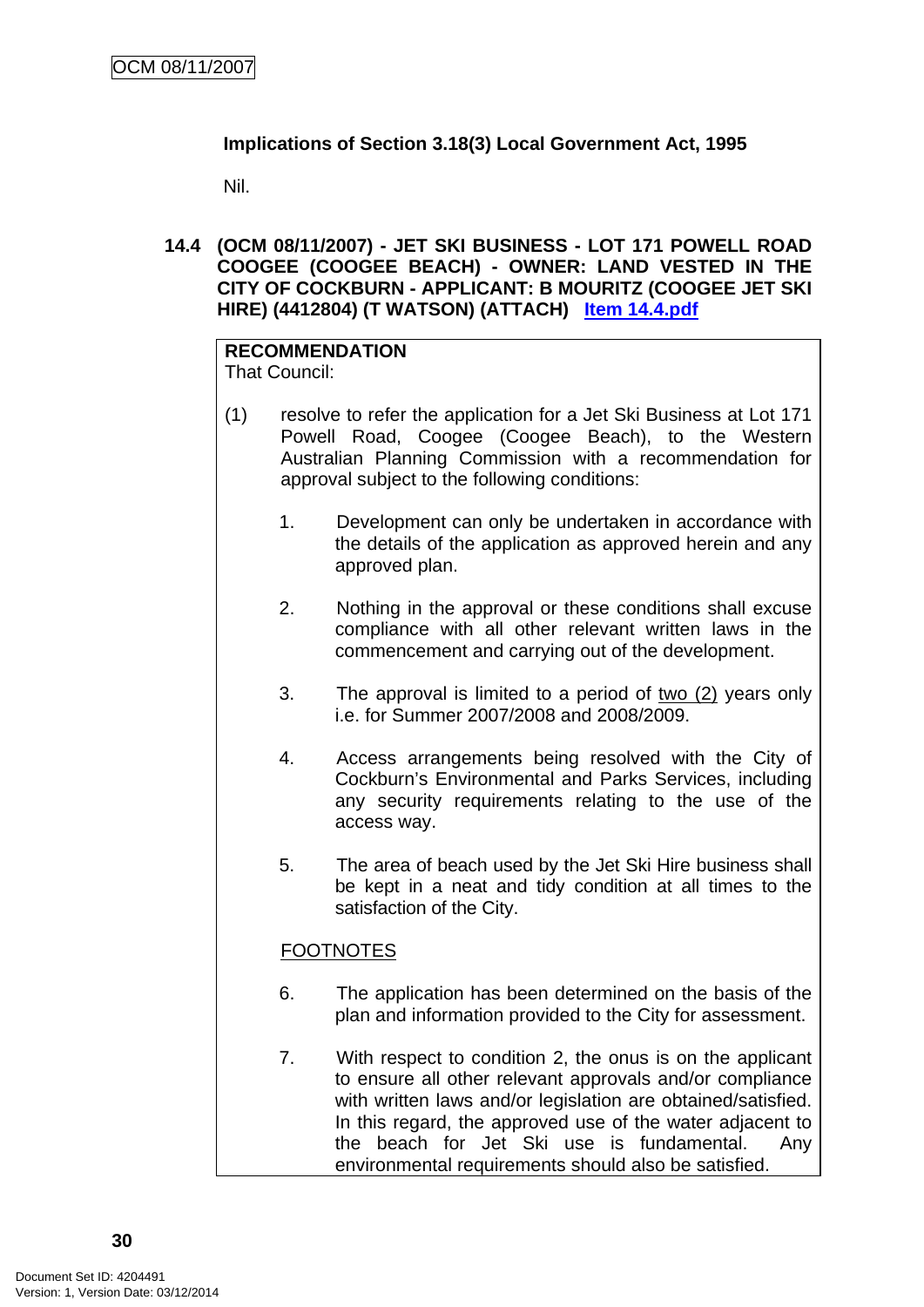**Implications of Section 3.18(3) Local Government Act, 1995**

Nil.

**14.4 (OCM 08/11/2007) - JET SKI BUSINESS - LOT 171 POWELL ROAD COOGEE (COOGEE BEACH) - OWNER: LAND VESTED IN THE CITY OF COCKBURN - APPLICANT: B MOURITZ (COOGEE JET SKI HIRE) (4412804) (T WATSON) (ATTACH) Item 14.4.pdf**

**RECOMMENDATION**
That Council:

(1) resolve to refer the application for a Jet Ski Business at Lot 171 Powell Road, Coogee (Coogee Beach), to the Western Australian Planning Commission with a recommendation for approval subject to the following conditions:

1. Development can only be undertaken in accordance with the details of the application as approved herein and any approved plan.

2. Nothing in the approval or these conditions shall excuse compliance with all other relevant written laws in the commencement and carrying out of the development.

3. The approval is limited to a period of two (2) years only i.e. for Summer 2007/2008 and 2008/2009.

4. Access arrangements being resolved with the City of Cockburn's Environmental and Parks Services, including any security requirements relating to the use of the access way.

5. The area of beach used by the Jet Ski Hire business shall be kept in a neat and tidy condition at all times to the satisfaction of the City.

FOOTNOTES

6. The application has been determined on the basis of the plan and information provided to the City for assessment.

7. With respect to condition 2, the onus is on the applicant to ensure all other relevant approvals and/or compliance with written laws and/or legislation are obtained/satisfied. In this regard, the approved use of the water adjacent to the beach for Jet Ski use is fundamental. Any environmental requirements should also be satisfied.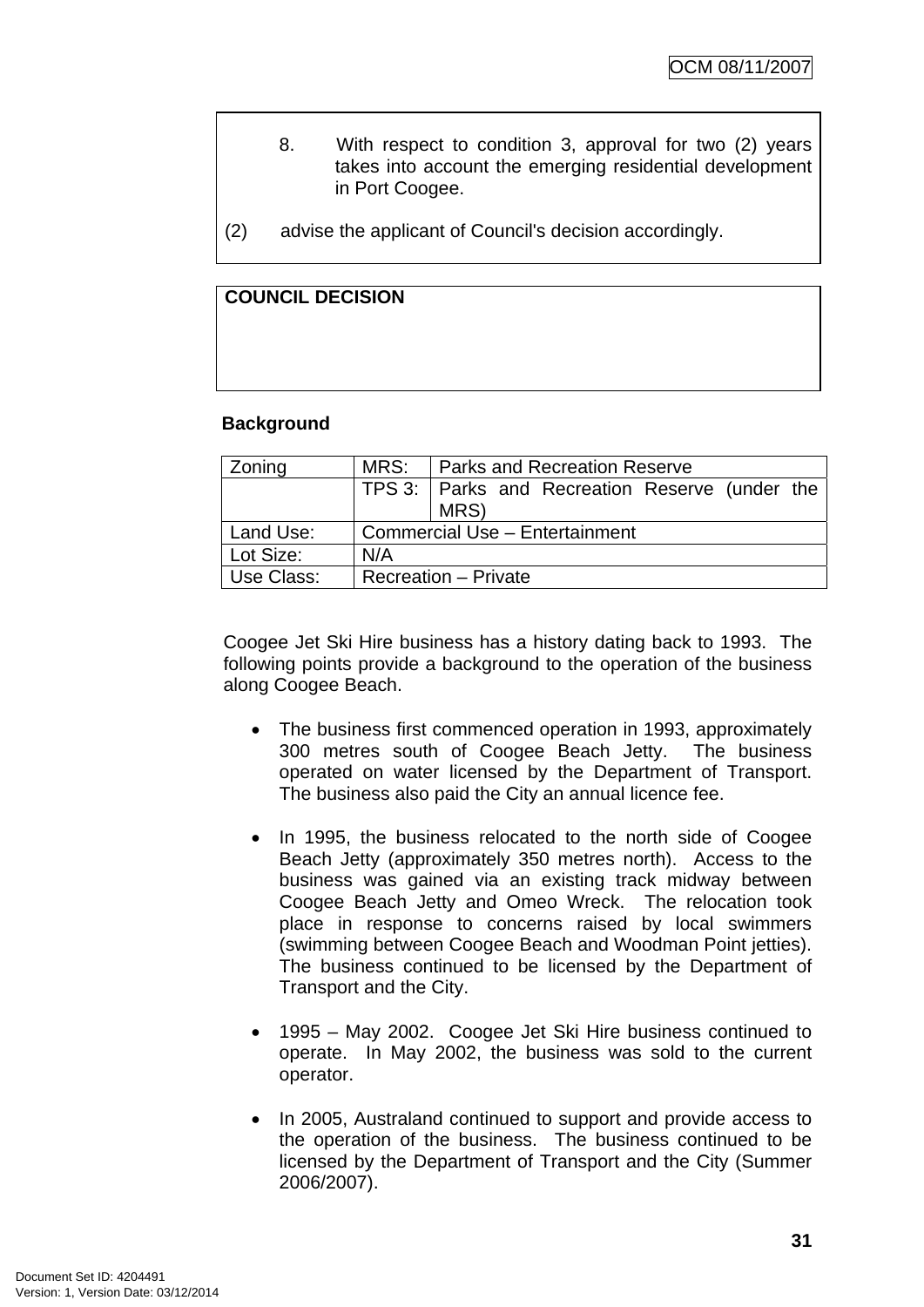8. With respect to condition 3, approval for two (2) years takes into account the emerging residential development in Port Coogee.

(2) advise the applicant of Council's decision accordingly.

**COUNCIL DECISION**

**Background**

| | | |
|---|---|---|
| Zoning | MRS: | Parks and Recreation Reserve |
| | TPS 3: | Parks and Recreation Reserve (under the MRS) |
| Land Use: | Commercial Use – Entertainment | |
| Lot Size: | N/A | |
| Use Class: | Recreation – Private | |

Coogee Jet Ski Hire business has a history dating back to 1993. The following points provide a background to the operation of the business along Coogee Beach.

- The business first commenced operation in 1993, approximately 300 metres south of Coogee Beach Jetty. The business operated on water licensed by the Department of Transport. The business also paid the City an annual licence fee.

- In 1995, the business relocated to the north side of Coogee Beach Jetty (approximately 350 metres north). Access to the business was gained via an existing track midway between Coogee Beach Jetty and Omeo Wreck. The relocation took place in response to concerns raised by local swimmers (swimming between Coogee Beach and Woodman Point jetties). The business continued to be licensed by the Department of Transport and the City.

- 1995 – May 2002. Coogee Jet Ski Hire business continued to operate. In May 2002, the business was sold to the current operator.

- In 2005, Australand continued to support and provide access to the operation of the business. The business continued to be licensed by the Department of Transport and the City (Summer 2006/2007).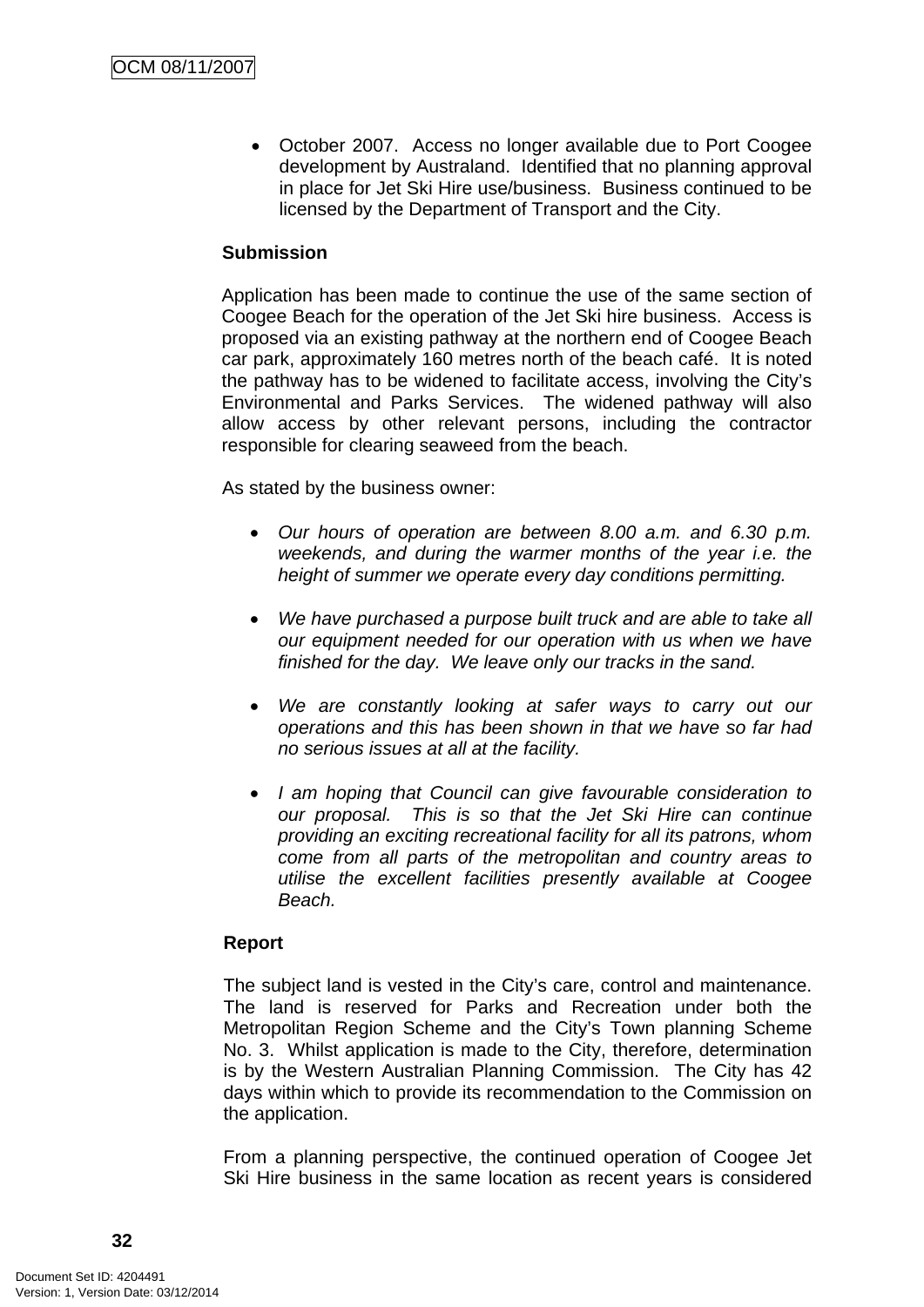- October 2007. Access no longer available due to Port Coogee development by Australand. Identified that no planning approval in place for Jet Ski Hire use/business. Business continued to be licensed by the Department of Transport and the City.

**Submission**

Application has been made to continue the use of the same section of Coogee Beach for the operation of the Jet Ski hire business. Access is proposed via an existing pathway at the northern end of Coogee Beach car park, approximately 160 metres north of the beach café. It is noted the pathway has to be widened to facilitate access, involving the City's Environmental and Parks Services. The widened pathway will also allow access by other relevant persons, including the contractor responsible for clearing seaweed from the beach.

As stated by the business owner:

- *Our hours of operation are between 8.00 a.m. and 6.30 p.m. weekends, and during the warmer months of the year i.e. the height of summer we operate every day conditions permitting.*

- *We have purchased a purpose built truck and are able to take all our equipment needed for our operation with us when we have finished for the day. We leave only our tracks in the sand.*

- *We are constantly looking at safer ways to carry out our operations and this has been shown in that we have so far had no serious issues at all at the facility.*

- *I am hoping that Council can give favourable consideration to our proposal. This is so that the Jet Ski Hire can continue providing an exciting recreational facility for all its patrons, whom come from all parts of the metropolitan and country areas to utilise the excellent facilities presently available at Coogee Beach.*

**Report**

The subject land is vested in the City's care, control and maintenance. The land is reserved for Parks and Recreation under both the Metropolitan Region Scheme and the City's Town planning Scheme No. 3. Whilst application is made to the City, therefore, determination is by the Western Australian Planning Commission. The City has 42 days within which to provide its recommendation to the Commission on the application.

From a planning perspective, the continued operation of Coogee Jet Ski Hire business in the same location as recent years is considered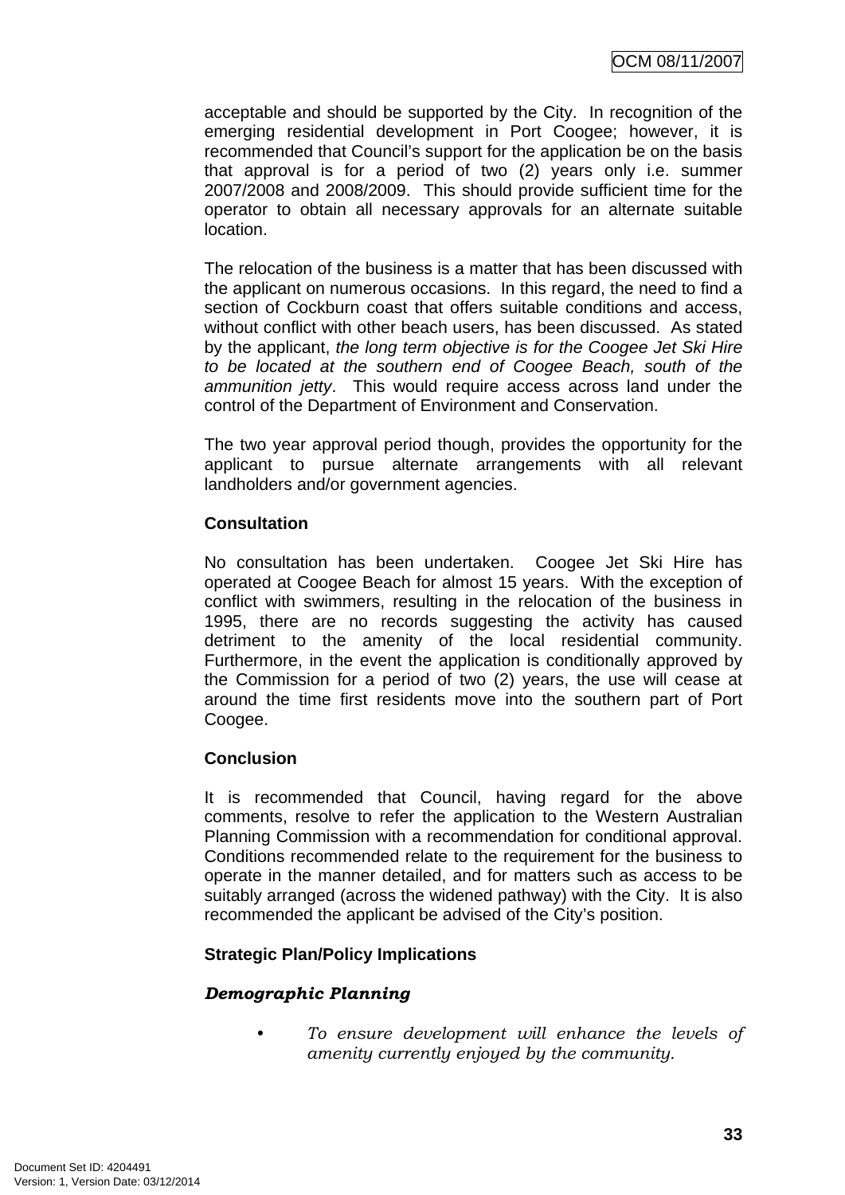acceptable and should be supported by the City. In recognition of the emerging residential development in Port Coogee; however, it is recommended that Council's support for the application be on the basis that approval is for a period of two (2) years only i.e. summer 2007/2008 and 2008/2009. This should provide sufficient time for the operator to obtain all necessary approvals for an alternate suitable location.

The relocation of the business is a matter that has been discussed with the applicant on numerous occasions. In this regard, the need to find a section of Cockburn coast that offers suitable conditions and access, without conflict with other beach users, has been discussed. As stated by the applicant, *the long term objective is for the Coogee Jet Ski Hire to be located at the southern end of Coogee Beach, south of the ammunition jetty*. This would require access across land under the control of the Department of Environment and Conservation.

The two year approval period though, provides the opportunity for the applicant to pursue alternate arrangements with all relevant landholders and/or government agencies.

**Consultation**

No consultation has been undertaken. Coogee Jet Ski Hire has operated at Coogee Beach for almost 15 years. With the exception of conflict with swimmers, resulting in the relocation of the business in 1995, there are no records suggesting the activity has caused detriment to the amenity of the local residential community. Furthermore, in the event the application is conditionally approved by the Commission for a period of two (2) years, the use will cease at around the time first residents move into the southern part of Port Coogee.

**Conclusion**

It is recommended that Council, having regard for the above comments, resolve to refer the application to the Western Australian Planning Commission with a recommendation for conditional approval. Conditions recommended relate to the requirement for the business to operate in the manner detailed, and for matters such as access to be suitably arranged (across the widened pathway) with the City. It is also recommended the applicant be advised of the City's position.

**Strategic Plan/Policy Implications**

***Demographic Planning***

- *To ensure development will enhance the levels of amenity currently enjoyed by the community.*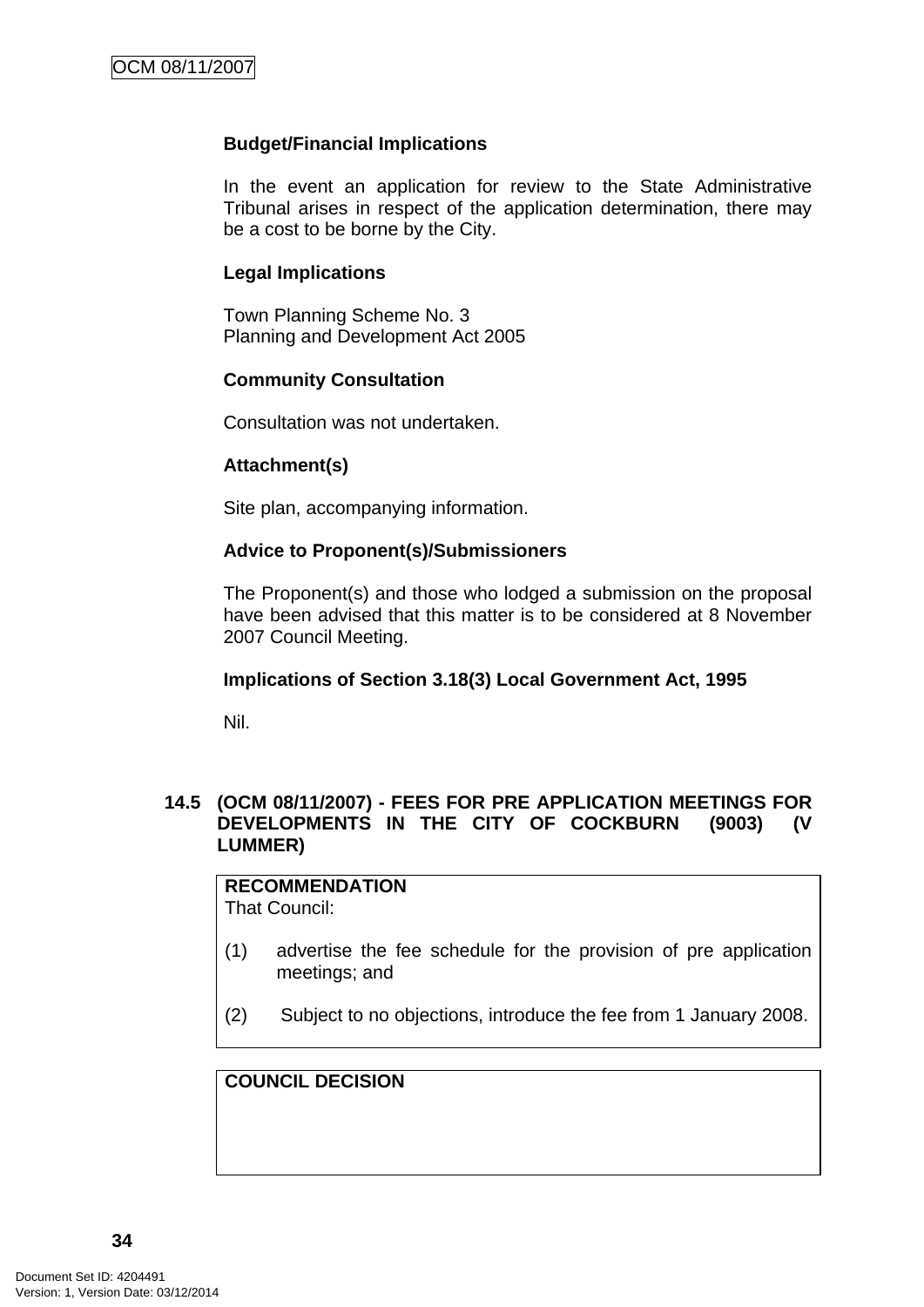**Budget/Financial Implications**

In the event an application for review to the State Administrative Tribunal arises in respect of the application determination, there may be a cost to be borne by the City.

**Legal Implications**

Town Planning Scheme No. 3
Planning and Development Act 2005

**Community Consultation**

Consultation was not undertaken.

**Attachment(s)**

Site plan, accompanying information.

**Advice to Proponent(s)/Submissioners**

The Proponent(s) and those who lodged a submission on the proposal have been advised that this matter is to be considered at 8 November 2007 Council Meeting.

**Implications of Section 3.18(3) Local Government Act, 1995**

Nil.

## 14.5 (OCM 08/11/2007) - FEES FOR PRE APPLICATION MEETINGS FOR DEVELOPMENTS IN THE CITY OF COCKBURN (9003) (V LUMMER)

**RECOMMENDATION**
That Council:

(1) advertise the fee schedule for the provision of pre application meetings; and

(2) Subject to no objections, introduce the fee from 1 January 2008.

**COUNCIL DECISION**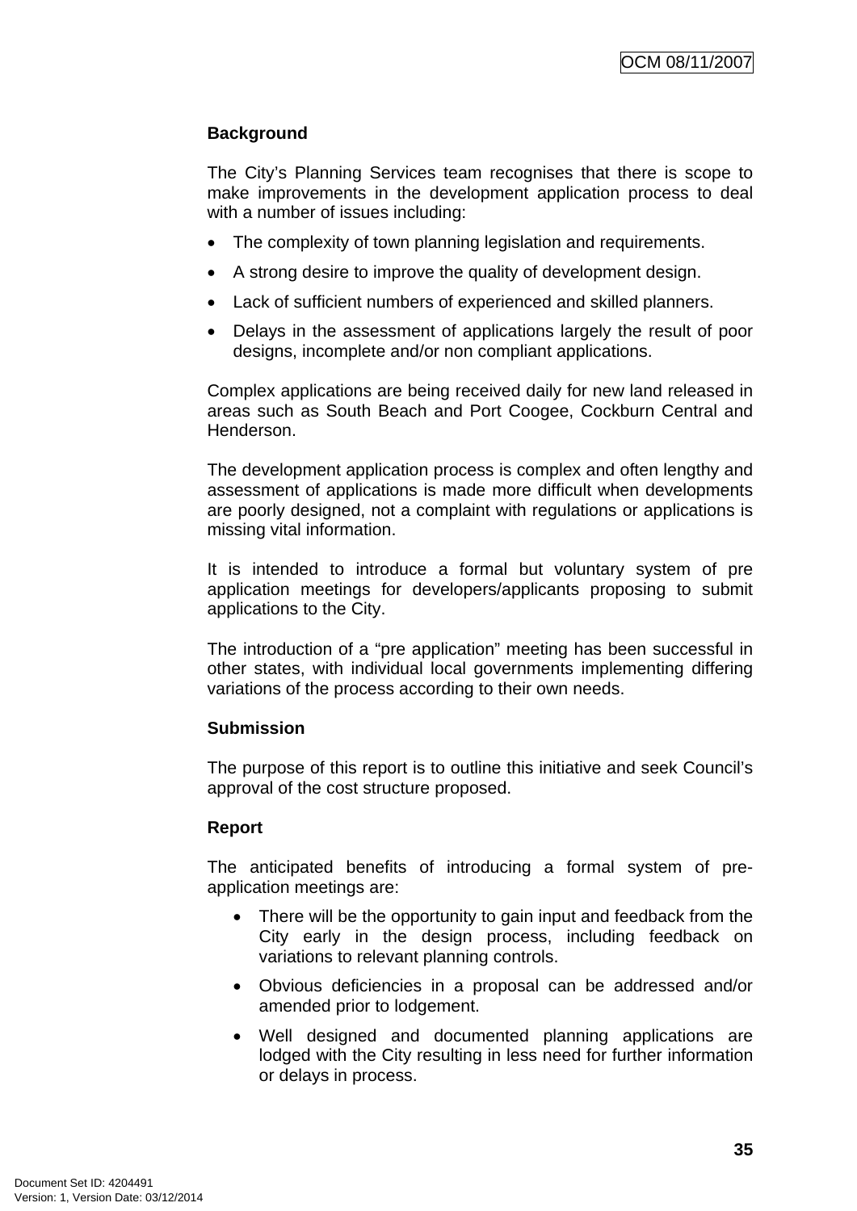**Background**

The City's Planning Services team recognises that there is scope to make improvements in the development application process to deal with a number of issues including:

- The complexity of town planning legislation and requirements.
- A strong desire to improve the quality of development design.
- Lack of sufficient numbers of experienced and skilled planners.
- Delays in the assessment of applications largely the result of poor designs, incomplete and/or non compliant applications.

Complex applications are being received daily for new land released in areas such as South Beach and Port Coogee, Cockburn Central and Henderson.

The development application process is complex and often lengthy and assessment of applications is made more difficult when developments are poorly designed, not a complaint with regulations or applications is missing vital information.

It is intended to introduce a formal but voluntary system of pre application meetings for developers/applicants proposing to submit applications to the City.

The introduction of a "pre application" meeting has been successful in other states, with individual local governments implementing differing variations of the process according to their own needs.

**Submission**

The purpose of this report is to outline this initiative and seek Council's approval of the cost structure proposed.

**Report**

The anticipated benefits of introducing a formal system of pre-application meetings are:

- There will be the opportunity to gain input and feedback from the City early in the design process, including feedback on variations to relevant planning controls.
- Obvious deficiencies in a proposal can be addressed and/or amended prior to lodgement.
- Well designed and documented planning applications are lodged with the City resulting in less need for further information or delays in process.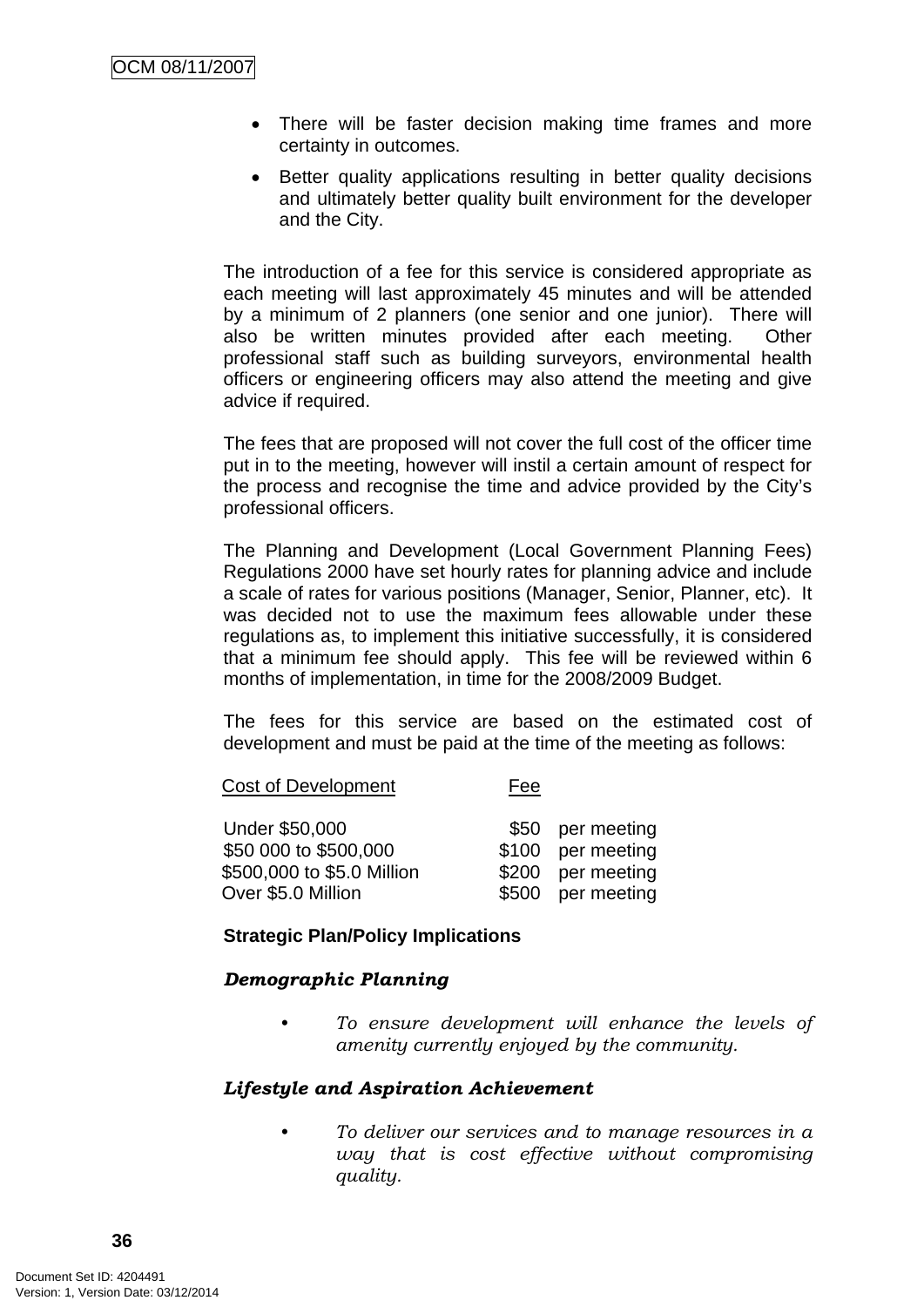- There will be faster decision making time frames and more certainty in outcomes.
- Better quality applications resulting in better quality decisions and ultimately better quality built environment for the developer and the City.

The introduction of a fee for this service is considered appropriate as each meeting will last approximately 45 minutes and will be attended by a minimum of 2 planners (one senior and one junior). There will also be written minutes provided after each meeting. Other professional staff such as building surveyors, environmental health officers or engineering officers may also attend the meeting and give advice if required.

The fees that are proposed will not cover the full cost of the officer time put in to the meeting, however will instil a certain amount of respect for the process and recognise the time and advice provided by the City's professional officers.

The Planning and Development (Local Government Planning Fees) Regulations 2000 have set hourly rates for planning advice and include a scale of rates for various positions (Manager, Senior, Planner, etc). It was decided not to use the maximum fees allowable under these regulations as, to implement this initiative successfully, it is considered that a minimum fee should apply. This fee will be reviewed within 6 months of implementation, in time for the 2008/2009 Budget.

The fees for this service are based on the estimated cost of development and must be paid at the time of the meeting as follows:

| Cost of Development | Fee | |
|---|---|---|
| Under $50,000 | $50 | per meeting |
| $50 000 to $500,000 | $100 | per meeting |
| $500,000 to $5.0 Million | $200 | per meeting |
| Over $5.0 Million | $500 | per meeting |

**Strategic Plan/Policy Implications**

***Demographic Planning***

- *To ensure development will enhance the levels of amenity currently enjoyed by the community.*

***Lifestyle and Aspiration Achievement***

- *To deliver our services and to manage resources in a way that is cost effective without compromising quality.*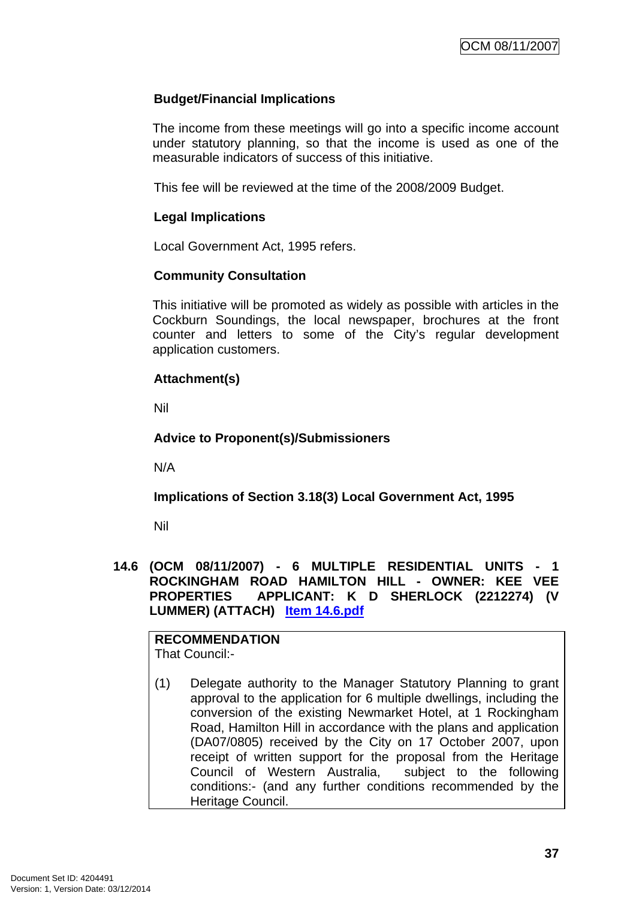### Budget/Financial Implications

The income from these meetings will go into a specific income account under statutory planning, so that the income is used as one of the measurable indicators of success of this initiative.

This fee will be reviewed at the time of the 2008/2009 Budget.

### Legal Implications

Local Government Act, 1995 refers.

### Community Consultation

This initiative will be promoted as widely as possible with articles in the Cockburn Soundings, the local newspaper, brochures at the front counter and letters to some of the City's regular development application customers.

### Attachment(s)

Nil

### Advice to Proponent(s)/Submissioners

N/A

### Implications of Section 3.18(3) Local Government Act, 1995

Nil

## 14.6 (OCM 08/11/2007) - 6 MULTIPLE RESIDENTIAL UNITS - 1 ROCKINGHAM ROAD HAMILTON HILL - OWNER: KEE VEE PROPERTIES APPLICANT: K D SHERLOCK (2212274) (V LUMMER) (ATTACH) Item 14.6.pdf

**RECOMMENDATION**
That Council:-

(1) Delegate authority to the Manager Statutory Planning to grant approval to the application for 6 multiple dwellings, including the conversion of the existing Newmarket Hotel, at 1 Rockingham Road, Hamilton Hill in accordance with the plans and application (DA07/0805) received by the City on 17 October 2007, upon receipt of written support for the proposal from the Heritage Council of Western Australia, subject to the following conditions:- (and any further conditions recommended by the Heritage Council.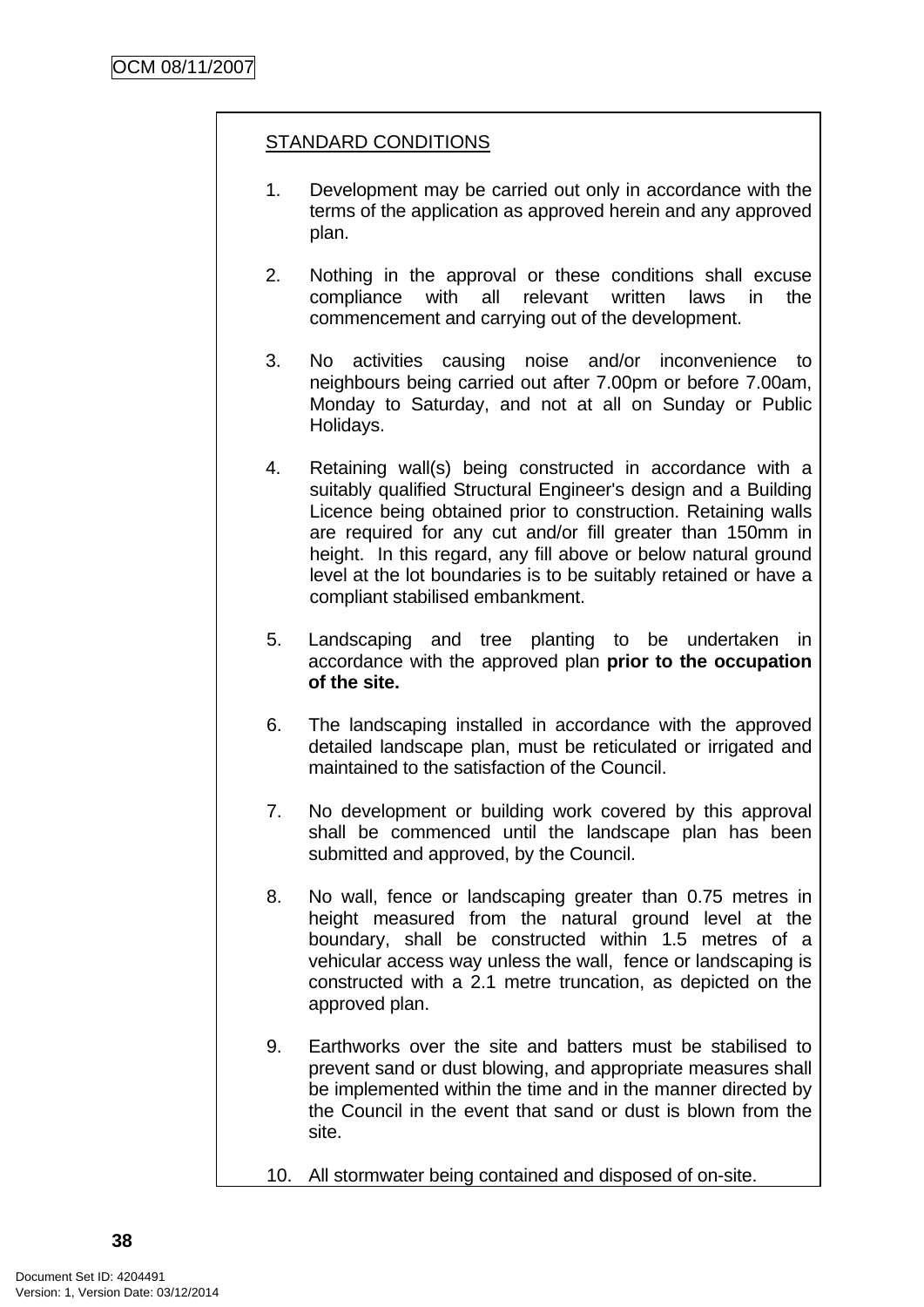STANDARD CONDITIONS

1. Development may be carried out only in accordance with the terms of the application as approved herein and any approved plan.

2. Nothing in the approval or these conditions shall excuse compliance with all relevant written laws in the commencement and carrying out of the development.

3. No activities causing noise and/or inconvenience to neighbours being carried out after 7.00pm or before 7.00am, Monday to Saturday, and not at all on Sunday or Public Holidays.

4. Retaining wall(s) being constructed in accordance with a suitably qualified Structural Engineer's design and a Building Licence being obtained prior to construction. Retaining walls are required for any cut and/or fill greater than 150mm in height. In this regard, any fill above or below natural ground level at the lot boundaries is to be suitably retained or have a compliant stabilised embankment.

5. Landscaping and tree planting to be undertaken in accordance with the approved plan **prior to the occupation of the site.**

6. The landscaping installed in accordance with the approved detailed landscape plan, must be reticulated or irrigated and maintained to the satisfaction of the Council.

7. No development or building work covered by this approval shall be commenced until the landscape plan has been submitted and approved, by the Council.

8. No wall, fence or landscaping greater than 0.75 metres in height measured from the natural ground level at the boundary, shall be constructed within 1.5 metres of a vehicular access way unless the wall, fence or landscaping is constructed with a 2.1 metre truncation, as depicted on the approved plan.

9. Earthworks over the site and batters must be stabilised to prevent sand or dust blowing, and appropriate measures shall be implemented within the time and in the manner directed by the Council in the event that sand or dust is blown from the site.

10. All stormwater being contained and disposed of on-site.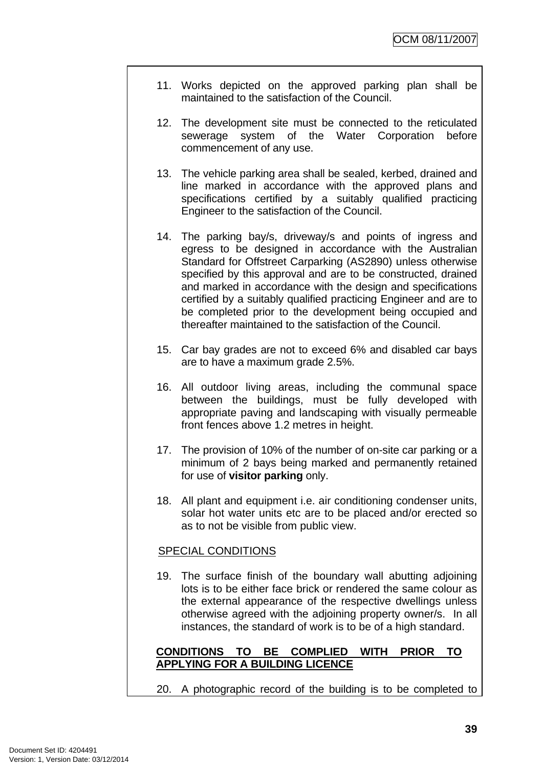11. Works depicted on the approved parking plan shall be maintained to the satisfaction of the Council.

12. The development site must be connected to the reticulated sewerage system of the Water Corporation before commencement of any use.

13. The vehicle parking area shall be sealed, kerbed, drained and line marked in accordance with the approved plans and specifications certified by a suitably qualified practicing Engineer to the satisfaction of the Council.

14. The parking bay/s, driveway/s and points of ingress and egress to be designed in accordance with the Australian Standard for Offstreet Carparking (AS2890) unless otherwise specified by this approval and are to be constructed, drained and marked in accordance with the design and specifications certified by a suitably qualified practicing Engineer and are to be completed prior to the development being occupied and thereafter maintained to the satisfaction of the Council.

15. Car bay grades are not to exceed 6% and disabled car bays are to have a maximum grade 2.5%.

16. All outdoor living areas, including the communal space between the buildings, must be fully developed with appropriate paving and landscaping with visually permeable front fences above 1.2 metres in height.

17. The provision of 10% of the number of on-site car parking or a minimum of 2 bays being marked and permanently retained for use of **visitor parking** only.

18. All plant and equipment i.e. air conditioning condenser units, solar hot water units etc are to be placed and/or erected so as to not be visible from public view.

SPECIAL CONDITIONS

19. The surface finish of the boundary wall abutting adjoining lots is to be either face brick or rendered the same colour as the external appearance of the respective dwellings unless otherwise agreed with the adjoining property owner/s. In all instances, the standard of work is to be of a high standard.

**CONDITIONS TO BE COMPLIED WITH PRIOR TO APPLYING FOR A BUILDING LICENCE**

20. A photographic record of the building is to be completed to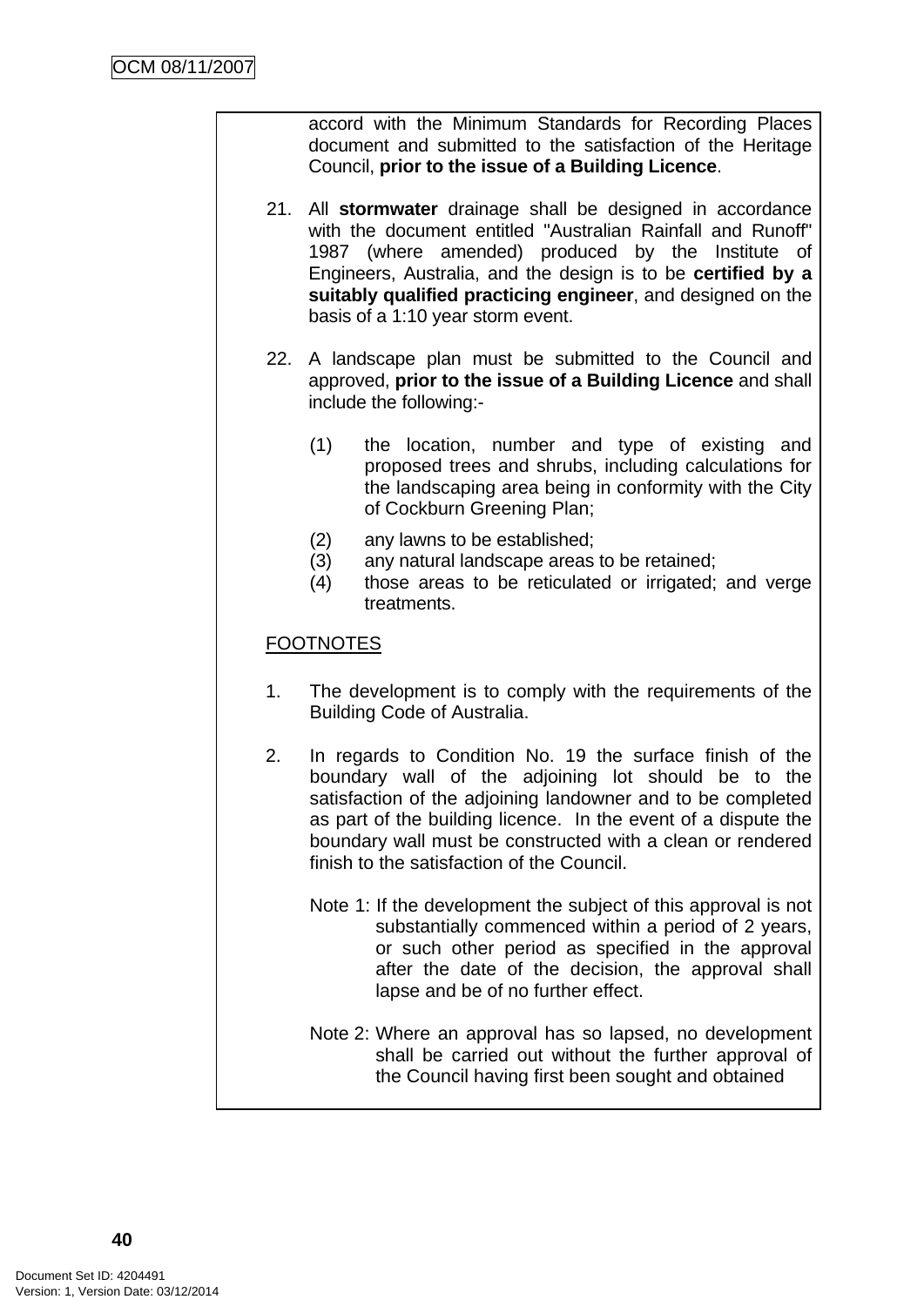accord with the Minimum Standards for Recording Places document and submitted to the satisfaction of the Heritage Council, **prior to the issue of a Building Licence**.

21. All **stormwater** drainage shall be designed in accordance with the document entitled "Australian Rainfall and Runoff" 1987 (where amended) produced by the Institute of Engineers, Australia, and the design is to be **certified by a suitably qualified practicing engineer**, and designed on the basis of a 1:10 year storm event.

22. A landscape plan must be submitted to the Council and approved, **prior to the issue of a Building Licence** and shall include the following:-

    (1) the location, number and type of existing and proposed trees and shrubs, including calculations for the landscaping area being in conformity with the City of Cockburn Greening Plan;

    (2) any lawns to be established;

    (3) any natural landscape areas to be retained;

    (4) those areas to be reticulated or irrigated; and verge treatments.

FOOTNOTES

1. The development is to comply with the requirements of the Building Code of Australia.

2. In regards to Condition No. 19 the surface finish of the boundary wall of the adjoining lot should be to the satisfaction of the adjoining landowner and to be completed as part of the building licence. In the event of a dispute the boundary wall must be constructed with a clean or rendered finish to the satisfaction of the Council.

   Note 1: If the development the subject of this approval is not substantially commenced within a period of 2 years, or such other period as specified in the approval after the date of the decision, the approval shall lapse and be of no further effect.

   Note 2: Where an approval has so lapsed, no development shall be carried out without the further approval of the Council having first been sought and obtained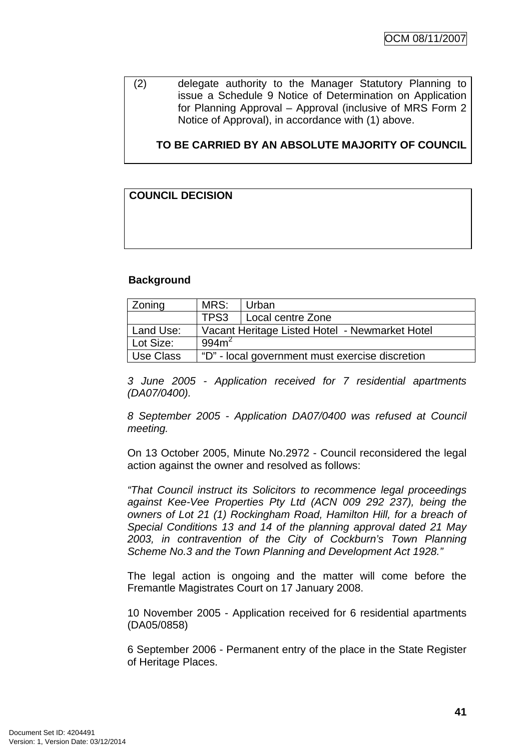(2) delegate authority to the Manager Statutory Planning to issue a Schedule 9 Notice of Determination on Application for Planning Approval – Approval (inclusive of MRS Form 2 Notice of Approval), in accordance with (1) above.

**TO BE CARRIED BY AN ABSOLUTE MAJORITY OF COUNCIL**

**COUNCIL DECISION**

**Background**

| | | |
|---|---|---|
| Zoning | MRS: | Urban |
| | TPS3 | Local centre Zone |
| Land Use: | Vacant Heritage Listed Hotel - Newmarket Hotel | |
| Lot Size: | 994m$^2$ | |
| Use Class | "D" - local government must exercise discretion | |

*3 June 2005 - Application received for 7 residential apartments (DA07/0400).*

*8 September 2005 - Application DA07/0400 was refused at Council meeting.*

On 13 October 2005, Minute No.2972 - Council reconsidered the legal action against the owner and resolved as follows:

*"That Council instruct its Solicitors to recommence legal proceedings against Kee-Vee Properties Pty Ltd (ACN 009 292 237), being the owners of Lot 21 (1) Rockingham Road, Hamilton Hill, for a breach of Special Conditions 13 and 14 of the planning approval dated 21 May 2003, in contravention of the City of Cockburn's Town Planning Scheme No.3 and the Town Planning and Development Act 1928."*

The legal action is ongoing and the matter will come before the Fremantle Magistrates Court on 17 January 2008.

10 November 2005 - Application received for 6 residential apartments (DA05/0858)

6 September 2006 - Permanent entry of the place in the State Register of Heritage Places.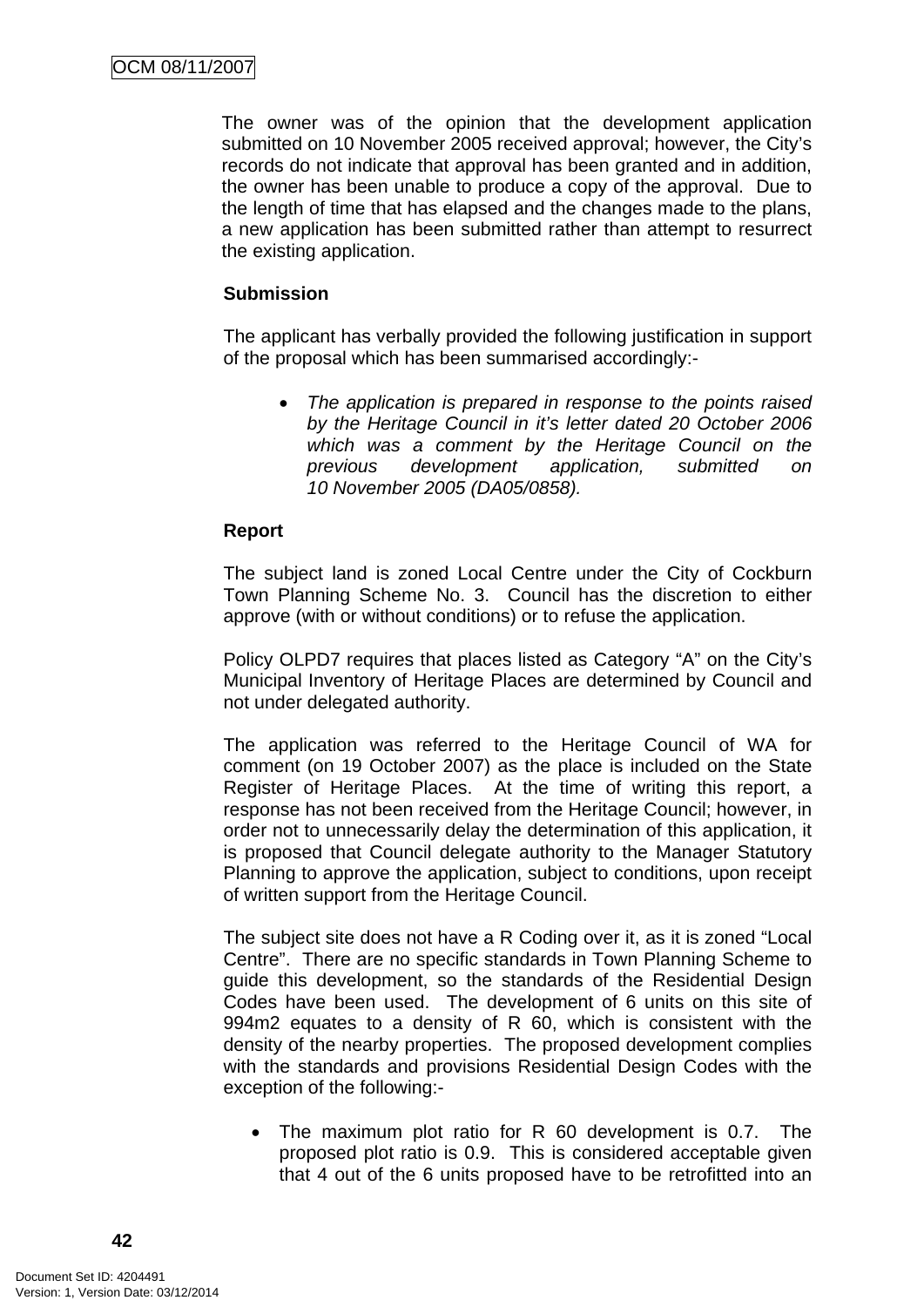The owner was of the opinion that the development application submitted on 10 November 2005 received approval; however, the City's records do not indicate that approval has been granted and in addition, the owner has been unable to produce a copy of the approval. Due to the length of time that has elapsed and the changes made to the plans, a new application has been submitted rather than attempt to resurrect the existing application.

**Submission**

The applicant has verbally provided the following justification in support of the proposal which has been summarised accordingly:-

- *The application is prepared in response to the points raised by the Heritage Council in it's letter dated 20 October 2006 which was a comment by the Heritage Council on the previous development application, submitted on 10 November 2005 (DA05/0858).*

**Report**

The subject land is zoned Local Centre under the City of Cockburn Town Planning Scheme No. 3. Council has the discretion to either approve (with or without conditions) or to refuse the application.

Policy OLPD7 requires that places listed as Category "A" on the City's Municipal Inventory of Heritage Places are determined by Council and not under delegated authority.

The application was referred to the Heritage Council of WA for comment (on 19 October 2007) as the place is included on the State Register of Heritage Places. At the time of writing this report, a response has not been received from the Heritage Council; however, in order not to unnecessarily delay the determination of this application, it is proposed that Council delegate authority to the Manager Statutory Planning to approve the application, subject to conditions, upon receipt of written support from the Heritage Council.

The subject site does not have a R Coding over it, as it is zoned "Local Centre". There are no specific standards in Town Planning Scheme to guide this development, so the standards of the Residential Design Codes have been used. The development of 6 units on this site of 994m2 equates to a density of R 60, which is consistent with the density of the nearby properties. The proposed development complies with the standards and provisions Residential Design Codes with the exception of the following:-

- The maximum plot ratio for R 60 development is 0.7. The proposed plot ratio is 0.9. This is considered acceptable given that 4 out of the 6 units proposed have to be retrofitted into an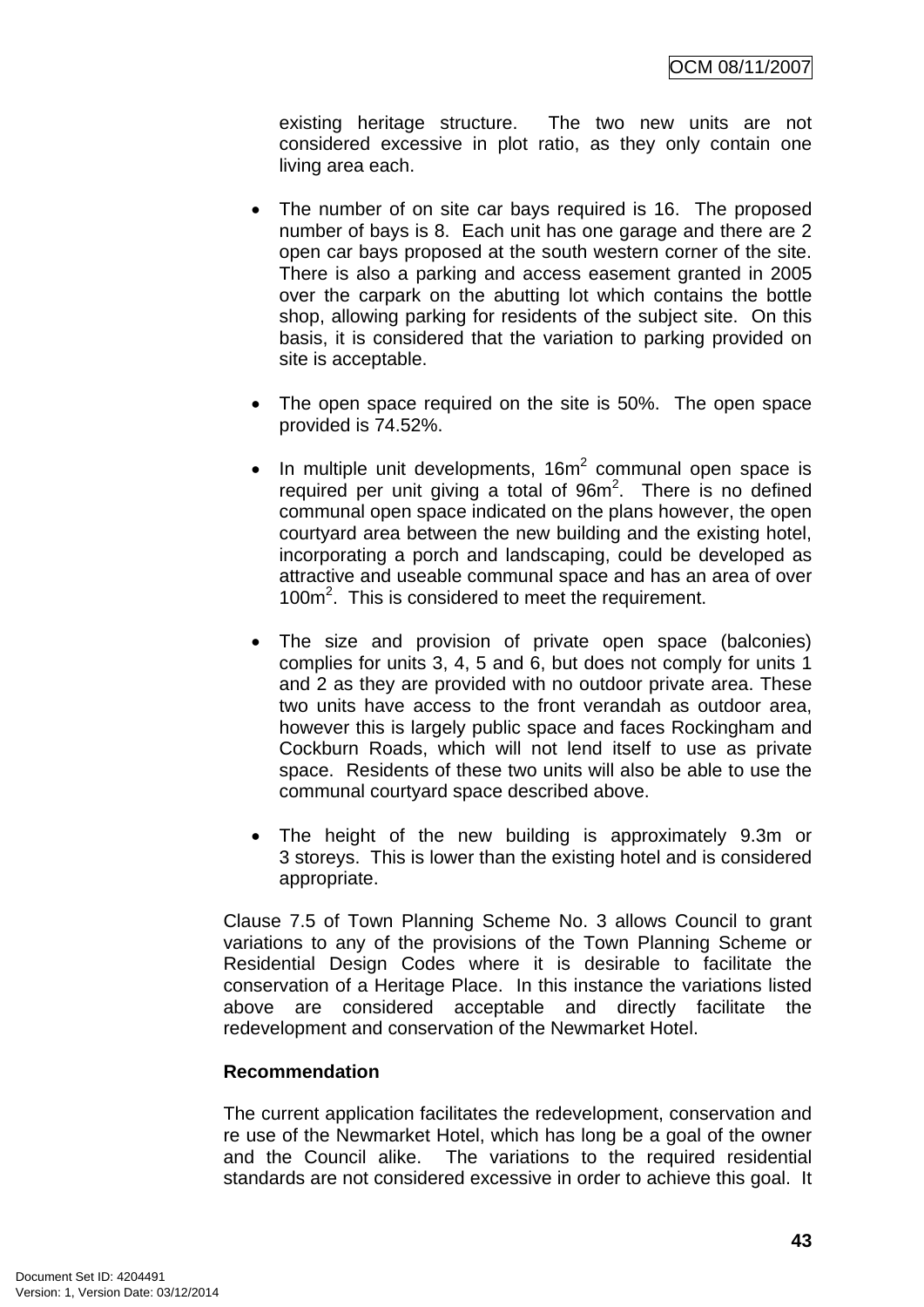existing heritage structure. The two new units are not considered excessive in plot ratio, as they only contain one living area each.

- The number of on site car bays required is 16. The proposed number of bays is 8. Each unit has one garage and there are 2 open car bays proposed at the south western corner of the site. There is also a parking and access easement granted in 2005 over the carpark on the abutting lot which contains the bottle shop, allowing parking for residents of the subject site. On this basis, it is considered that the variation to parking provided on site is acceptable.

- The open space required on the site is 50%. The open space provided is 74.52%.

- In multiple unit developments, $16m^2$ communal open space is required per unit giving a total of $96m^2$. There is no defined communal open space indicated on the plans however, the open courtyard area between the new building and the existing hotel, incorporating a porch and landscaping, could be developed as attractive and useable communal space and has an area of over $100m^2$. This is considered to meet the requirement.

- The size and provision of private open space (balconies) complies for units 3, 4, 5 and 6, but does not comply for units 1 and 2 as they are provided with no outdoor private area. These two units have access to the front verandah as outdoor area, however this is largely public space and faces Rockingham and Cockburn Roads, which will not lend itself to use as private space. Residents of these two units will also be able to use the communal courtyard space described above.

- The height of the new building is approximately 9.3m or 3 storeys. This is lower than the existing hotel and is considered appropriate.

Clause 7.5 of Town Planning Scheme No. 3 allows Council to grant variations to any of the provisions of the Town Planning Scheme or Residential Design Codes where it is desirable to facilitate the conservation of a Heritage Place. In this instance the variations listed above are considered acceptable and directly facilitate the redevelopment and conservation of the Newmarket Hotel.

**Recommendation**

The current application facilitates the redevelopment, conservation and re use of the Newmarket Hotel, which has long be a goal of the owner and the Council alike. The variations to the required residential standards are not considered excessive in order to achieve this goal. It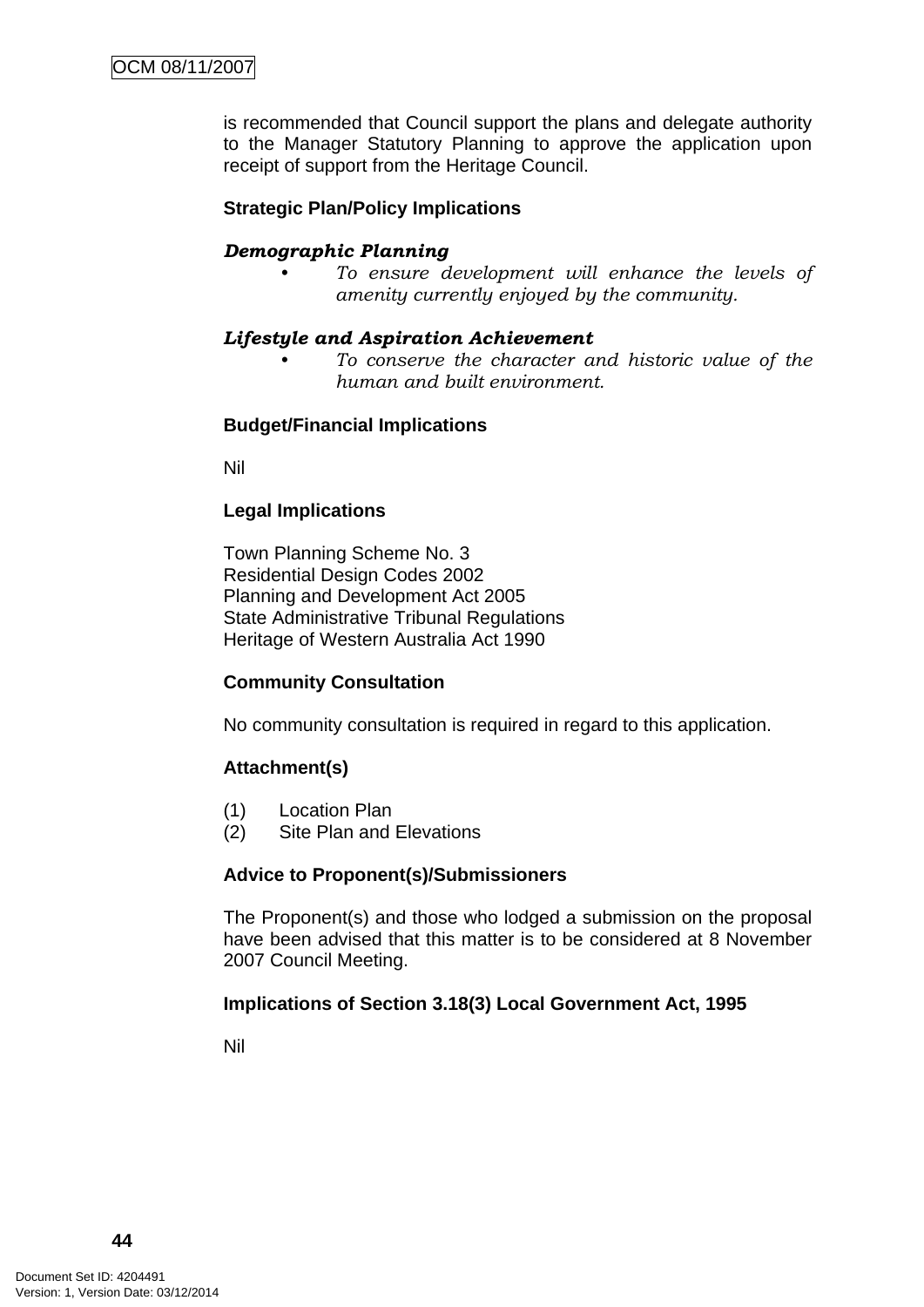is recommended that Council support the plans and delegate authority to the Manager Statutory Planning to approve the application upon receipt of support from the Heritage Council.

**Strategic Plan/Policy Implications**

***Demographic Planning***

- *To ensure development will enhance the levels of amenity currently enjoyed by the community.*

***Lifestyle and Aspiration Achievement***

- *To conserve the character and historic value of the human and built environment.*

**Budget/Financial Implications**

Nil

**Legal Implications**

Town Planning Scheme No. 3
Residential Design Codes 2002
Planning and Development Act 2005
State Administrative Tribunal Regulations
Heritage of Western Australia Act 1990

**Community Consultation**

No community consultation is required in regard to this application.

**Attachment(s)**

(1) Location Plan
(2) Site Plan and Elevations

**Advice to Proponent(s)/Submissioners**

The Proponent(s) and those who lodged a submission on the proposal have been advised that this matter is to be considered at 8 November 2007 Council Meeting.

**Implications of Section 3.18(3) Local Government Act, 1995**

Nil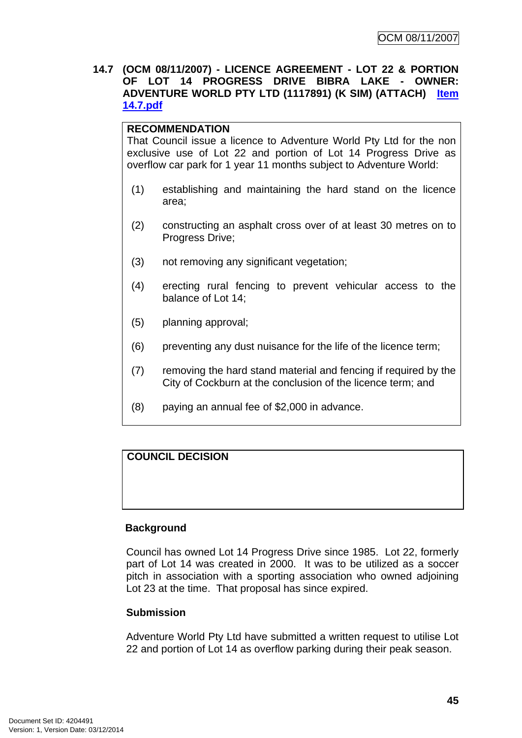### 14.7 (OCM 08/11/2007) - LICENCE AGREEMENT - LOT 22 & PORTION OF LOT 14 PROGRESS DRIVE BIBRA LAKE - OWNER: ADVENTURE WORLD PTY LTD (1117891) (K SIM) (ATTACH) [Item 14.7.pdf]

**RECOMMENDATION**

That Council issue a licence to Adventure World Pty Ltd for the non exclusive use of Lot 22 and portion of Lot 14 Progress Drive as overflow car park for 1 year 11 months subject to Adventure World:

(1) establishing and maintaining the hard stand on the licence area;

(2) constructing an asphalt cross over of at least 30 metres on to Progress Drive;

(3) not removing any significant vegetation;

(4) erecting rural fencing to prevent vehicular access to the balance of Lot 14;

(5) planning approval;

(6) preventing any dust nuisance for the life of the licence term;

(7) removing the hard stand material and fencing if required by the City of Cockburn at the conclusion of the licence term; and

(8) paying an annual fee of $2,000 in advance.

**COUNCIL DECISION**

**Background**

Council has owned Lot 14 Progress Drive since 1985. Lot 22, formerly part of Lot 14 was created in 2000. It was to be utilized as a soccer pitch in association with a sporting association who owned adjoining Lot 23 at the time. That proposal has since expired.

**Submission**

Adventure World Pty Ltd have submitted a written request to utilise Lot 22 and portion of Lot 14 as overflow parking during their peak season.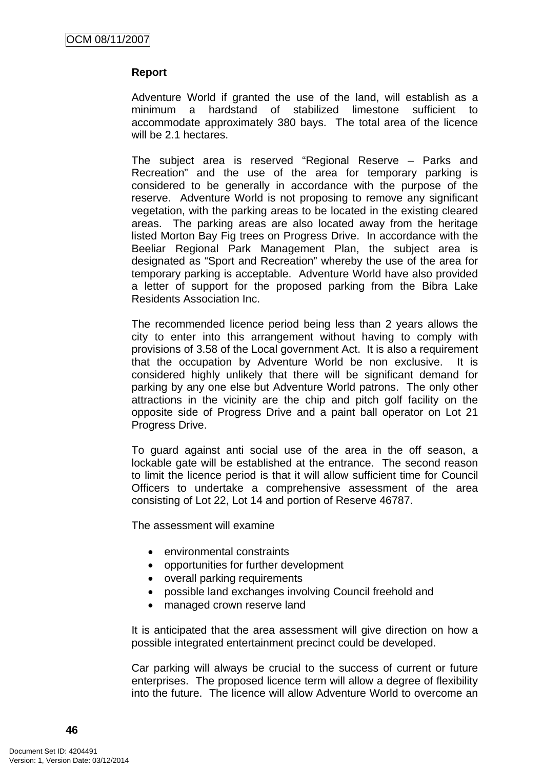**Report**

Adventure World if granted the use of the land, will establish as a minimum a hardstand of stabilized limestone sufficient to accommodate approximately 380 bays. The total area of the licence will be 2.1 hectares.

The subject area is reserved "Regional Reserve – Parks and Recreation" and the use of the area for temporary parking is considered to be generally in accordance with the purpose of the reserve. Adventure World is not proposing to remove any significant vegetation, with the parking areas to be located in the existing cleared areas. The parking areas are also located away from the heritage listed Morton Bay Fig trees on Progress Drive. In accordance with the Beeliar Regional Park Management Plan, the subject area is designated as "Sport and Recreation" whereby the use of the area for temporary parking is acceptable. Adventure World have also provided a letter of support for the proposed parking from the Bibra Lake Residents Association Inc.

The recommended licence period being less than 2 years allows the city to enter into this arrangement without having to comply with provisions of 3.58 of the Local government Act. It is also a requirement that the occupation by Adventure World be non exclusive. It is considered highly unlikely that there will be significant demand for parking by any one else but Adventure World patrons. The only other attractions in the vicinity are the chip and pitch golf facility on the opposite side of Progress Drive and a paint ball operator on Lot 21 Progress Drive.

To guard against anti social use of the area in the off season, a lockable gate will be established at the entrance. The second reason to limit the licence period is that it will allow sufficient time for Council Officers to undertake a comprehensive assessment of the area consisting of Lot 22, Lot 14 and portion of Reserve 46787.

The assessment will examine

- environmental constraints
- opportunities for further development
- overall parking requirements
- possible land exchanges involving Council freehold and
- managed crown reserve land

It is anticipated that the area assessment will give direction on how a possible integrated entertainment precinct could be developed.

Car parking will always be crucial to the success of current or future enterprises. The proposed licence term will allow a degree of flexibility into the future. The licence will allow Adventure World to overcome an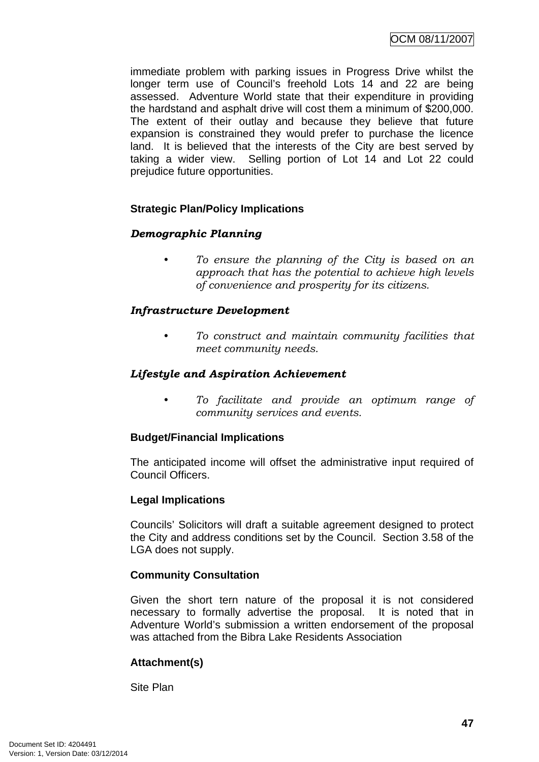immediate problem with parking issues in Progress Drive whilst the longer term use of Council's freehold Lots 14 and 22 are being assessed. Adventure World state that their expenditure in providing the hardstand and asphalt drive will cost them a minimum of $200,000. The extent of their outlay and because they believe that future expansion is constrained they would prefer to purchase the licence land. It is believed that the interests of the City are best served by taking a wider view. Selling portion of Lot 14 and Lot 22 could prejudice future opportunities.

**Strategic Plan/Policy Implications**

***Demographic Planning***

- *To ensure the planning of the City is based on an approach that has the potential to achieve high levels of convenience and prosperity for its citizens.*

***Infrastructure Development***

- *To construct and maintain community facilities that meet community needs.*

***Lifestyle and Aspiration Achievement***

- *To facilitate and provide an optimum range of community services and events.*

**Budget/Financial Implications**

The anticipated income will offset the administrative input required of Council Officers.

**Legal Implications**

Councils' Solicitors will draft a suitable agreement designed to protect the City and address conditions set by the Council. Section 3.58 of the LGA does not supply.

**Community Consultation**

Given the short tern nature of the proposal it is not considered necessary to formally advertise the proposal. It is noted that in Adventure World's submission a written endorsement of the proposal was attached from the Bibra Lake Residents Association

**Attachment(s)**

Site Plan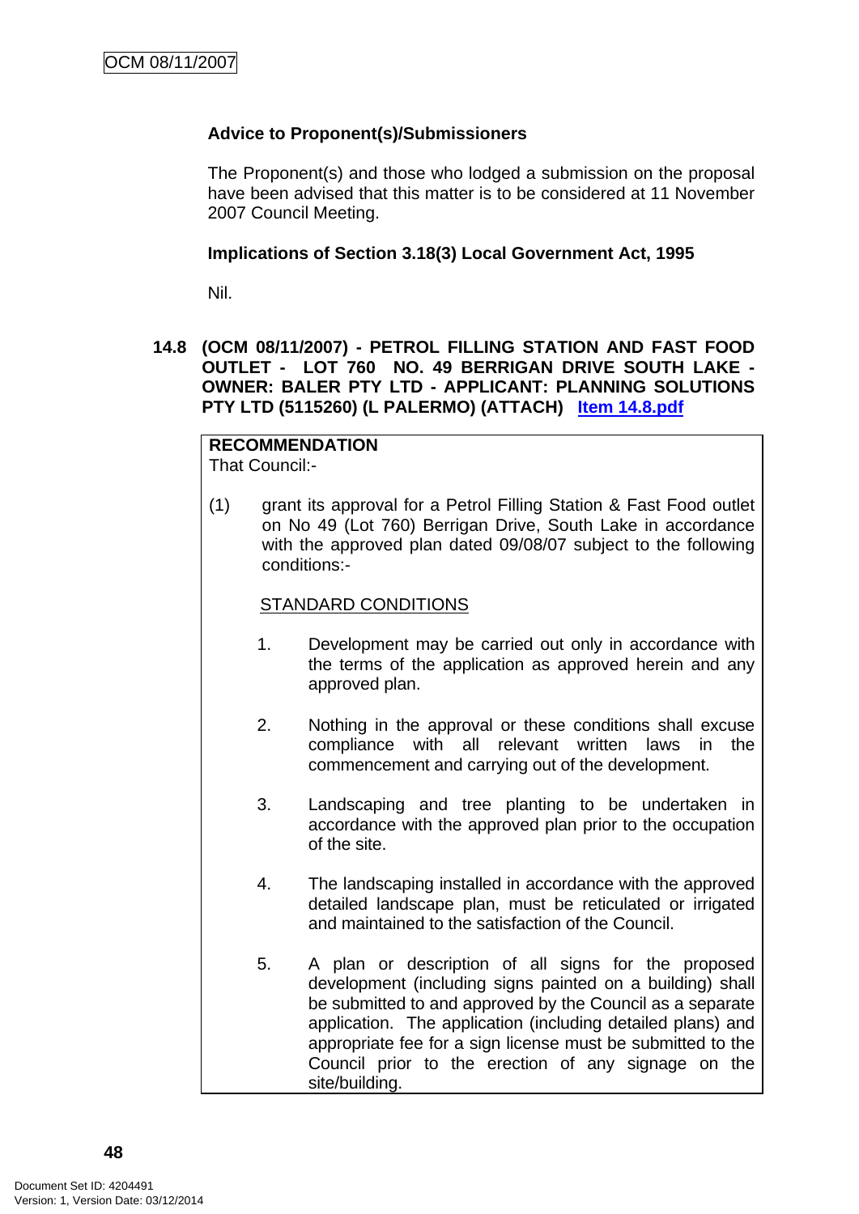**Advice to Proponent(s)/Submissioners**

The Proponent(s) and those who lodged a submission on the proposal have been advised that this matter is to be considered at 11 November 2007 Council Meeting.

**Implications of Section 3.18(3) Local Government Act, 1995**

Nil.

### 14.8 (OCM 08/11/2007) - PETROL FILLING STATION AND FAST FOOD OUTLET - LOT 760 NO. 49 BERRIGAN DRIVE SOUTH LAKE - OWNER: BALER PTY LTD - APPLICANT: PLANNING SOLUTIONS PTY LTD (5115260) (L PALERMO) (ATTACH) Item 14.8.pdf

**RECOMMENDATION**

That Council:-

(1) grant its approval for a Petrol Filling Station & Fast Food outlet on No 49 (Lot 760) Berrigan Drive, South Lake in accordance with the approved plan dated 09/08/07 subject to the following conditions:-

STANDARD CONDITIONS

1. Development may be carried out only in accordance with the terms of the application as approved herein and any approved plan.

2. Nothing in the approval or these conditions shall excuse compliance with all relevant written laws in the commencement and carrying out of the development.

3. Landscaping and tree planting to be undertaken in accordance with the approved plan prior to the occupation of the site.

4. The landscaping installed in accordance with the approved detailed landscape plan, must be reticulated or irrigated and maintained to the satisfaction of the Council.

5. A plan or description of all signs for the proposed development (including signs painted on a building) shall be submitted to and approved by the Council as a separate application. The application (including detailed plans) and appropriate fee for a sign license must be submitted to the Council prior to the erection of any signage on the site/building.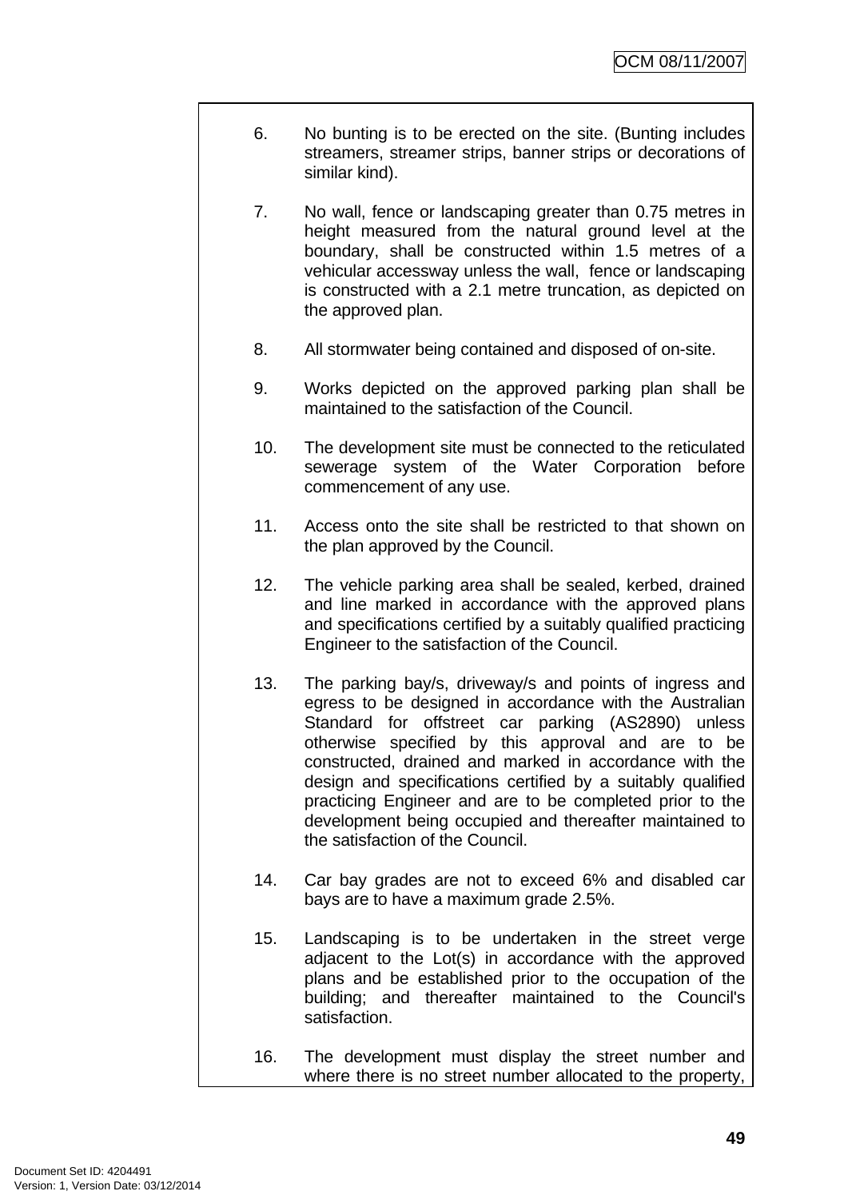6. No bunting is to be erected on the site. (Bunting includes streamers, streamer strips, banner strips or decorations of similar kind).

7. No wall, fence or landscaping greater than 0.75 metres in height measured from the natural ground level at the boundary, shall be constructed within 1.5 metres of a vehicular accessway unless the wall, fence or landscaping is constructed with a 2.1 metre truncation, as depicted on the approved plan.

8. All stormwater being contained and disposed of on-site.

9. Works depicted on the approved parking plan shall be maintained to the satisfaction of the Council.

10. The development site must be connected to the reticulated sewerage system of the Water Corporation before commencement of any use.

11. Access onto the site shall be restricted to that shown on the plan approved by the Council.

12. The vehicle parking area shall be sealed, kerbed, drained and line marked in accordance with the approved plans and specifications certified by a suitably qualified practicing Engineer to the satisfaction of the Council.

13. The parking bay/s, driveway/s and points of ingress and egress to be designed in accordance with the Australian Standard for offstreet car parking (AS2890) unless otherwise specified by this approval and are to be constructed, drained and marked in accordance with the design and specifications certified by a suitably qualified practicing Engineer and are to be completed prior to the development being occupied and thereafter maintained to the satisfaction of the Council.

14. Car bay grades are not to exceed 6% and disabled car bays are to have a maximum grade 2.5%.

15. Landscaping is to be undertaken in the street verge adjacent to the Lot(s) in accordance with the approved plans and be established prior to the occupation of the building; and thereafter maintained to the Council's satisfaction.

16. The development must display the street number and where there is no street number allocated to the property,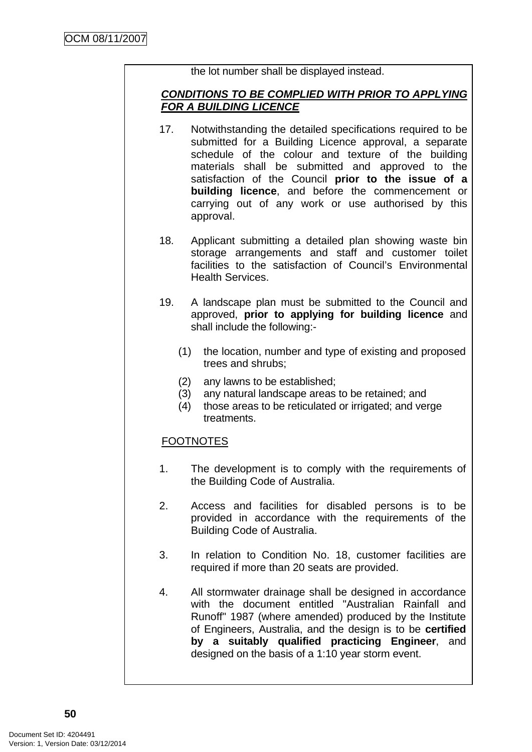the lot number shall be displayed instead.

***<u>CONDITIONS TO BE COMPLIED WITH PRIOR TO APPLYING FOR A BUILDING LICENCE</u>***

17. Notwithstanding the detailed specifications required to be submitted for a Building Licence approval, a separate schedule of the colour and texture of the building materials shall be submitted and approved to the satisfaction of the Council **prior to the issue of a building licence**, and before the commencement or carrying out of any work or use authorised by this approval.

18. Applicant submitting a detailed plan showing waste bin storage arrangements and staff and customer toilet facilities to the satisfaction of Council's Environmental Health Services.

19. A landscape plan must be submitted to the Council and approved, **prior to applying for building licence** and shall include the following:-

    (1) the location, number and type of existing and proposed trees and shrubs;
    (2) any lawns to be established;
    (3) any natural landscape areas to be retained; and
    (4) those areas to be reticulated or irrigated; and verge treatments.

<u>FOOTNOTES</u>

1. The development is to comply with the requirements of the Building Code of Australia.

2. Access and facilities for disabled persons is to be provided in accordance with the requirements of the Building Code of Australia.

3. In relation to Condition No. 18, customer facilities are required if more than 20 seats are provided.

4. All stormwater drainage shall be designed in accordance with the document entitled "Australian Rainfall and Runoff" 1987 (where amended) produced by the Institute of Engineers, Australia, and the design is to be **certified by a suitably qualified practicing Engineer**, and designed on the basis of a 1:10 year storm event.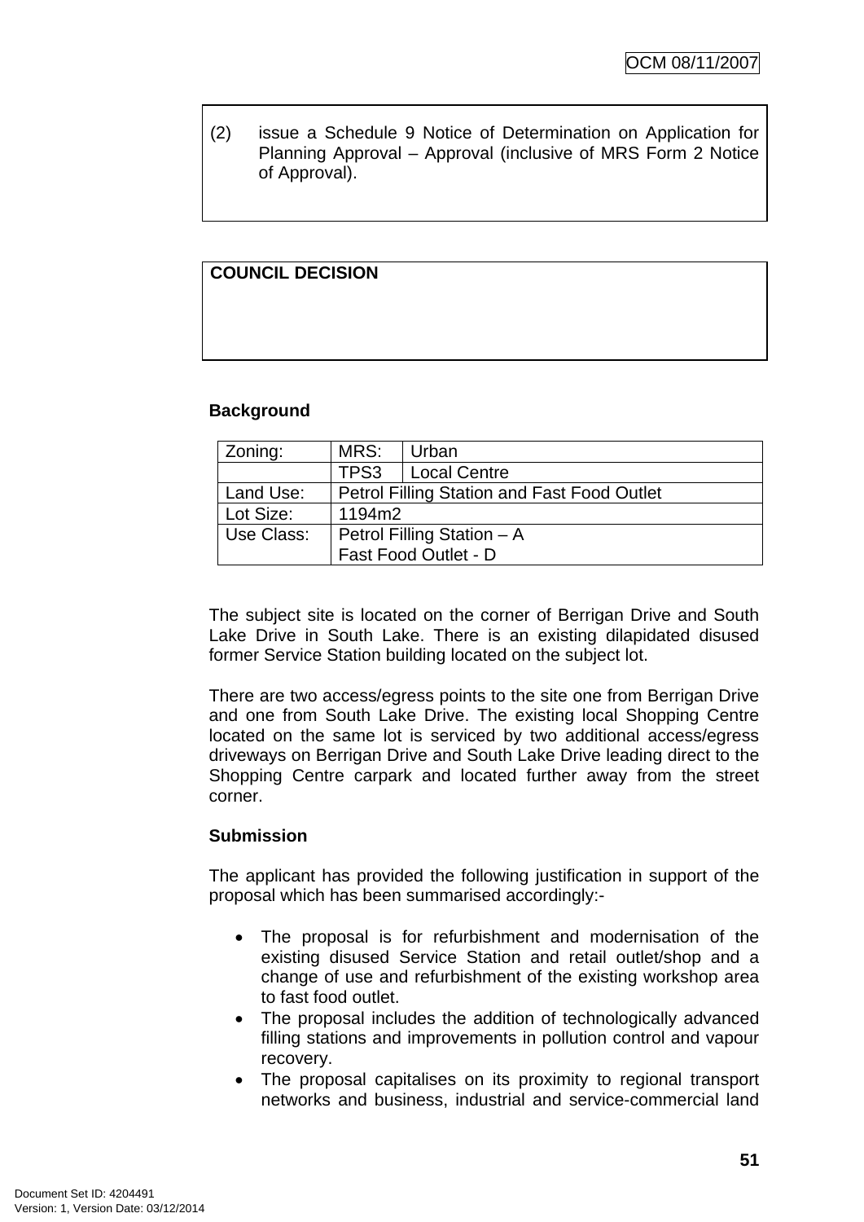(2) issue a Schedule 9 Notice of Determination on Application for Planning Approval – Approval (inclusive of MRS Form 2 Notice of Approval).

**COUNCIL DECISION**

**Background**

| | | |
|---|---|---|
| Zoning: | MRS: | Urban |
| | TPS3 | Local Centre |
| Land Use: | Petrol Filling Station and Fast Food Outlet | |
| Lot Size: | 1194m2 | |
| Use Class: | Petrol Filling Station – A<br>Fast Food Outlet - D | |

The subject site is located on the corner of Berrigan Drive and South Lake Drive in South Lake. There is an existing dilapidated disused former Service Station building located on the subject lot.

There are two access/egress points to the site one from Berrigan Drive and one from South Lake Drive. The existing local Shopping Centre located on the same lot is serviced by two additional access/egress driveways on Berrigan Drive and South Lake Drive leading direct to the Shopping Centre carpark and located further away from the street corner.

**Submission**

The applicant has provided the following justification in support of the proposal which has been summarised accordingly:-

- The proposal is for refurbishment and modernisation of the existing disused Service Station and retail outlet/shop and a change of use and refurbishment of the existing workshop area to fast food outlet.
- The proposal includes the addition of technologically advanced filling stations and improvements in pollution control and vapour recovery.
- The proposal capitalises on its proximity to regional transport networks and business, industrial and service-commercial land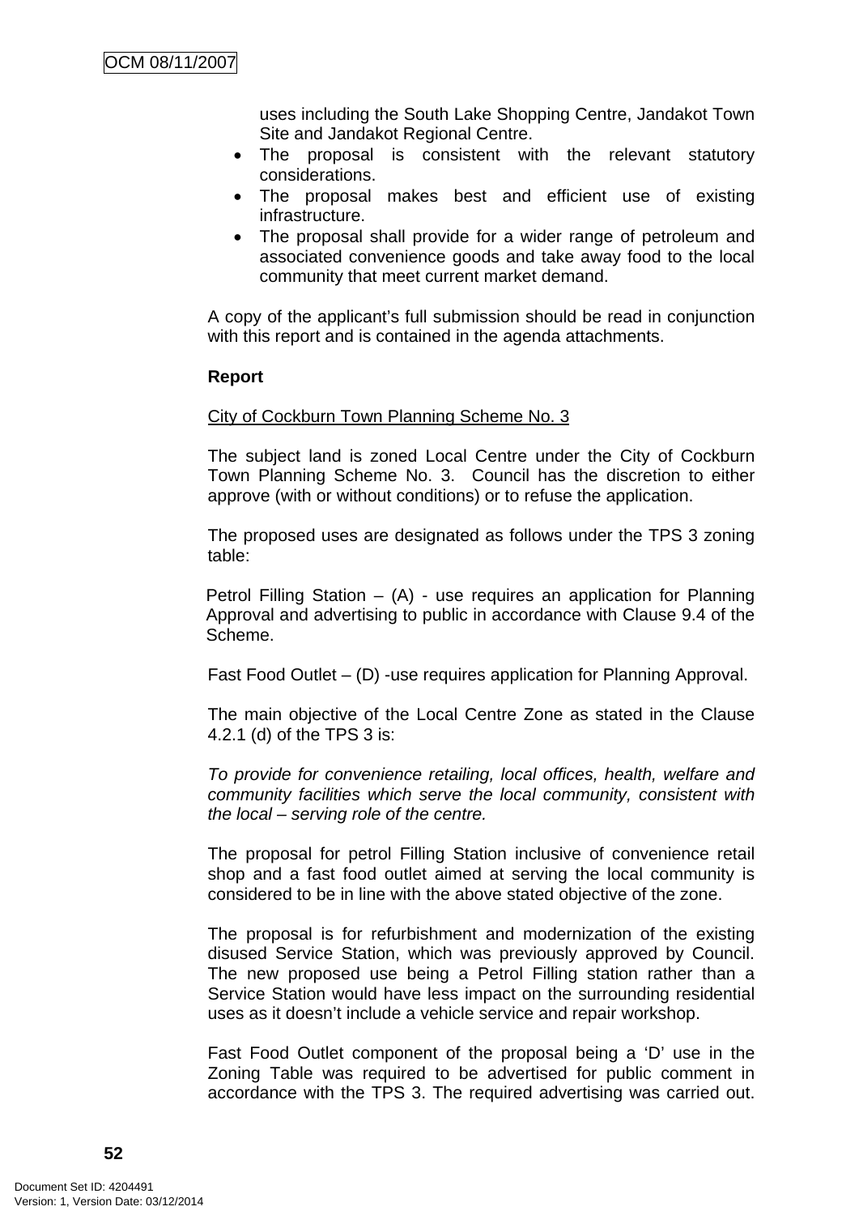uses including the South Lake Shopping Centre, Jandakot Town Site and Jandakot Regional Centre.

- The proposal is consistent with the relevant statutory considerations.
- The proposal makes best and efficient use of existing infrastructure.
- The proposal shall provide for a wider range of petroleum and associated convenience goods and take away food to the local community that meet current market demand.

A copy of the applicant's full submission should be read in conjunction with this report and is contained in the agenda attachments.

**Report**

City of Cockburn Town Planning Scheme No. 3

The subject land is zoned Local Centre under the City of Cockburn Town Planning Scheme No. 3. Council has the discretion to either approve (with or without conditions) or to refuse the application.

The proposed uses are designated as follows under the TPS 3 zoning table:

Petrol Filling Station – (A) - use requires an application for Planning Approval and advertising to public in accordance with Clause 9.4 of the Scheme.

Fast Food Outlet – (D) -use requires application for Planning Approval.

The main objective of the Local Centre Zone as stated in the Clause 4.2.1 (d) of the TPS 3 is:

*To provide for convenience retailing, local offices, health, welfare and community facilities which serve the local community, consistent with the local – serving role of the centre.*

The proposal for petrol Filling Station inclusive of convenience retail shop and a fast food outlet aimed at serving the local community is considered to be in line with the above stated objective of the zone.

The proposal is for refurbishment and modernization of the existing disused Service Station, which was previously approved by Council. The new proposed use being a Petrol Filling station rather than a Service Station would have less impact on the surrounding residential uses as it doesn't include a vehicle service and repair workshop.

Fast Food Outlet component of the proposal being a 'D' use in the Zoning Table was required to be advertised for public comment in accordance with the TPS 3. The required advertising was carried out.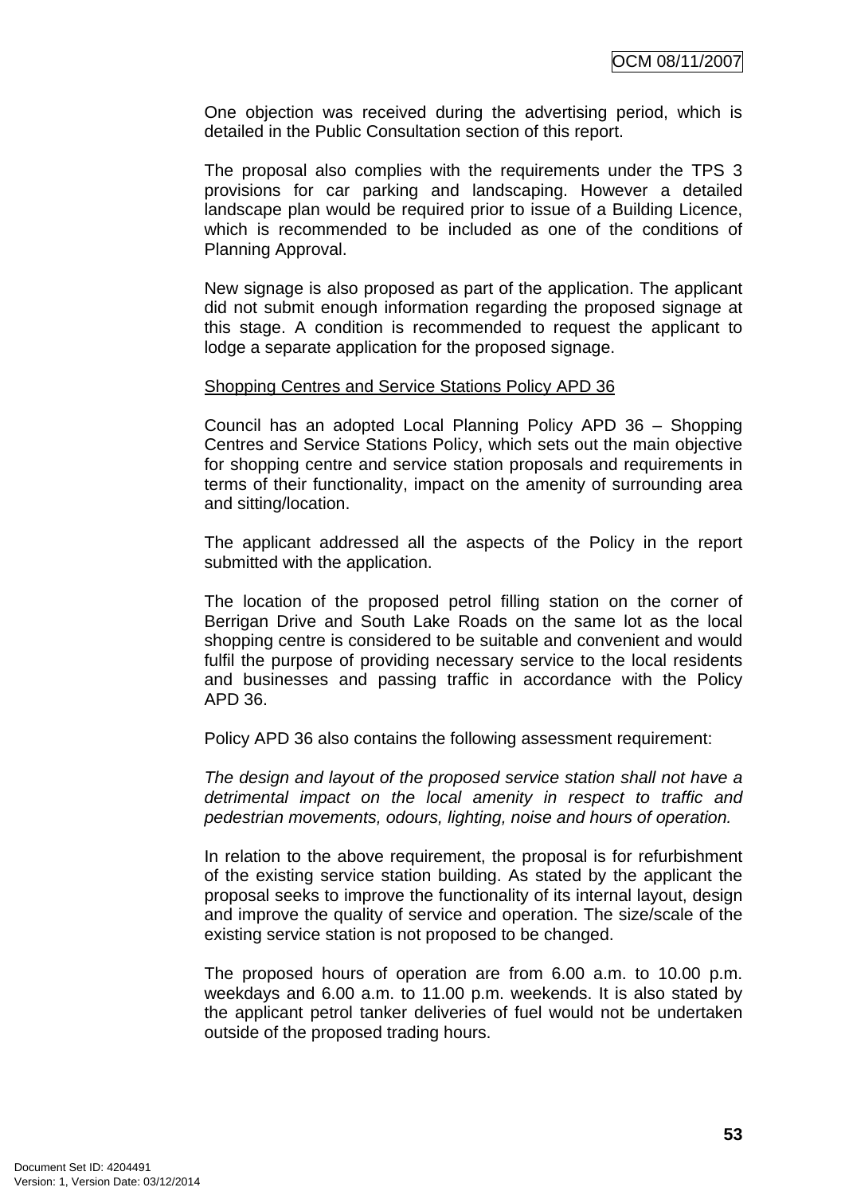One objection was received during the advertising period, which is detailed in the Public Consultation section of this report.

The proposal also complies with the requirements under the TPS 3 provisions for car parking and landscaping. However a detailed landscape plan would be required prior to issue of a Building Licence, which is recommended to be included as one of the conditions of Planning Approval.

New signage is also proposed as part of the application. The applicant did not submit enough information regarding the proposed signage at this stage. A condition is recommended to request the applicant to lodge a separate application for the proposed signage.

Shopping Centres and Service Stations Policy APD 36

Council has an adopted Local Planning Policy APD 36 – Shopping Centres and Service Stations Policy, which sets out the main objective for shopping centre and service station proposals and requirements in terms of their functionality, impact on the amenity of surrounding area and sitting/location.

The applicant addressed all the aspects of the Policy in the report submitted with the application.

The location of the proposed petrol filling station on the corner of Berrigan Drive and South Lake Roads on the same lot as the local shopping centre is considered to be suitable and convenient and would fulfil the purpose of providing necessary service to the local residents and businesses and passing traffic in accordance with the Policy APD 36.

Policy APD 36 also contains the following assessment requirement:

*The design and layout of the proposed service station shall not have a detrimental impact on the local amenity in respect to traffic and pedestrian movements, odours, lighting, noise and hours of operation.*

In relation to the above requirement, the proposal is for refurbishment of the existing service station building. As stated by the applicant the proposal seeks to improve the functionality of its internal layout, design and improve the quality of service and operation. The size/scale of the existing service station is not proposed to be changed.

The proposed hours of operation are from 6.00 a.m. to 10.00 p.m. weekdays and 6.00 a.m. to 11.00 p.m. weekends. It is also stated by the applicant petrol tanker deliveries of fuel would not be undertaken outside of the proposed trading hours.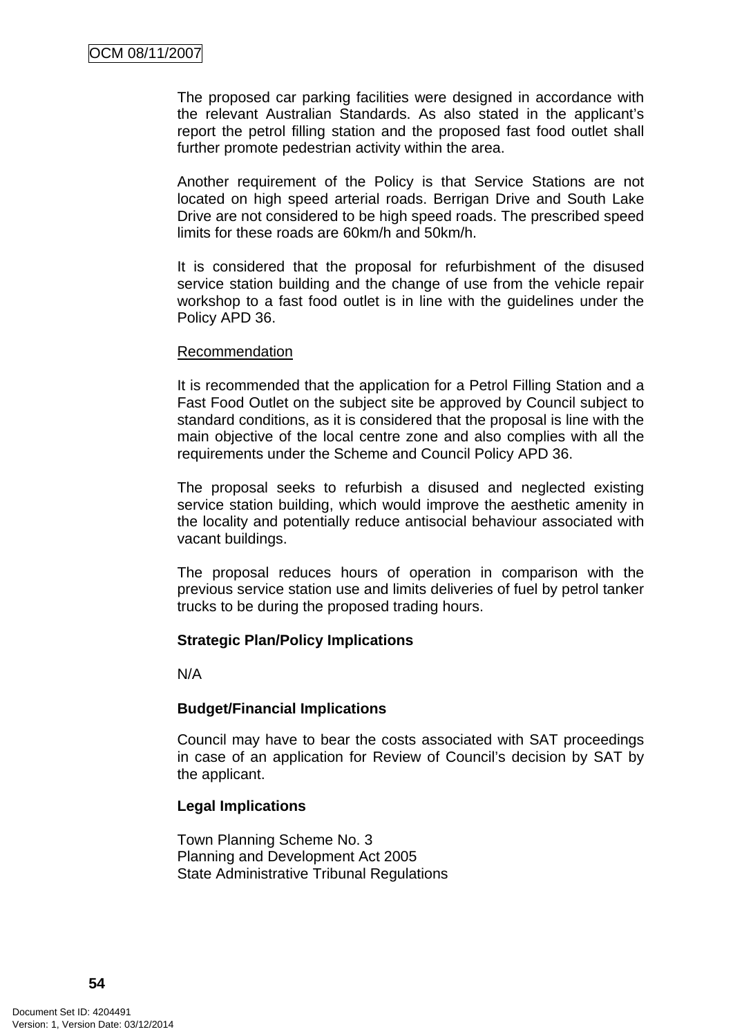The proposed car parking facilities were designed in accordance with the relevant Australian Standards. As also stated in the applicant's report the petrol filling station and the proposed fast food outlet shall further promote pedestrian activity within the area.

Another requirement of the Policy is that Service Stations are not located on high speed arterial roads. Berrigan Drive and South Lake Drive are not considered to be high speed roads. The prescribed speed limits for these roads are 60km/h and 50km/h.

It is considered that the proposal for refurbishment of the disused service station building and the change of use from the vehicle repair workshop to a fast food outlet is in line with the guidelines under the Policy APD 36.

Recommendation

It is recommended that the application for a Petrol Filling Station and a Fast Food Outlet on the subject site be approved by Council subject to standard conditions, as it is considered that the proposal is line with the main objective of the local centre zone and also complies with all the requirements under the Scheme and Council Policy APD 36.

The proposal seeks to refurbish a disused and neglected existing service station building, which would improve the aesthetic amenity in the locality and potentially reduce antisocial behaviour associated with vacant buildings.

The proposal reduces hours of operation in comparison with the previous service station use and limits deliveries of fuel by petrol tanker trucks to be during the proposed trading hours.

**Strategic Plan/Policy Implications**

N/A

**Budget/Financial Implications**

Council may have to bear the costs associated with SAT proceedings in case of an application for Review of Council's decision by SAT by the applicant.

**Legal Implications**

Town Planning Scheme No. 3
Planning and Development Act 2005
State Administrative Tribunal Regulations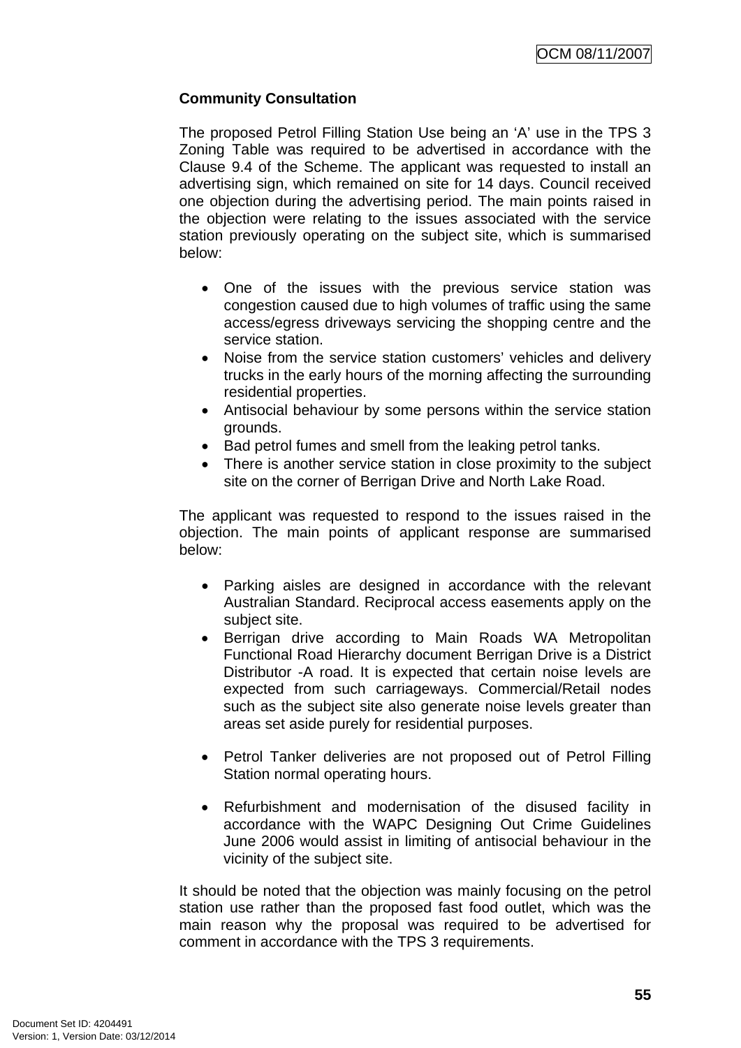**Community Consultation**

The proposed Petrol Filling Station Use being an 'A' use in the TPS 3 Zoning Table was required to be advertised in accordance with the Clause 9.4 of the Scheme. The applicant was requested to install an advertising sign, which remained on site for 14 days. Council received one objection during the advertising period. The main points raised in the objection were relating to the issues associated with the service station previously operating on the subject site, which is summarised below:

- One of the issues with the previous service station was congestion caused due to high volumes of traffic using the same access/egress driveways servicing the shopping centre and the service station.
- Noise from the service station customers' vehicles and delivery trucks in the early hours of the morning affecting the surrounding residential properties.
- Antisocial behaviour by some persons within the service station grounds.
- Bad petrol fumes and smell from the leaking petrol tanks.
- There is another service station in close proximity to the subject site on the corner of Berrigan Drive and North Lake Road.

The applicant was requested to respond to the issues raised in the objection. The main points of applicant response are summarised below:

- Parking aisles are designed in accordance with the relevant Australian Standard. Reciprocal access easements apply on the subject site.
- Berrigan drive according to Main Roads WA Metropolitan Functional Road Hierarchy document Berrigan Drive is a District Distributor -A road. It is expected that certain noise levels are expected from such carriageways. Commercial/Retail nodes such as the subject site also generate noise levels greater than areas set aside purely for residential purposes.

- Petrol Tanker deliveries are not proposed out of Petrol Filling Station normal operating hours.

- Refurbishment and modernisation of the disused facility in accordance with the WAPC Designing Out Crime Guidelines June 2006 would assist in limiting of antisocial behaviour in the vicinity of the subject site.

It should be noted that the objection was mainly focusing on the petrol station use rather than the proposed fast food outlet, which was the main reason why the proposal was required to be advertised for comment in accordance with the TPS 3 requirements.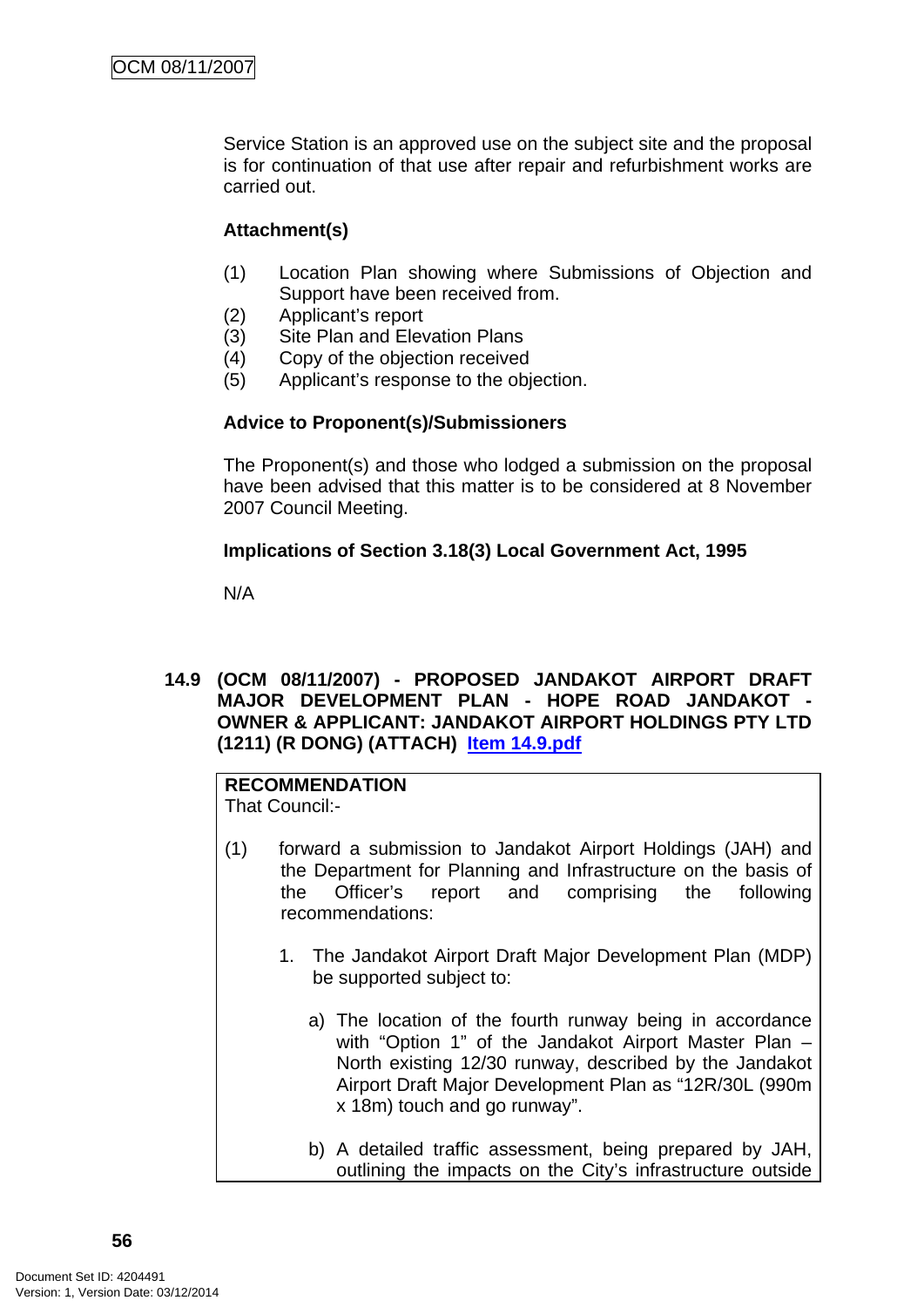Service Station is an approved use on the subject site and the proposal is for continuation of that use after repair and refurbishment works are carried out.

**Attachment(s)**

(1) Location Plan showing where Submissions of Objection and Support have been received from.
(2) Applicant's report
(3) Site Plan and Elevation Plans
(4) Copy of the objection received
(5) Applicant's response to the objection.

**Advice to Proponent(s)/Submissioners**

The Proponent(s) and those who lodged a submission on the proposal have been advised that this matter is to be considered at 8 November 2007 Council Meeting.

**Implications of Section 3.18(3) Local Government Act, 1995**

N/A

## 14.9 (OCM 08/11/2007) - PROPOSED JANDAKOT AIRPORT DRAFT MAJOR DEVELOPMENT PLAN - HOPE ROAD JANDAKOT - OWNER & APPLICANT: JANDAKOT AIRPORT HOLDINGS PTY LTD (1211) (R DONG) (ATTACH) Item 14.9.pdf

**RECOMMENDATION**
That Council:-

(1) forward a submission to Jandakot Airport Holdings (JAH) and the Department for Planning and Infrastructure on the basis of the Officer's report and comprising the following recommendations:

1. The Jandakot Airport Draft Major Development Plan (MDP) be supported subject to:

   a) The location of the fourth runway being in accordance with "Option 1" of the Jandakot Airport Master Plan – North existing 12/30 runway, described by the Jandakot Airport Draft Major Development Plan as "12R/30L (990m x 18m) touch and go runway".

   b) A detailed traffic assessment, being prepared by JAH, outlining the impacts on the City's infrastructure outside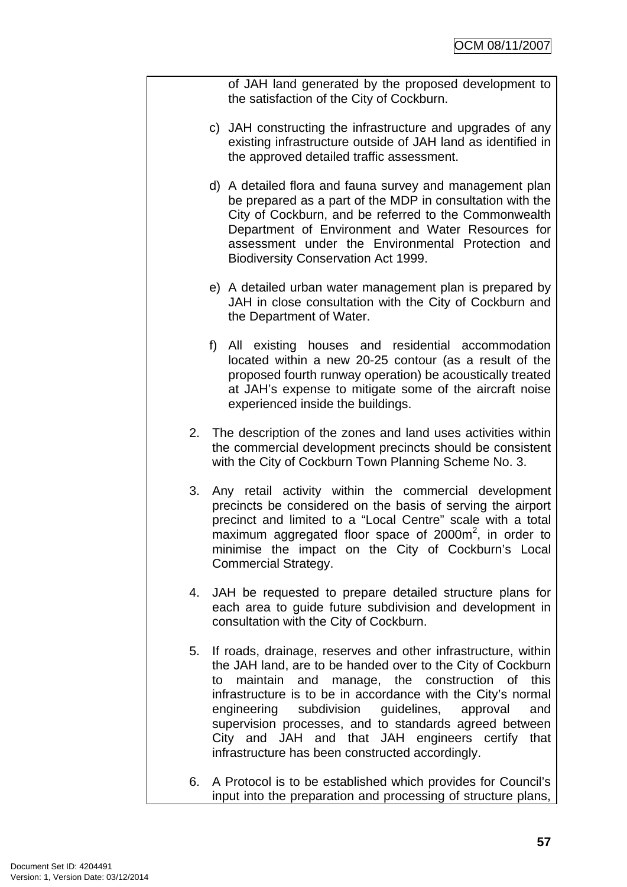of JAH land generated by the proposed development to the satisfaction of the City of Cockburn.

c) JAH constructing the infrastructure and upgrades of any existing infrastructure outside of JAH land as identified in the approved detailed traffic assessment.

d) A detailed flora and fauna survey and management plan be prepared as a part of the MDP in consultation with the City of Cockburn, and be referred to the Commonwealth Department of Environment and Water Resources for assessment under the Environmental Protection and Biodiversity Conservation Act 1999.

e) A detailed urban water management plan is prepared by JAH in close consultation with the City of Cockburn and the Department of Water.

f) All existing houses and residential accommodation located within a new 20-25 contour (as a result of the proposed fourth runway operation) be acoustically treated at JAH's expense to mitigate some of the aircraft noise experienced inside the buildings.

2. The description of the zones and land uses activities within the commercial development precincts should be consistent with the City of Cockburn Town Planning Scheme No. 3.

3. Any retail activity within the commercial development precincts be considered on the basis of serving the airport precinct and limited to a "Local Centre" scale with a total maximum aggregated floor space of 2000m$^2$, in order to minimise the impact on the City of Cockburn's Local Commercial Strategy.

4. JAH be requested to prepare detailed structure plans for each area to guide future subdivision and development in consultation with the City of Cockburn.

5. If roads, drainage, reserves and other infrastructure, within the JAH land, are to be handed over to the City of Cockburn to maintain and manage, the construction of this infrastructure is to be in accordance with the City's normal engineering subdivision guidelines, approval and supervision processes, and to standards agreed between City and JAH and that JAH engineers certify that infrastructure has been constructed accordingly.

6. A Protocol is to be established which provides for Council's input into the preparation and processing of structure plans,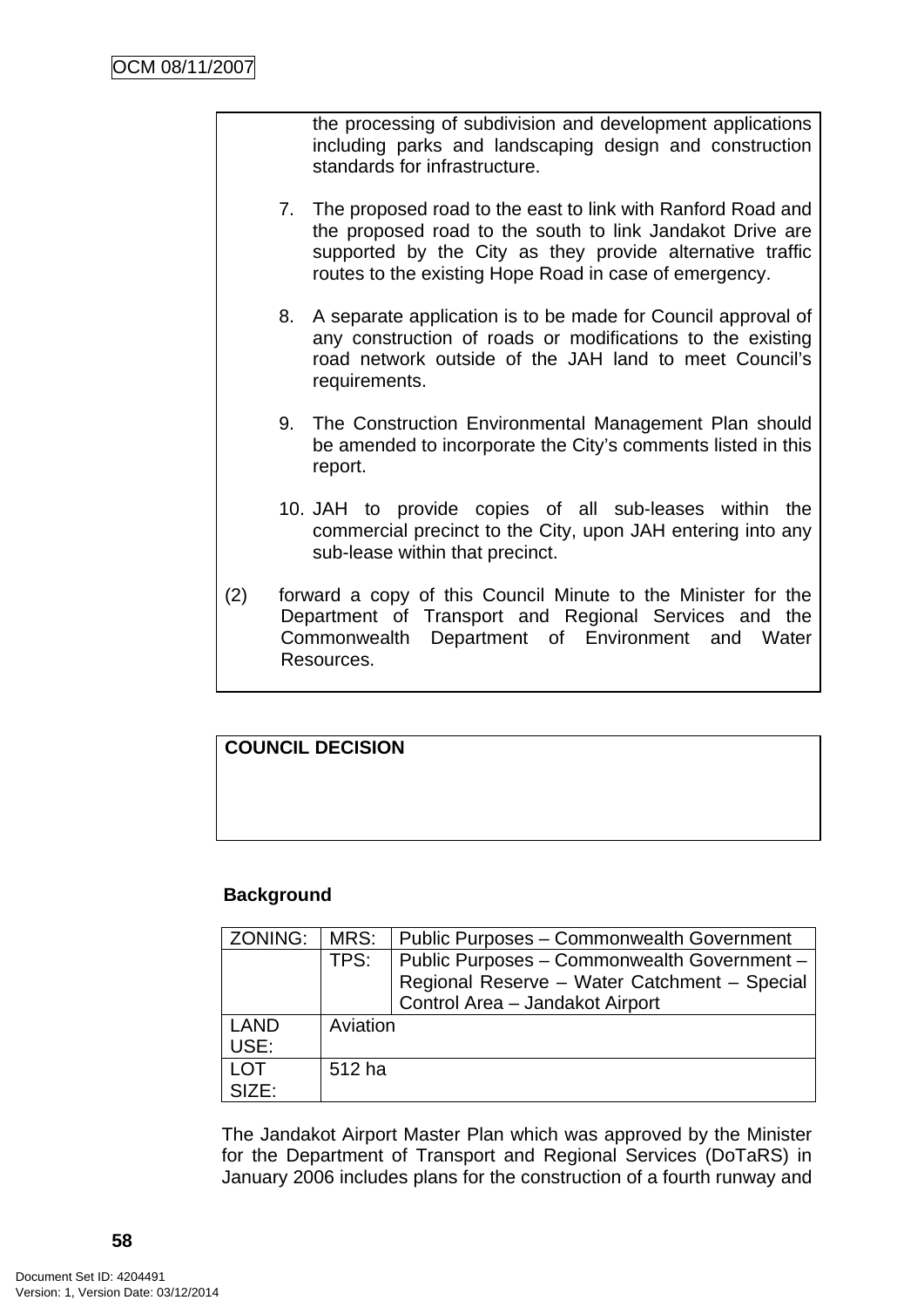the processing of subdivision and development applications including parks and landscaping design and construction standards for infrastructure.

7. The proposed road to the east to link with Ranford Road and the proposed road to the south to link Jandakot Drive are supported by the City as they provide alternative traffic routes to the existing Hope Road in case of emergency.

8. A separate application is to be made for Council approval of any construction of roads or modifications to the existing road network outside of the JAH land to meet Council's requirements.

9. The Construction Environmental Management Plan should be amended to incorporate the City's comments listed in this report.

10. JAH to provide copies of all sub-leases within the commercial precinct to the City, upon JAH entering into any sub-lease within that precinct.

(2) forward a copy of this Council Minute to the Minister for the Department of Transport and Regional Services and the Commonwealth Department of Environment and Water Resources.

**COUNCIL DECISION**

**Background**

| | | |
|---|---|---|
| ZONING: | MRS: | Public Purposes – Commonwealth Government |
| | TPS: | Public Purposes – Commonwealth Government – Regional Reserve – Water Catchment – Special Control Area – Jandakot Airport |
| LAND USE: | Aviation | |
| LOT SIZE: | 512 ha | |

The Jandakot Airport Master Plan which was approved by the Minister for the Department of Transport and Regional Services (DoTaRS) in January 2006 includes plans for the construction of a fourth runway and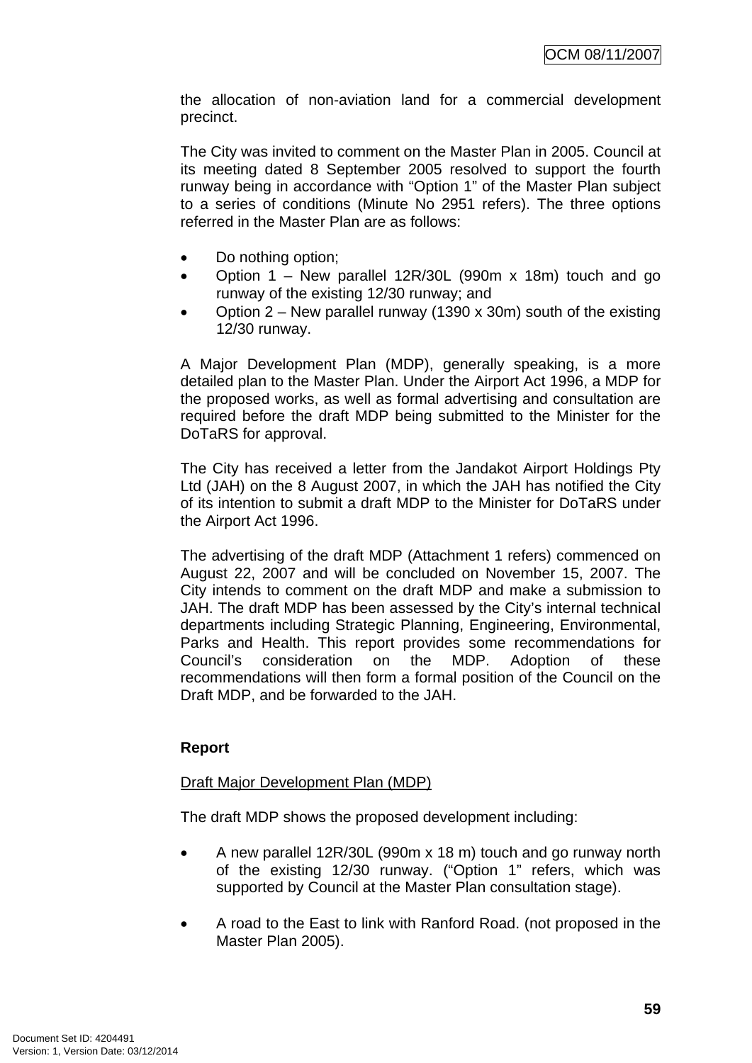the allocation of non-aviation land for a commercial development precinct.

The City was invited to comment on the Master Plan in 2005. Council at its meeting dated 8 September 2005 resolved to support the fourth runway being in accordance with "Option 1" of the Master Plan subject to a series of conditions (Minute No 2951 refers). The three options referred in the Master Plan are as follows:

- Do nothing option;
- Option 1 – New parallel 12R/30L (990m x 18m) touch and go runway of the existing 12/30 runway; and
- Option 2 – New parallel runway (1390 x 30m) south of the existing 12/30 runway.

A Major Development Plan (MDP), generally speaking, is a more detailed plan to the Master Plan. Under the Airport Act 1996, a MDP for the proposed works, as well as formal advertising and consultation are required before the draft MDP being submitted to the Minister for the DoTaRS for approval.

The City has received a letter from the Jandakot Airport Holdings Pty Ltd (JAH) on the 8 August 2007, in which the JAH has notified the City of its intention to submit a draft MDP to the Minister for DoTaRS under the Airport Act 1996.

The advertising of the draft MDP (Attachment 1 refers) commenced on August 22, 2007 and will be concluded on November 15, 2007. The City intends to comment on the draft MDP and make a submission to JAH. The draft MDP has been assessed by the City's internal technical departments including Strategic Planning, Engineering, Environmental, Parks and Health. This report provides some recommendations for Council's consideration on the MDP. Adoption of these recommendations will then form a formal position of the Council on the Draft MDP, and be forwarded to the JAH.

**Report**

Draft Major Development Plan (MDP)

The draft MDP shows the proposed development including:

- A new parallel 12R/30L (990m x 18 m) touch and go runway north of the existing 12/30 runway. ("Option 1" refers, which was supported by Council at the Master Plan consultation stage).

- A road to the East to link with Ranford Road. (not proposed in the Master Plan 2005).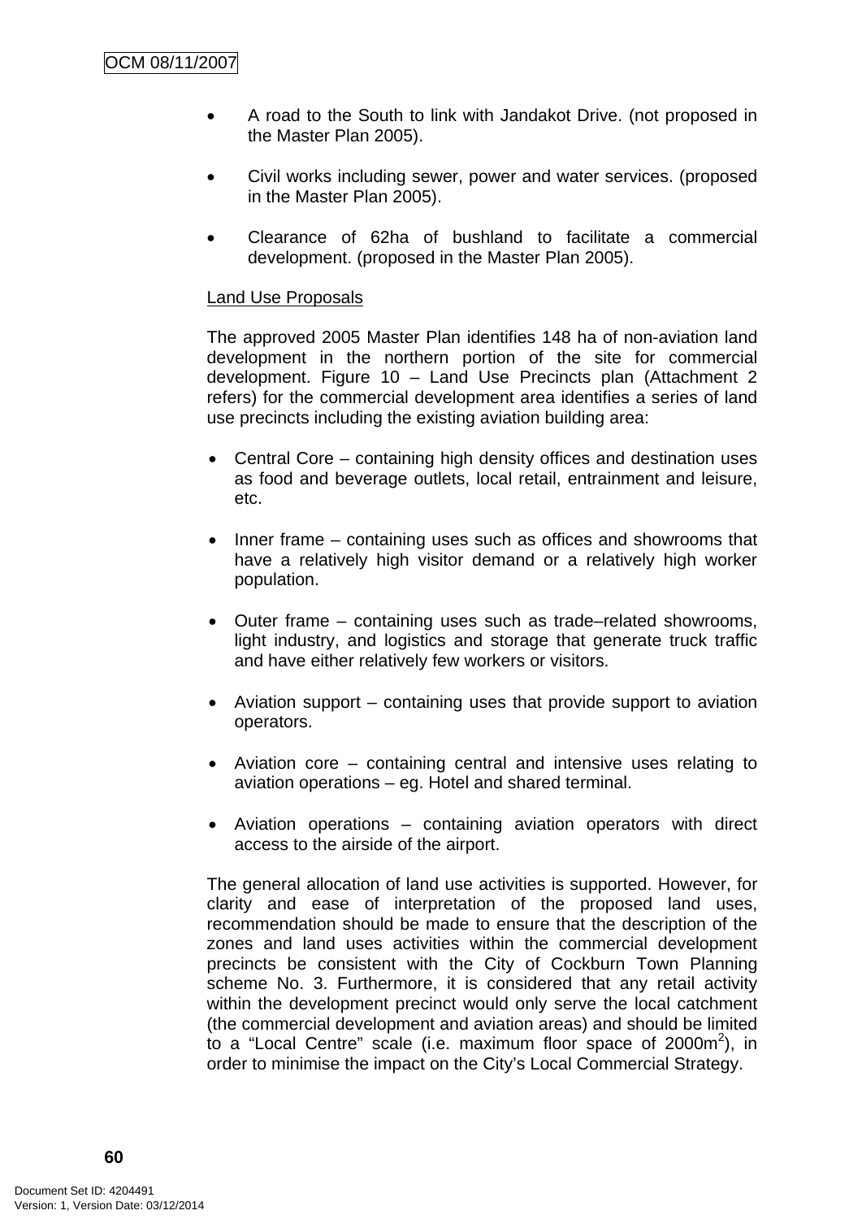- A road to the South to link with Jandakot Drive. (not proposed in the Master Plan 2005).
- Civil works including sewer, power and water services. (proposed in the Master Plan 2005).
- Clearance of 62ha of bushland to facilitate a commercial development. (proposed in the Master Plan 2005).

Land Use Proposals

The approved 2005 Master Plan identifies 148 ha of non-aviation land development in the northern portion of the site for commercial development. Figure 10 – Land Use Precincts plan (Attachment 2 refers) for the commercial development area identifies a series of land use precincts including the existing aviation building area:

- Central Core – containing high density offices and destination uses as food and beverage outlets, local retail, entrainment and leisure, etc.
- Inner frame – containing uses such as offices and showrooms that have a relatively high visitor demand or a relatively high worker population.
- Outer frame – containing uses such as trade–related showrooms, light industry, and logistics and storage that generate truck traffic and have either relatively few workers or visitors.
- Aviation support – containing uses that provide support to aviation operators.
- Aviation core – containing central and intensive uses relating to aviation operations – eg. Hotel and shared terminal.
- Aviation operations – containing aviation operators with direct access to the airside of the airport.

The general allocation of land use activities is supported. However, for clarity and ease of interpretation of the proposed land uses, recommendation should be made to ensure that the description of the zones and land uses activities within the commercial development precincts be consistent with the City of Cockburn Town Planning scheme No. 3. Furthermore, it is considered that any retail activity within the development precinct would only serve the local catchment (the commercial development and aviation areas) and should be limited to a "Local Centre" scale (i.e. maximum floor space of 2000m$^2$), in order to minimise the impact on the City's Local Commercial Strategy.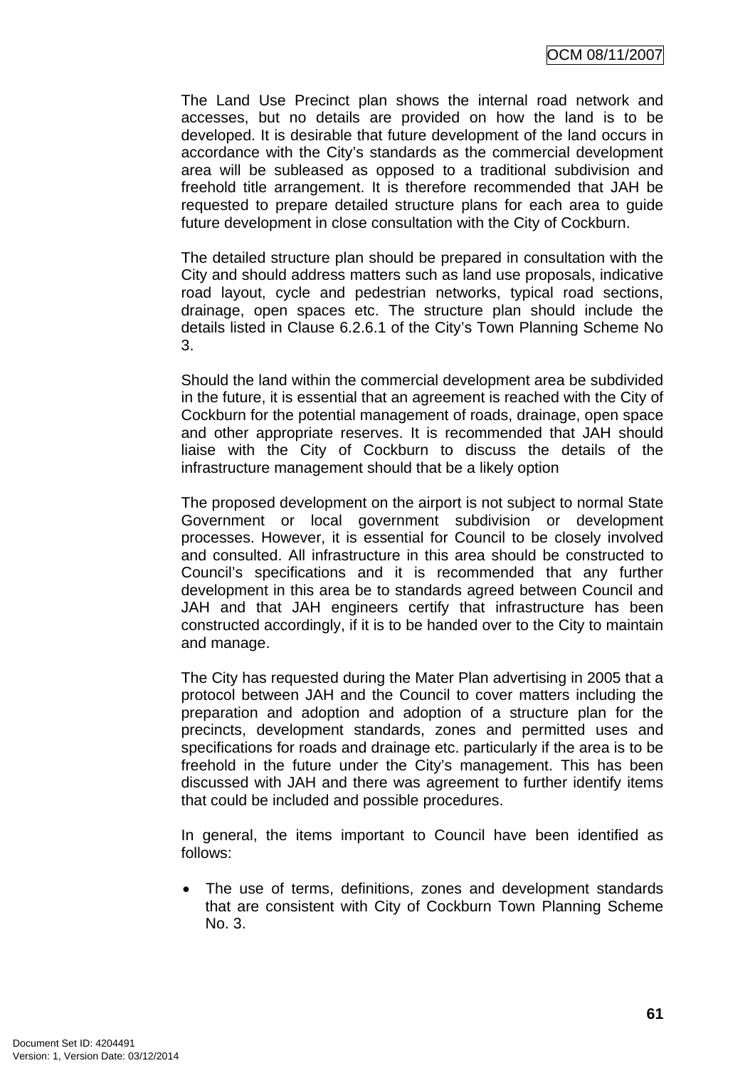The Land Use Precinct plan shows the internal road network and accesses, but no details are provided on how the land is to be developed. It is desirable that future development of the land occurs in accordance with the City's standards as the commercial development area will be subleased as opposed to a traditional subdivision and freehold title arrangement. It is therefore recommended that JAH be requested to prepare detailed structure plans for each area to guide future development in close consultation with the City of Cockburn.

The detailed structure plan should be prepared in consultation with the City and should address matters such as land use proposals, indicative road layout, cycle and pedestrian networks, typical road sections, drainage, open spaces etc. The structure plan should include the details listed in Clause 6.2.6.1 of the City's Town Planning Scheme No 3.

Should the land within the commercial development area be subdivided in the future, it is essential that an agreement is reached with the City of Cockburn for the potential management of roads, drainage, open space and other appropriate reserves. It is recommended that JAH should liaise with the City of Cockburn to discuss the details of the infrastructure management should that be a likely option

The proposed development on the airport is not subject to normal State Government or local government subdivision or development processes. However, it is essential for Council to be closely involved and consulted. All infrastructure in this area should be constructed to Council's specifications and it is recommended that any further development in this area be to standards agreed between Council and JAH and that JAH engineers certify that infrastructure has been constructed accordingly, if it is to be handed over to the City to maintain and manage.

The City has requested during the Mater Plan advertising in 2005 that a protocol between JAH and the Council to cover matters including the preparation and adoption and adoption of a structure plan for the precincts, development standards, zones and permitted uses and specifications for roads and drainage etc. particularly if the area is to be freehold in the future under the City's management. This has been discussed with JAH and there was agreement to further identify items that could be included and possible procedures.

In general, the items important to Council have been identified as follows:

- The use of terms, definitions, zones and development standards that are consistent with City of Cockburn Town Planning Scheme No. 3.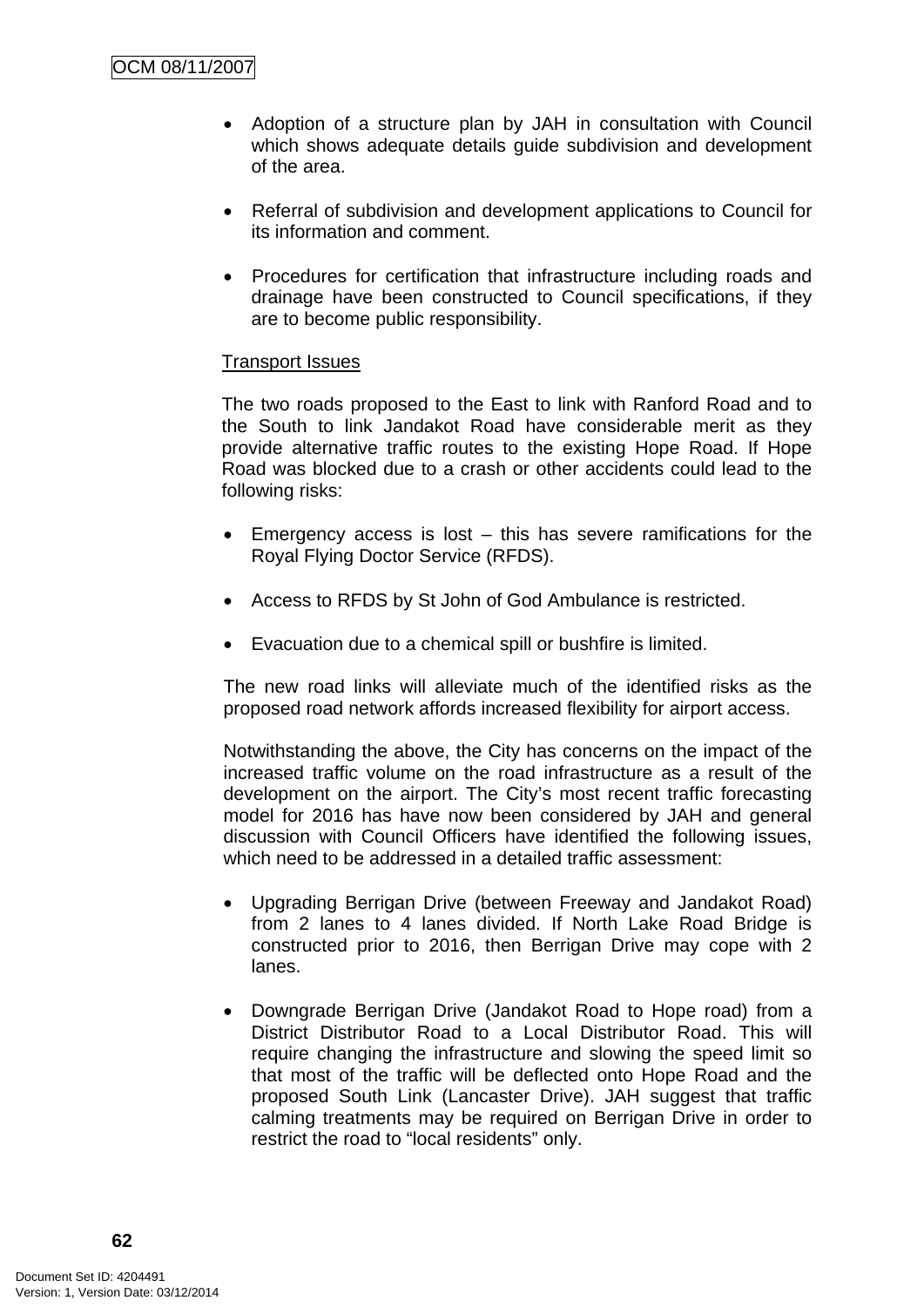- Adoption of a structure plan by JAH in consultation with Council which shows adequate details guide subdivision and development of the area.

- Referral of subdivision and development applications to Council for its information and comment.

- Procedures for certification that infrastructure including roads and drainage have been constructed to Council specifications, if they are to become public responsibility.

Transport Issues

The two roads proposed to the East to link with Ranford Road and to the South to link Jandakot Road have considerable merit as they provide alternative traffic routes to the existing Hope Road. If Hope Road was blocked due to a crash or other accidents could lead to the following risks:

- Emergency access is lost – this has severe ramifications for the Royal Flying Doctor Service (RFDS).

- Access to RFDS by St John of God Ambulance is restricted.

- Evacuation due to a chemical spill or bushfire is limited.

The new road links will alleviate much of the identified risks as the proposed road network affords increased flexibility for airport access.

Notwithstanding the above, the City has concerns on the impact of the increased traffic volume on the road infrastructure as a result of the development on the airport. The City's most recent traffic forecasting model for 2016 has have now been considered by JAH and general discussion with Council Officers have identified the following issues, which need to be addressed in a detailed traffic assessment:

- Upgrading Berrigan Drive (between Freeway and Jandakot Road) from 2 lanes to 4 lanes divided. If North Lake Road Bridge is constructed prior to 2016, then Berrigan Drive may cope with 2 lanes.

- Downgrade Berrigan Drive (Jandakot Road to Hope road) from a District Distributor Road to a Local Distributor Road. This will require changing the infrastructure and slowing the speed limit so that most of the traffic will be deflected onto Hope Road and the proposed South Link (Lancaster Drive). JAH suggest that traffic calming treatments may be required on Berrigan Drive in order to restrict the road to "local residents" only.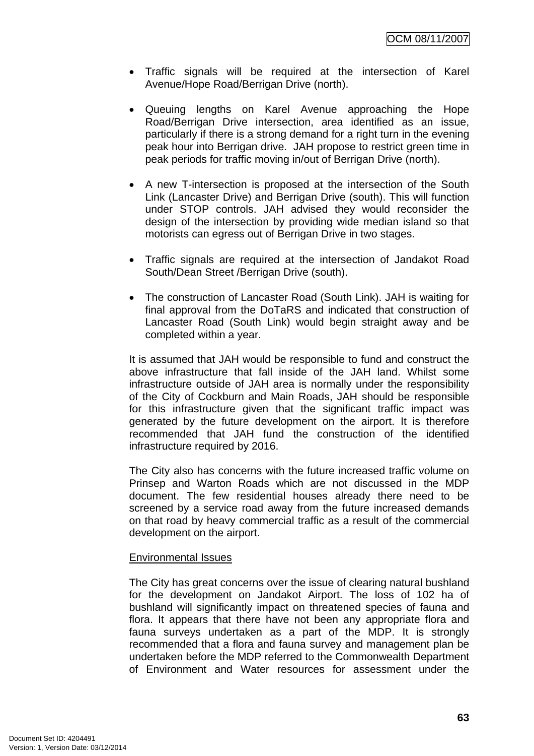- Traffic signals will be required at the intersection of Karel Avenue/Hope Road/Berrigan Drive (north).

- Queuing lengths on Karel Avenue approaching the Hope Road/Berrigan Drive intersection, area identified as an issue, particularly if there is a strong demand for a right turn in the evening peak hour into Berrigan drive. JAH propose to restrict green time in peak periods for traffic moving in/out of Berrigan Drive (north).

- A new T-intersection is proposed at the intersection of the South Link (Lancaster Drive) and Berrigan Drive (south). This will function under STOP controls. JAH advised they would reconsider the design of the intersection by providing wide median island so that motorists can egress out of Berrigan Drive in two stages.

- Traffic signals are required at the intersection of Jandakot Road South/Dean Street /Berrigan Drive (south).

- The construction of Lancaster Road (South Link). JAH is waiting for final approval from the DoTaRS and indicated that construction of Lancaster Road (South Link) would begin straight away and be completed within a year.

It is assumed that JAH would be responsible to fund and construct the above infrastructure that fall inside of the JAH land. Whilst some infrastructure outside of JAH area is normally under the responsibility of the City of Cockburn and Main Roads, JAH should be responsible for this infrastructure given that the significant traffic impact was generated by the future development on the airport. It is therefore recommended that JAH fund the construction of the identified infrastructure required by 2016.

The City also has concerns with the future increased traffic volume on Prinsep and Warton Roads which are not discussed in the MDP document. The few residential houses already there need to be screened by a service road away from the future increased demands on that road by heavy commercial traffic as a result of the commercial development on the airport.

Environmental Issues

The City has great concerns over the issue of clearing natural bushland for the development on Jandakot Airport. The loss of 102 ha of bushland will significantly impact on threatened species of fauna and flora. It appears that there have not been any appropriate flora and fauna surveys undertaken as a part of the MDP. It is strongly recommended that a flora and fauna survey and management plan be undertaken before the MDP referred to the Commonwealth Department of Environment and Water resources for assessment under the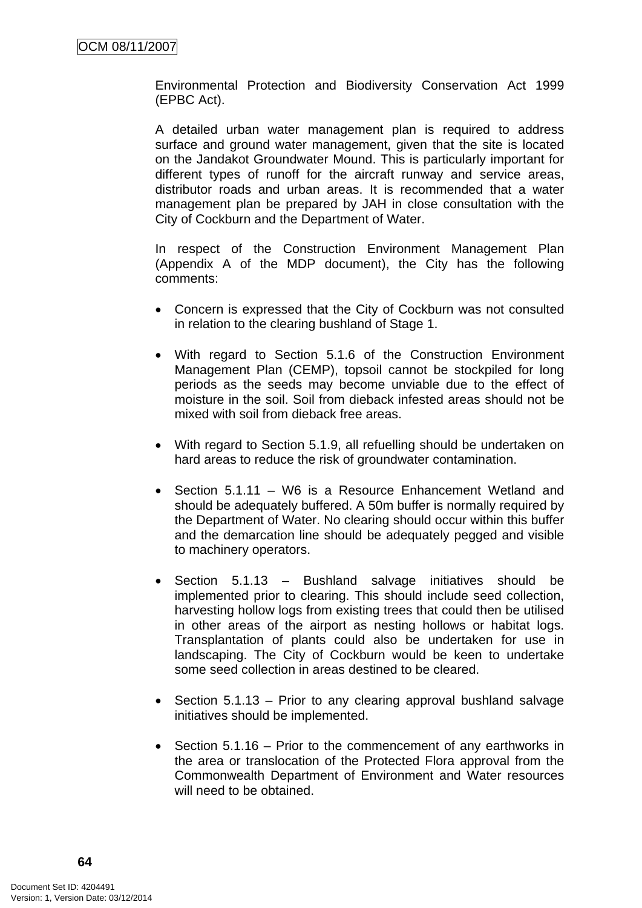Environmental Protection and Biodiversity Conservation Act 1999 (EPBC Act).

A detailed urban water management plan is required to address surface and ground water management, given that the site is located on the Jandakot Groundwater Mound. This is particularly important for different types of runoff for the aircraft runway and service areas, distributor roads and urban areas. It is recommended that a water management plan be prepared by JAH in close consultation with the City of Cockburn and the Department of Water.

In respect of the Construction Environment Management Plan (Appendix A of the MDP document), the City has the following comments:

- Concern is expressed that the City of Cockburn was not consulted in relation to the clearing bushland of Stage 1.
- With regard to Section 5.1.6 of the Construction Environment Management Plan (CEMP), topsoil cannot be stockpiled for long periods as the seeds may become unviable due to the effect of moisture in the soil. Soil from dieback infested areas should not be mixed with soil from dieback free areas.
- With regard to Section 5.1.9, all refuelling should be undertaken on hard areas to reduce the risk of groundwater contamination.
- Section 5.1.11 – W6 is a Resource Enhancement Wetland and should be adequately buffered. A 50m buffer is normally required by the Department of Water. No clearing should occur within this buffer and the demarcation line should be adequately pegged and visible to machinery operators.
- Section 5.1.13 – Bushland salvage initiatives should be implemented prior to clearing. This should include seed collection, harvesting hollow logs from existing trees that could then be utilised in other areas of the airport as nesting hollows or habitat logs. Transplantation of plants could also be undertaken for use in landscaping. The City of Cockburn would be keen to undertake some seed collection in areas destined to be cleared.
- Section 5.1.13 – Prior to any clearing approval bushland salvage initiatives should be implemented.
- Section 5.1.16 – Prior to the commencement of any earthworks in the area or translocation of the Protected Flora approval from the Commonwealth Department of Environment and Water resources will need to be obtained.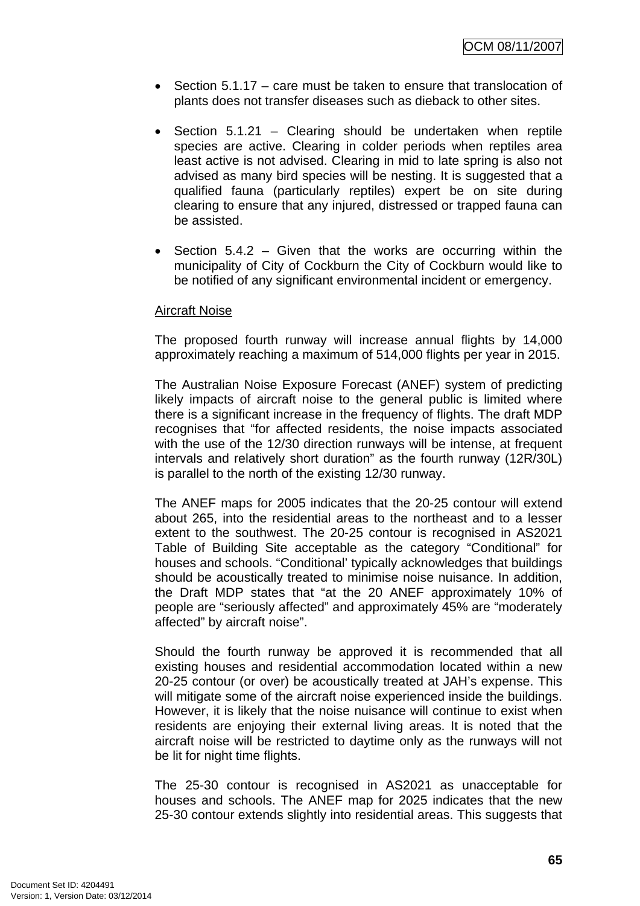- Section 5.1.17 – care must be taken to ensure that translocation of plants does not transfer diseases such as dieback to other sites.

- Section 5.1.21 – Clearing should be undertaken when reptile species are active. Clearing in colder periods when reptiles area least active is not advised. Clearing in mid to late spring is also not advised as many bird species will be nesting. It is suggested that a qualified fauna (particularly reptiles) expert be on site during clearing to ensure that any injured, distressed or trapped fauna can be assisted.

- Section 5.4.2 – Given that the works are occurring within the municipality of City of Cockburn the City of Cockburn would like to be notified of any significant environmental incident or emergency.

<u>Aircraft Noise</u>

The proposed fourth runway will increase annual flights by 14,000 approximately reaching a maximum of 514,000 flights per year in 2015.

The Australian Noise Exposure Forecast (ANEF) system of predicting likely impacts of aircraft noise to the general public is limited where there is a significant increase in the frequency of flights. The draft MDP recognises that "for affected residents, the noise impacts associated with the use of the 12/30 direction runways will be intense, at frequent intervals and relatively short duration" as the fourth runway (12R/30L) is parallel to the north of the existing 12/30 runway.

The ANEF maps for 2005 indicates that the 20-25 contour will extend about 265, into the residential areas to the northeast and to a lesser extent to the southwest. The 20-25 contour is recognised in AS2021 Table of Building Site acceptable as the category "Conditional" for houses and schools. "Conditional' typically acknowledges that buildings should be acoustically treated to minimise noise nuisance. In addition, the Draft MDP states that "at the 20 ANEF approximately 10% of people are "seriously affected" and approximately 45% are "moderately affected" by aircraft noise".

Should the fourth runway be approved it is recommended that all existing houses and residential accommodation located within a new 20-25 contour (or over) be acoustically treated at JAH's expense. This will mitigate some of the aircraft noise experienced inside the buildings. However, it is likely that the noise nuisance will continue to exist when residents are enjoying their external living areas. It is noted that the aircraft noise will be restricted to daytime only as the runways will not be lit for night time flights.

The 25-30 contour is recognised in AS2021 as unacceptable for houses and schools. The ANEF map for 2025 indicates that the new 25-30 contour extends slightly into residential areas. This suggests that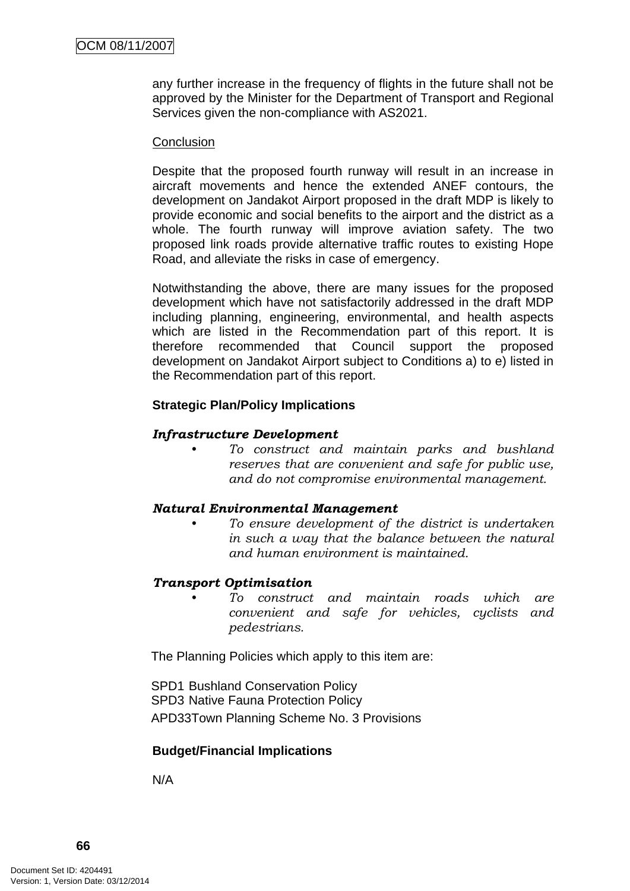any further increase in the frequency of flights in the future shall not be approved by the Minister for the Department of Transport and Regional Services given the non-compliance with AS2021.

Conclusion

Despite that the proposed fourth runway will result in an increase in aircraft movements and hence the extended ANEF contours, the development on Jandakot Airport proposed in the draft MDP is likely to provide economic and social benefits to the airport and the district as a whole. The fourth runway will improve aviation safety. The two proposed link roads provide alternative traffic routes to existing Hope Road, and alleviate the risks in case of emergency.

Notwithstanding the above, there are many issues for the proposed development which have not satisfactorily addressed in the draft MDP including planning, engineering, environmental, and health aspects which are listed in the Recommendation part of this report. It is therefore recommended that Council support the proposed development on Jandakot Airport subject to Conditions a) to e) listed in the Recommendation part of this report.

**Strategic Plan/Policy Implications**

***Infrastructure Development***

- *To construct and maintain parks and bushland reserves that are convenient and safe for public use, and do not compromise environmental management.*

***Natural Environmental Management***

- *To ensure development of the district is undertaken in such a way that the balance between the natural and human environment is maintained.*

***Transport Optimisation***

- *To construct and maintain roads which are convenient and safe for vehicles, cyclists and pedestrians.*

The Planning Policies which apply to this item are:

SPD1 Bushland Conservation Policy
SPD3 Native Fauna Protection Policy
APD33Town Planning Scheme No. 3 Provisions

**Budget/Financial Implications**

N/A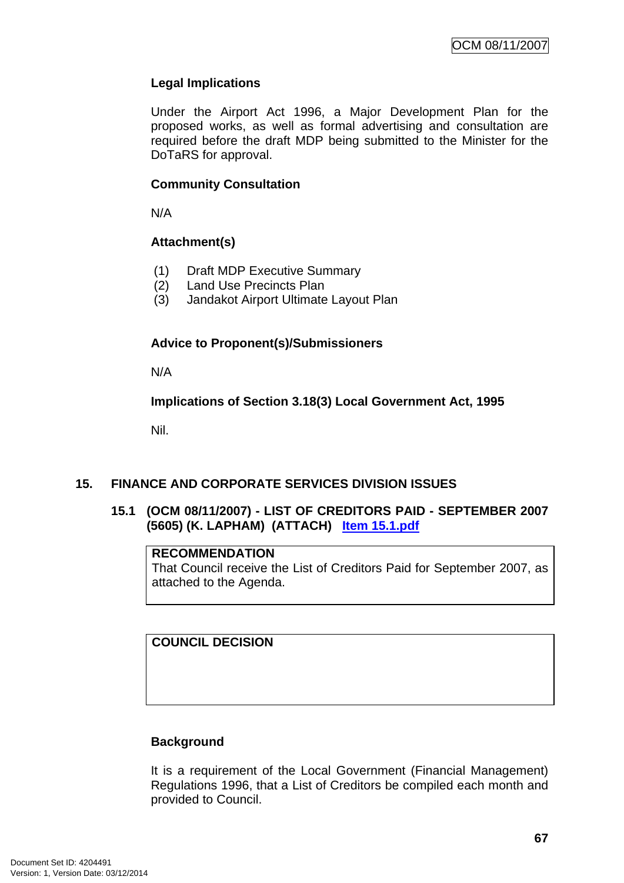### Legal Implications

Under the Airport Act 1996, a Major Development Plan for the proposed works, as well as formal advertising and consultation are required before the draft MDP being submitted to the Minister for the DoTaRS for approval.

### Community Consultation

N/A

### Attachment(s)

(1) Draft MDP Executive Summary
(2) Land Use Precincts Plan
(3) Jandakot Airport Ultimate Layout Plan

### Advice to Proponent(s)/Submissioners

N/A

### Implications of Section 3.18(3) Local Government Act, 1995

Nil.

## 15. FINANCE AND CORPORATE SERVICES DIVISION ISSUES

### 15.1 (OCM 08/11/2007) - LIST OF CREDITORS PAID - SEPTEMBER 2007 (5605) (K. LAPHAM) (ATTACH) Item 15.1.pdf

**RECOMMENDATION**
That Council receive the List of Creditors Paid for September 2007, as attached to the Agenda.

**COUNCIL DECISION**

### Background

It is a requirement of the Local Government (Financial Management) Regulations 1996, that a List of Creditors be compiled each month and provided to Council.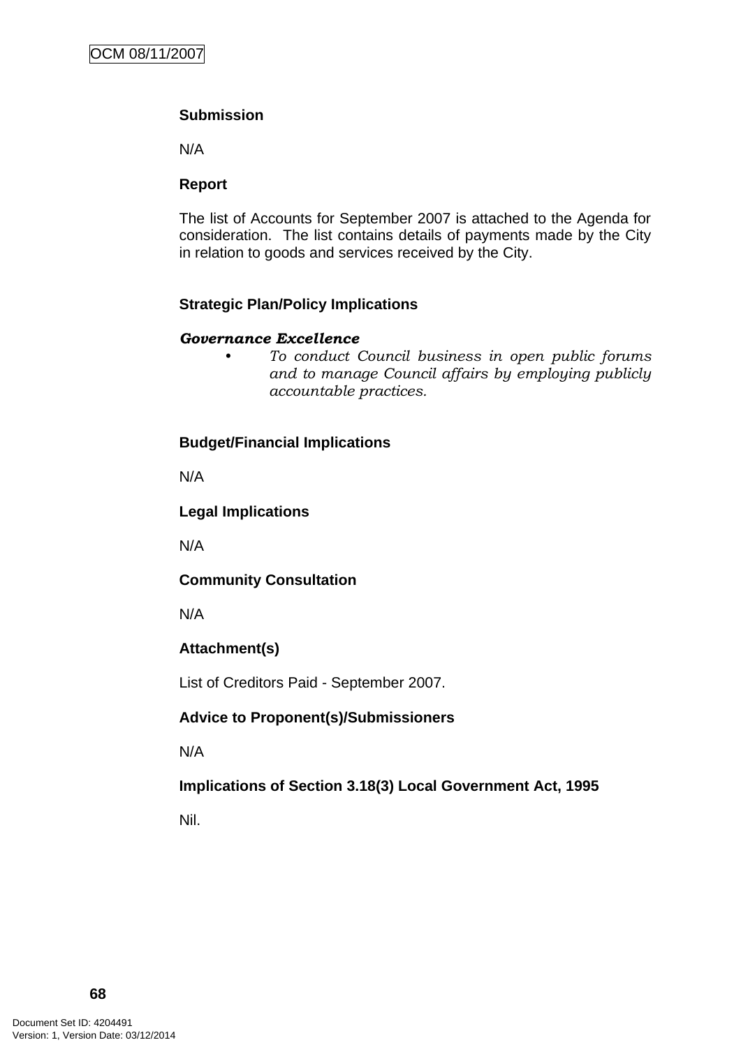**Submission**

N/A

**Report**

The list of Accounts for September 2007 is attached to the Agenda for consideration. The list contains details of payments made by the City in relation to goods and services received by the City.

**Strategic Plan/Policy Implications**

***Governance Excellence***

- *To conduct Council business in open public forums and to manage Council affairs by employing publicly accountable practices.*

**Budget/Financial Implications**

N/A

**Legal Implications**

N/A

**Community Consultation**

N/A

**Attachment(s)**

List of Creditors Paid - September 2007.

**Advice to Proponent(s)/Submissioners**

N/A

**Implications of Section 3.18(3) Local Government Act, 1995**

Nil.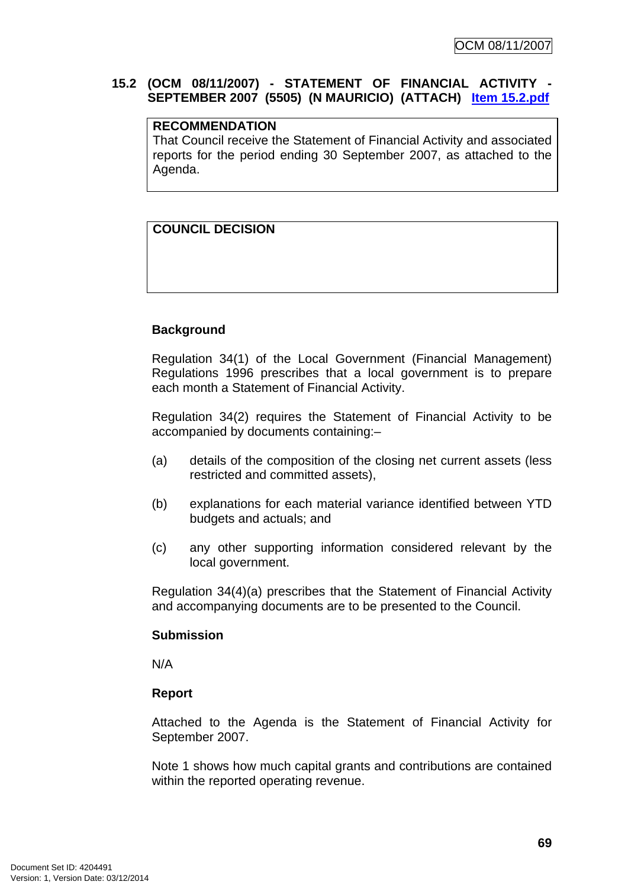### 15.2 (OCM 08/11/2007) - STATEMENT OF FINANCIAL ACTIVITY - SEPTEMBER 2007 (5505) (N MAURICIO) (ATTACH) Item 15.2.pdf

**RECOMMENDATION**
That Council receive the Statement of Financial Activity and associated reports for the period ending 30 September 2007, as attached to the Agenda.

**COUNCIL DECISION**

**Background**

Regulation 34(1) of the Local Government (Financial Management) Regulations 1996 prescribes that a local government is to prepare each month a Statement of Financial Activity.

Regulation 34(2) requires the Statement of Financial Activity to be accompanied by documents containing:–

(a) details of the composition of the closing net current assets (less restricted and committed assets),

(b) explanations for each material variance identified between YTD budgets and actuals; and

(c) any other supporting information considered relevant by the local government.

Regulation 34(4)(a) prescribes that the Statement of Financial Activity and accompanying documents are to be presented to the Council.

**Submission**

N/A

**Report**

Attached to the Agenda is the Statement of Financial Activity for September 2007.

Note 1 shows how much capital grants and contributions are contained within the reported operating revenue.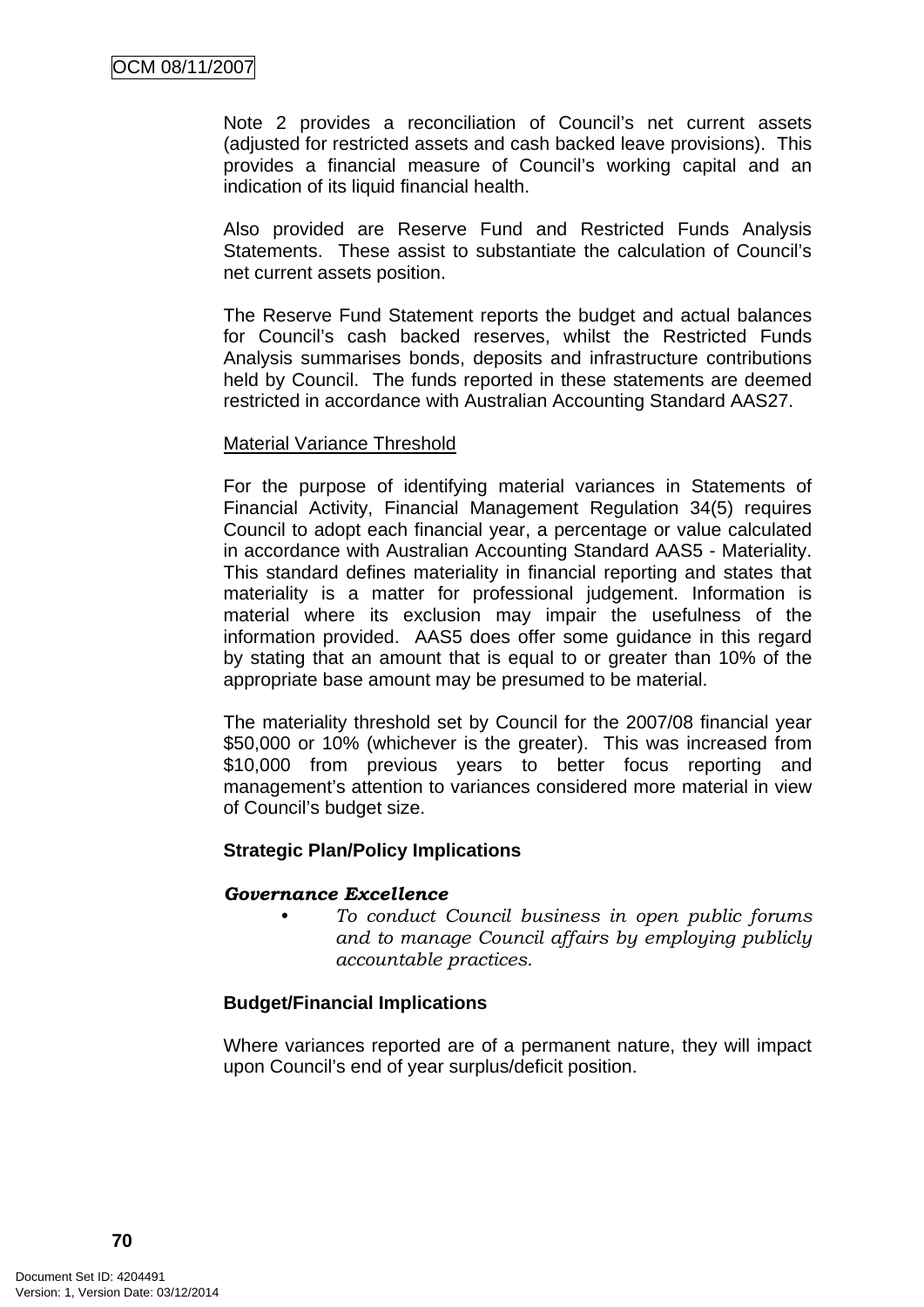Note 2 provides a reconciliation of Council's net current assets (adjusted for restricted assets and cash backed leave provisions). This provides a financial measure of Council's working capital and an indication of its liquid financial health.

Also provided are Reserve Fund and Restricted Funds Analysis Statements. These assist to substantiate the calculation of Council's net current assets position.

The Reserve Fund Statement reports the budget and actual balances for Council's cash backed reserves, whilst the Restricted Funds Analysis summarises bonds, deposits and infrastructure contributions held by Council. The funds reported in these statements are deemed restricted in accordance with Australian Accounting Standard AAS27.

Material Variance Threshold

For the purpose of identifying material variances in Statements of Financial Activity, Financial Management Regulation 34(5) requires Council to adopt each financial year, a percentage or value calculated in accordance with Australian Accounting Standard AAS5 - Materiality. This standard defines materiality in financial reporting and states that materiality is a matter for professional judgement. Information is material where its exclusion may impair the usefulness of the information provided. AAS5 does offer some guidance in this regard by stating that an amount that is equal to or greater than 10% of the appropriate base amount may be presumed to be material.

The materiality threshold set by Council for the 2007/08 financial year $50,000 or 10% (whichever is the greater). This was increased from $10,000 from previous years to better focus reporting and management's attention to variances considered more material in view of Council's budget size.

**Strategic Plan/Policy Implications**

***Governance Excellence***

- *To conduct Council business in open public forums and to manage Council affairs by employing publicly accountable practices.*

**Budget/Financial Implications**

Where variances reported are of a permanent nature, they will impact upon Council's end of year surplus/deficit position.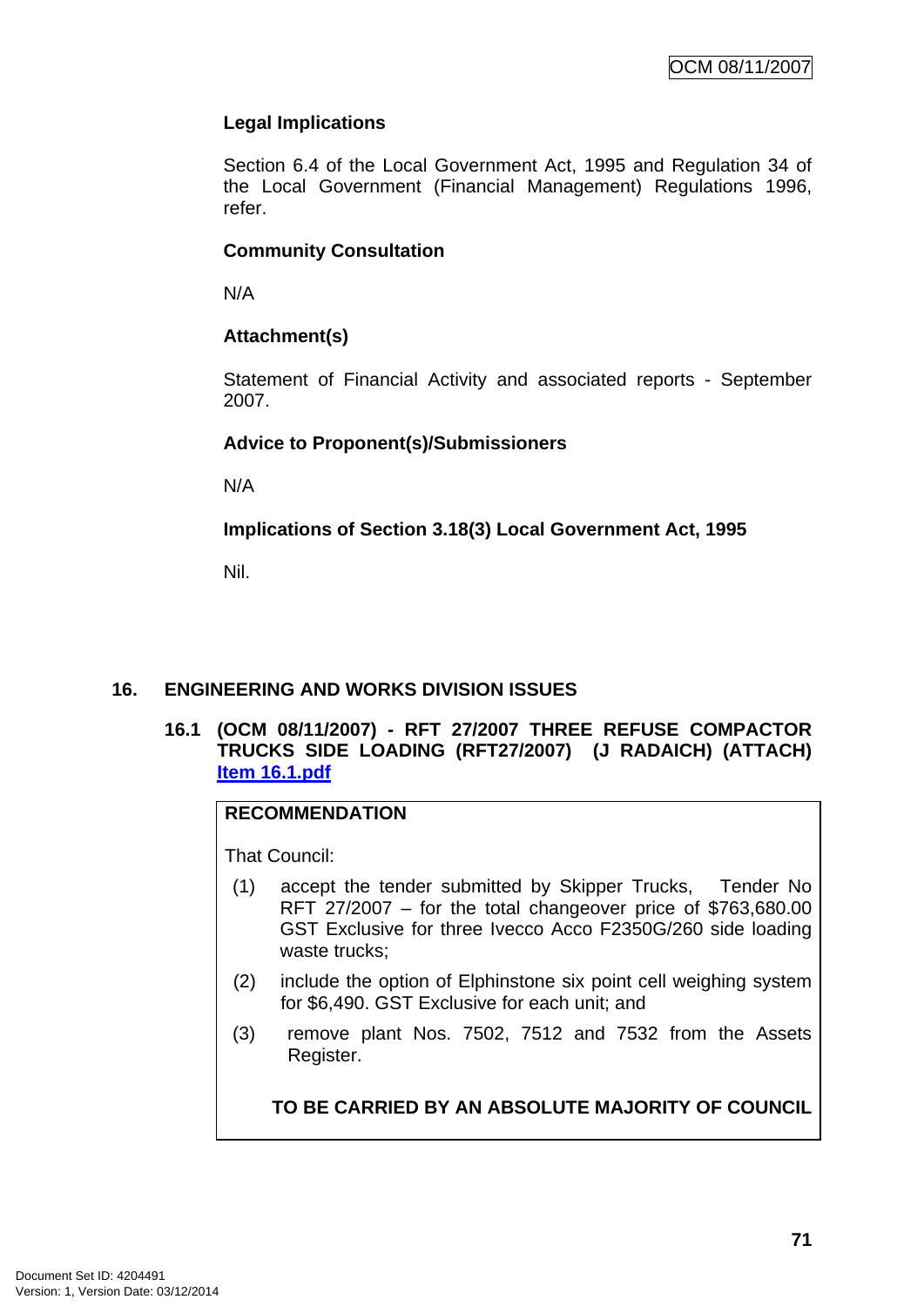**Legal Implications**

Section 6.4 of the Local Government Act, 1995 and Regulation 34 of the Local Government (Financial Management) Regulations 1996, refer.

**Community Consultation**

N/A

**Attachment(s)**

Statement of Financial Activity and associated reports - September 2007.

**Advice to Proponent(s)/Submissioners**

N/A

**Implications of Section 3.18(3) Local Government Act, 1995**

Nil.

## 16. ENGINEERING AND WORKS DIVISION ISSUES

### 16.1 (OCM 08/11/2007) - RFT 27/2007 THREE REFUSE COMPACTOR TRUCKS SIDE LOADING (RFT27/2007) (J RADAICH) (ATTACH) Item 16.1.pdf

**RECOMMENDATION**

That Council:

(1) accept the tender submitted by Skipper Trucks, Tender No RFT 27/2007 – for the total changeover price of $763,680.00 GST Exclusive for three Ivecco Acco F2350G/260 side loading waste trucks;

(2) include the option of Elphinstone six point cell weighing system for $6,490. GST Exclusive for each unit; and

(3) remove plant Nos. 7502, 7512 and 7532 from the Assets Register.

**TO BE CARRIED BY AN ABSOLUTE MAJORITY OF COUNCIL**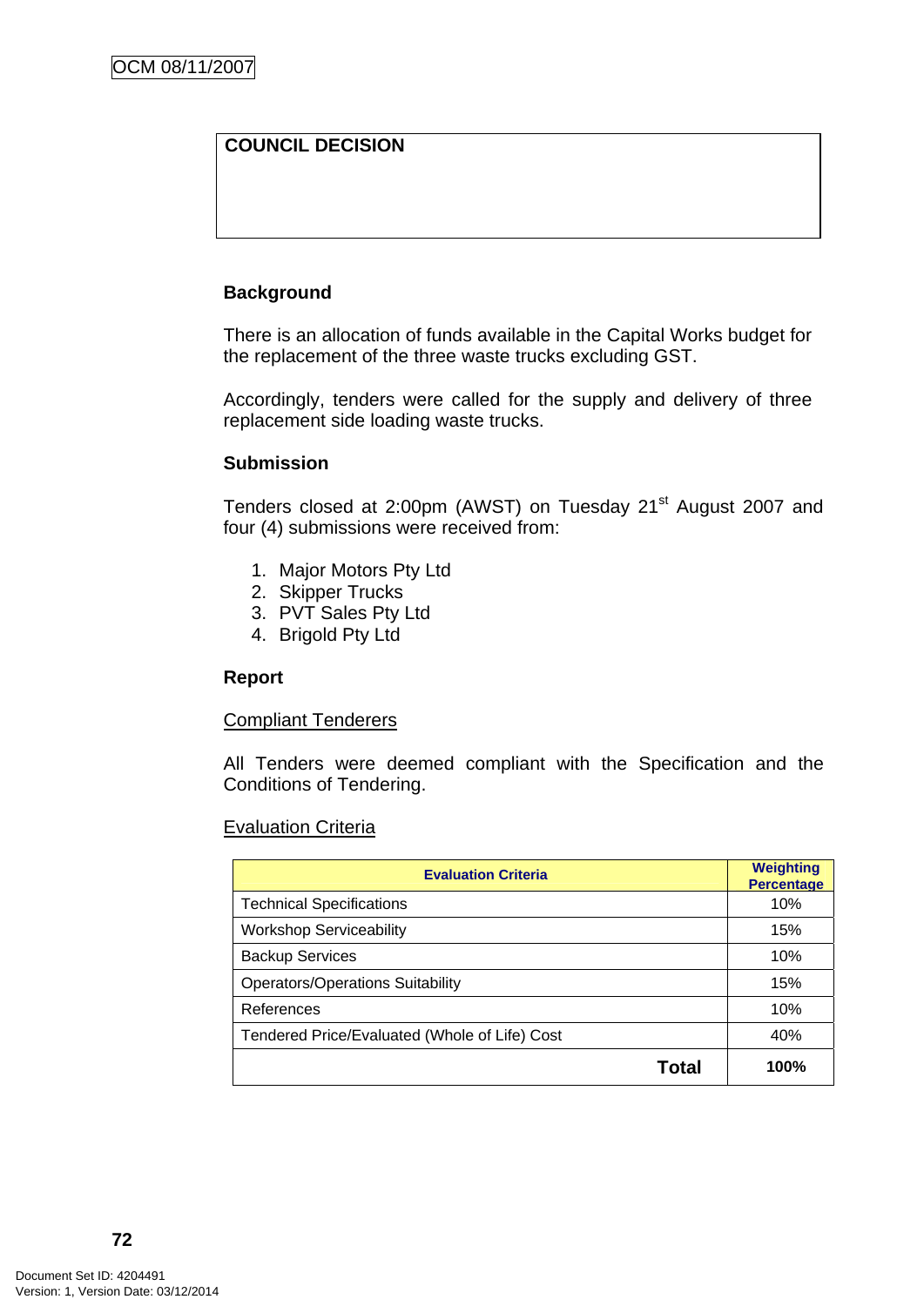**COUNCIL DECISION**

**Background**

There is an allocation of funds available in the Capital Works budget for the replacement of the three waste trucks excluding GST.

Accordingly, tenders were called for the supply and delivery of three replacement side loading waste trucks.

**Submission**

Tenders closed at 2:00pm (AWST) on Tuesday 21st August 2007 and four (4) submissions were received from:

1. Major Motors Pty Ltd
2. Skipper Trucks
3. PVT Sales Pty Ltd
4. Brigold Pty Ltd

**Report**

Compliant Tenderers

All Tenders were deemed compliant with the Specification and the Conditions of Tendering.

Evaluation Criteria

| Evaluation Criteria | Weighting Percentage |
|---|---|
| Technical Specifications | 10% |
| Workshop Serviceability | 15% |
| Backup Services | 10% |
| Operators/Operations Suitability | 15% |
| References | 10% |
| Tendered Price/Evaluated (Whole of Life) Cost | 40% |
| **Total** | **100%** |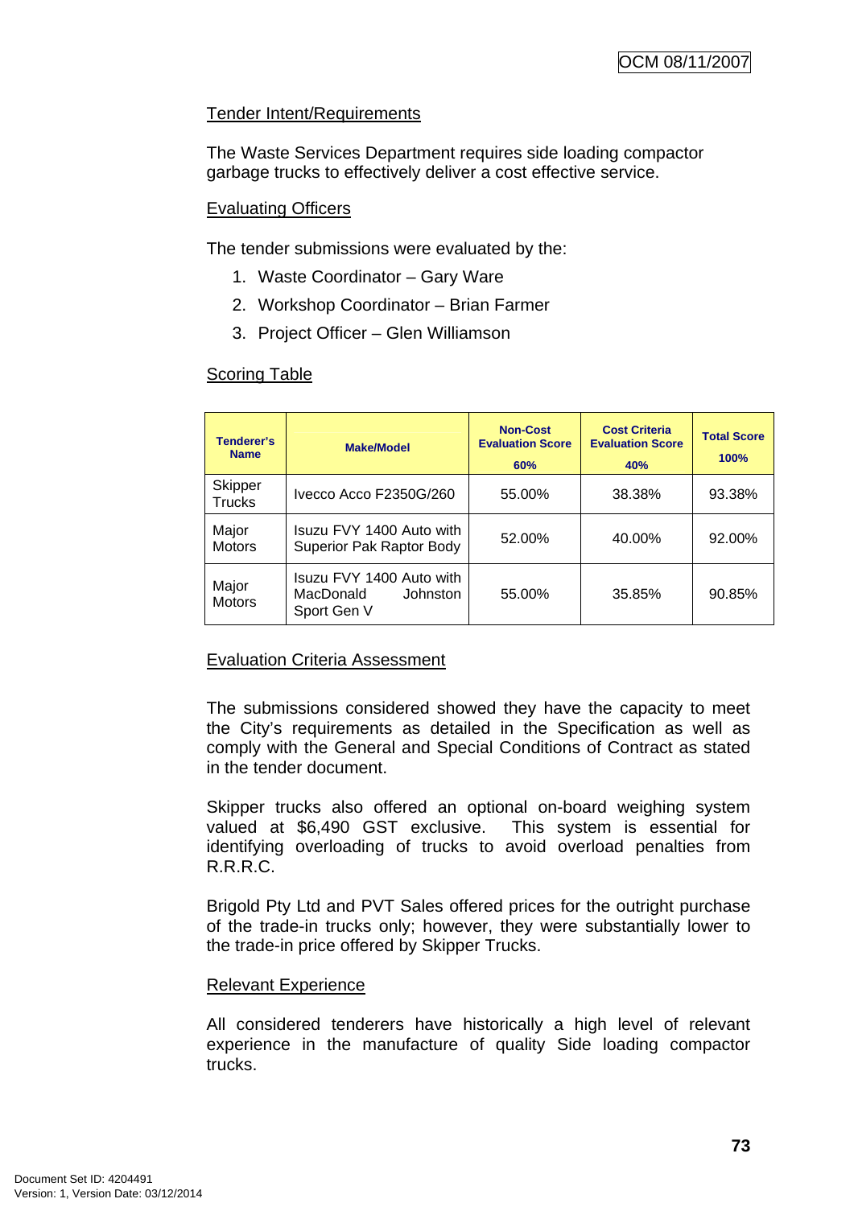### Tender Intent/Requirements

The Waste Services Department requires side loading compactor garbage trucks to effectively deliver a cost effective service.

### Evaluating Officers

The tender submissions were evaluated by the:

1. Waste Coordinator – Gary Ware
2. Workshop Coordinator – Brian Farmer
3. Project Officer – Glen Williamson

### Scoring Table

| Tenderer's Name | Make/Model | Non-Cost Evaluation Score 60% | Cost Criteria Evaluation Score 40% | Total Score 100% |
|---|---|---|---|---|
| Skipper Trucks | Ivecco Acco F2350G/260 | 55.00% | 38.38% | 93.38% |
| Major Motors | Isuzu FVY 1400 Auto with Superior Pak Raptor Body | 52.00% | 40.00% | 92.00% |
| Major Motors | Isuzu FVY 1400 Auto with MacDonald Johnston Sport Gen V | 55.00% | 35.85% | 90.85% |

### Evaluation Criteria Assessment

The submissions considered showed they have the capacity to meet the City's requirements as detailed in the Specification as well as comply with the General and Special Conditions of Contract as stated in the tender document.

Skipper trucks also offered an optional on-board weighing system valued at $6,490 GST exclusive. This system is essential for identifying overloading of trucks to avoid overload penalties from R.R.R.C.

Brigold Pty Ltd and PVT Sales offered prices for the outright purchase of the trade-in trucks only; however, they were substantially lower to the trade-in price offered by Skipper Trucks.

### Relevant Experience

All considered tenderers have historically a high level of relevant experience in the manufacture of quality Side loading compactor trucks.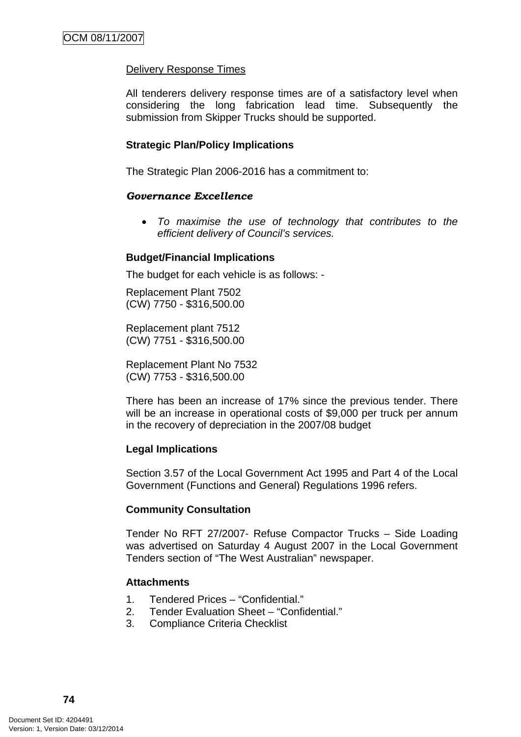Delivery Response Times

All tenderers delivery response times are of a satisfactory level when considering the long fabrication lead time. Subsequently the submission from Skipper Trucks should be supported.

**Strategic Plan/Policy Implications**

The Strategic Plan 2006-2016 has a commitment to:

***Governance Excellence***

- *To maximise the use of technology that contributes to the efficient delivery of Council's services.*

**Budget/Financial Implications**

The budget for each vehicle is as follows: -

Replacement Plant 7502
(CW) 7750 - $316,500.00

Replacement plant 7512
(CW) 7751 - $316,500.00

Replacement Plant No 7532
(CW) 7753 - $316,500.00

There has been an increase of 17% since the previous tender. There will be an increase in operational costs of $9,000 per truck per annum in the recovery of depreciation in the 2007/08 budget

**Legal Implications**

Section 3.57 of the Local Government Act 1995 and Part 4 of the Local Government (Functions and General) Regulations 1996 refers.

**Community Consultation**

Tender No RFT 27/2007- Refuse Compactor Trucks – Side Loading was advertised on Saturday 4 August 2007 in the Local Government Tenders section of "The West Australian" newspaper.

**Attachments**

1. Tendered Prices – "Confidential."
2. Tender Evaluation Sheet – "Confidential."
3. Compliance Criteria Checklist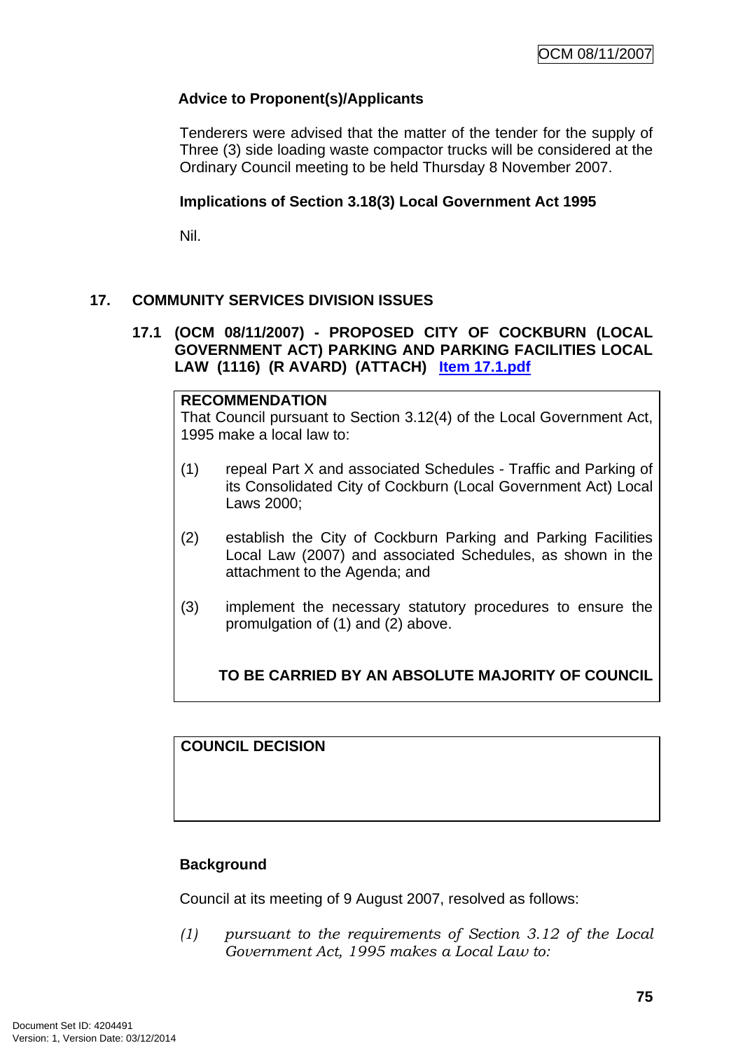**Advice to Proponent(s)/Applicants**

Tenderers were advised that the matter of the tender for the supply of Three (3) side loading waste compactor trucks will be considered at the Ordinary Council meeting to be held Thursday 8 November 2007.

**Implications of Section 3.18(3) Local Government Act 1995**

Nil.

## 17. COMMUNITY SERVICES DIVISION ISSUES

### 17.1 (OCM 08/11/2007) - PROPOSED CITY OF COCKBURN (LOCAL GOVERNMENT ACT) PARKING AND PARKING FACILITIES LOCAL LAW (1116) (R AVARD) (ATTACH) Item 17.1.pdf

**RECOMMENDATION**

That Council pursuant to Section 3.12(4) of the Local Government Act, 1995 make a local law to:

(1) repeal Part X and associated Schedules - Traffic and Parking of its Consolidated City of Cockburn (Local Government Act) Local Laws 2000;

(2) establish the City of Cockburn Parking and Parking Facilities Local Law (2007) and associated Schedules, as shown in the attachment to the Agenda; and

(3) implement the necessary statutory procedures to ensure the promulgation of (1) and (2) above.

**TO BE CARRIED BY AN ABSOLUTE MAJORITY OF COUNCIL**

**COUNCIL DECISION**

**Background**

Council at its meeting of 9 August 2007, resolved as follows:

*(1) pursuant to the requirements of Section 3.12 of the Local Government Act, 1995 makes a Local Law to:*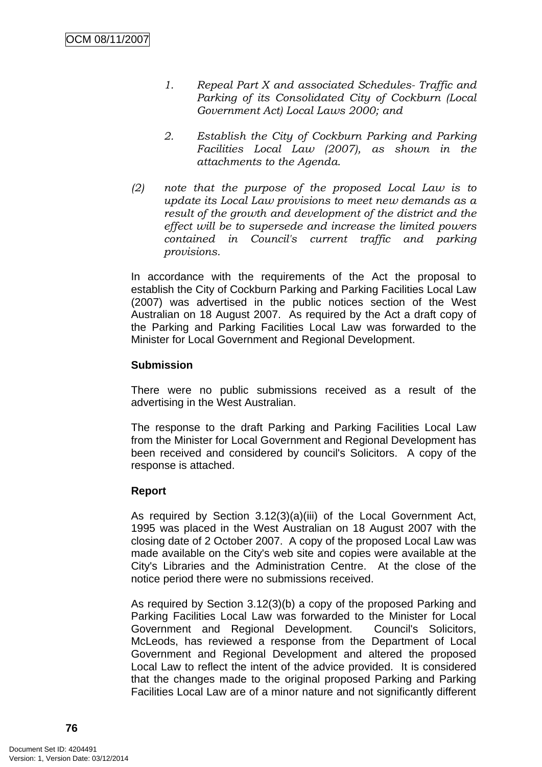1. *Repeal Part X and associated Schedules- Traffic and Parking of its Consolidated City of Cockburn (Local Government Act) Local Laws 2000; and*

2. *Establish the City of Cockburn Parking and Parking Facilities Local Law (2007), as shown in the attachments to the Agenda.*

(2) *note that the purpose of the proposed Local Law is to update its Local Law provisions to meet new demands as a result of the growth and development of the district and the effect will be to supersede and increase the limited powers contained in Council's current traffic and parking provisions.*

In accordance with the requirements of the Act the proposal to establish the City of Cockburn Parking and Parking Facilities Local Law (2007) was advertised in the public notices section of the West Australian on 18 August 2007. As required by the Act a draft copy of the Parking and Parking Facilities Local Law was forwarded to the Minister for Local Government and Regional Development.

**Submission**

There were no public submissions received as a result of the advertising in the West Australian.

The response to the draft Parking and Parking Facilities Local Law from the Minister for Local Government and Regional Development has been received and considered by council's Solicitors. A copy of the response is attached.

**Report**

As required by Section 3.12(3)(a)(iii) of the Local Government Act, 1995 was placed in the West Australian on 18 August 2007 with the closing date of 2 October 2007. A copy of the proposed Local Law was made available on the City's web site and copies were available at the City's Libraries and the Administration Centre. At the close of the notice period there were no submissions received.

As required by Section 3.12(3)(b) a copy of the proposed Parking and Parking Facilities Local Law was forwarded to the Minister for Local Government and Regional Development. Council's Solicitors, McLeods, has reviewed a response from the Department of Local Government and Regional Development and altered the proposed Local Law to reflect the intent of the advice provided. It is considered that the changes made to the original proposed Parking and Parking Facilities Local Law are of a minor nature and not significantly different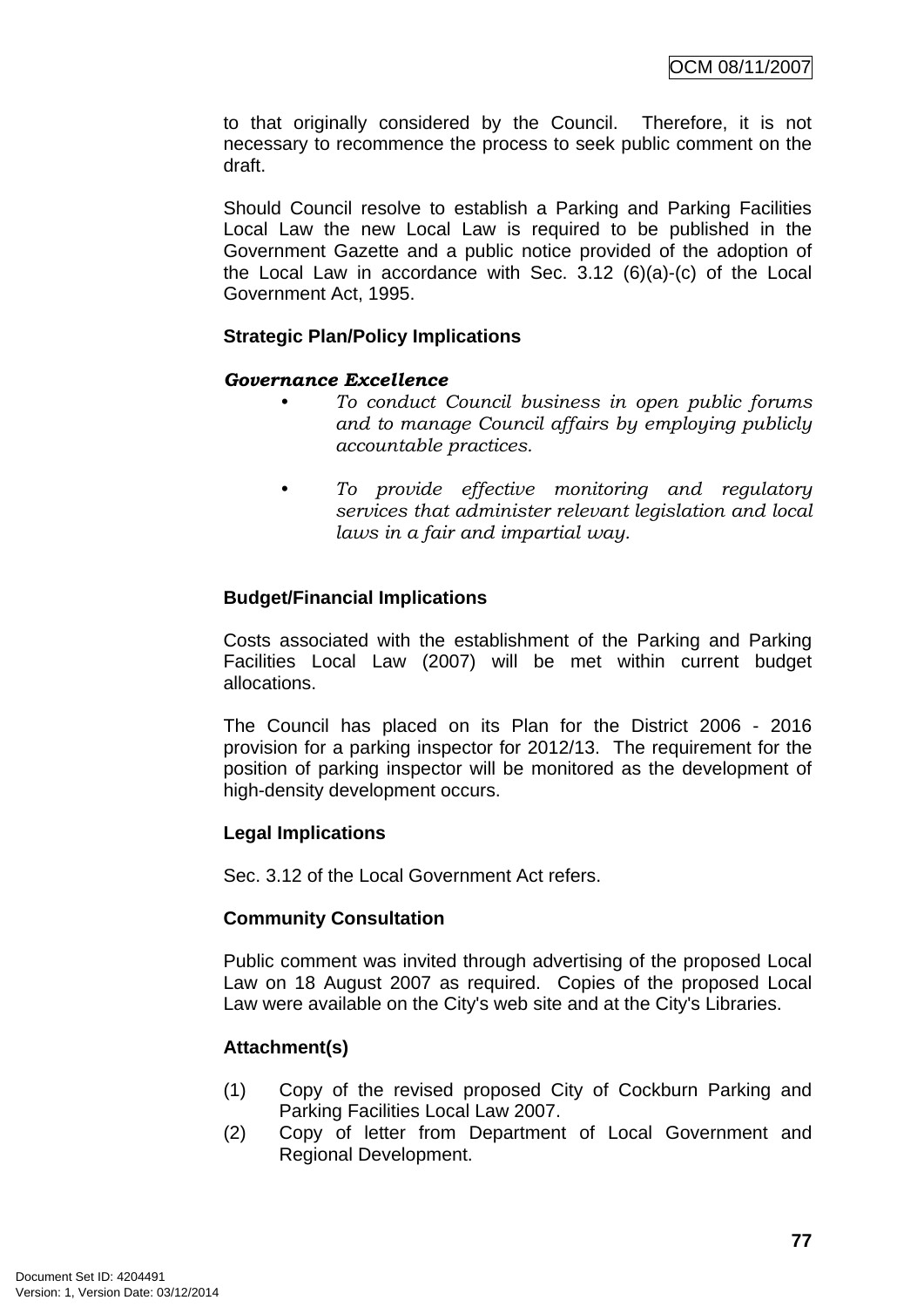to that originally considered by the Council. Therefore, it is not necessary to recommence the process to seek public comment on the draft.

Should Council resolve to establish a Parking and Parking Facilities Local Law the new Local Law is required to be published in the Government Gazette and a public notice provided of the adoption of the Local Law in accordance with Sec. 3.12 (6)(a)-(c) of the Local Government Act, 1995.

**Strategic Plan/Policy Implications**

***Governance Excellence***

- *To conduct Council business in open public forums and to manage Council affairs by employing publicly accountable practices.*

- *To provide effective monitoring and regulatory services that administer relevant legislation and local laws in a fair and impartial way.*

**Budget/Financial Implications**

Costs associated with the establishment of the Parking and Parking Facilities Local Law (2007) will be met within current budget allocations.

The Council has placed on its Plan for the District 2006 - 2016 provision for a parking inspector for 2012/13. The requirement for the position of parking inspector will be monitored as the development of high-density development occurs.

**Legal Implications**

Sec. 3.12 of the Local Government Act refers.

**Community Consultation**

Public comment was invited through advertising of the proposed Local Law on 18 August 2007 as required. Copies of the proposed Local Law were available on the City's web site and at the City's Libraries.

**Attachment(s)**

(1) Copy of the revised proposed City of Cockburn Parking and Parking Facilities Local Law 2007.
(2) Copy of letter from Department of Local Government and Regional Development.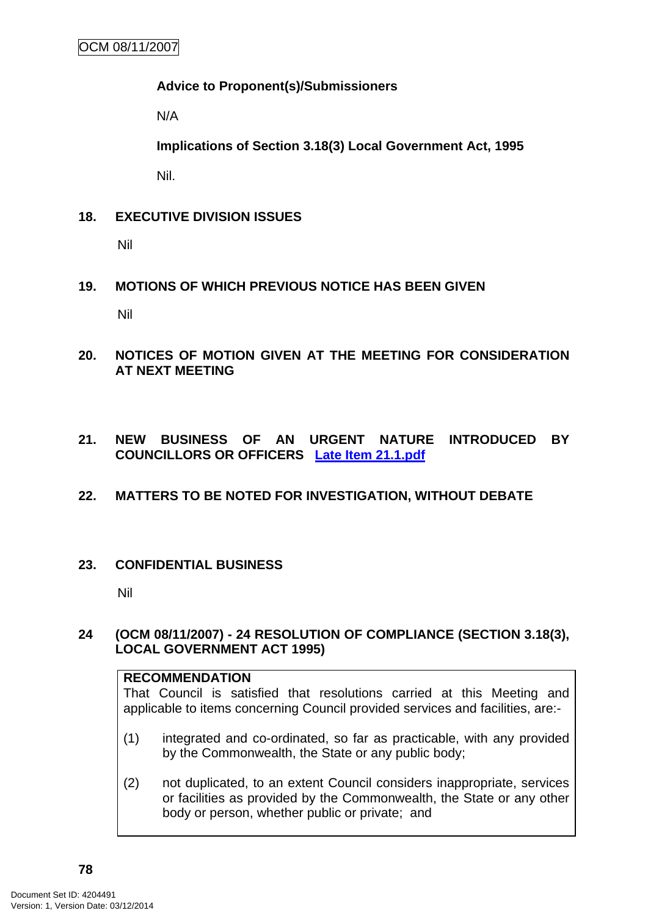**Advice to Proponent(s)/Submissioners**

N/A

**Implications of Section 3.18(3) Local Government Act, 1995**

Nil.

## 18. EXECUTIVE DIVISION ISSUES

Nil

## 19. MOTIONS OF WHICH PREVIOUS NOTICE HAS BEEN GIVEN

Nil

## 20. NOTICES OF MOTION GIVEN AT THE MEETING FOR CONSIDERATION AT NEXT MEETING

## 21. NEW BUSINESS OF AN URGENT NATURE INTRODUCED BY COUNCILLORS OR OFFICERS Late Item 21.1.pdf

## 22. MATTERS TO BE NOTED FOR INVESTIGATION, WITHOUT DEBATE

## 23. CONFIDENTIAL BUSINESS

Nil

## 24 (OCM 08/11/2007) - 24 RESOLUTION OF COMPLIANCE (SECTION 3.18(3), LOCAL GOVERNMENT ACT 1995)

**RECOMMENDATION**

That Council is satisfied that resolutions carried at this Meeting and applicable to items concerning Council provided services and facilities, are:-

(1) integrated and co-ordinated, so far as practicable, with any provided by the Commonwealth, the State or any public body;

(2) not duplicated, to an extent Council considers inappropriate, services or facilities as provided by the Commonwealth, the State or any other body or person, whether public or private; and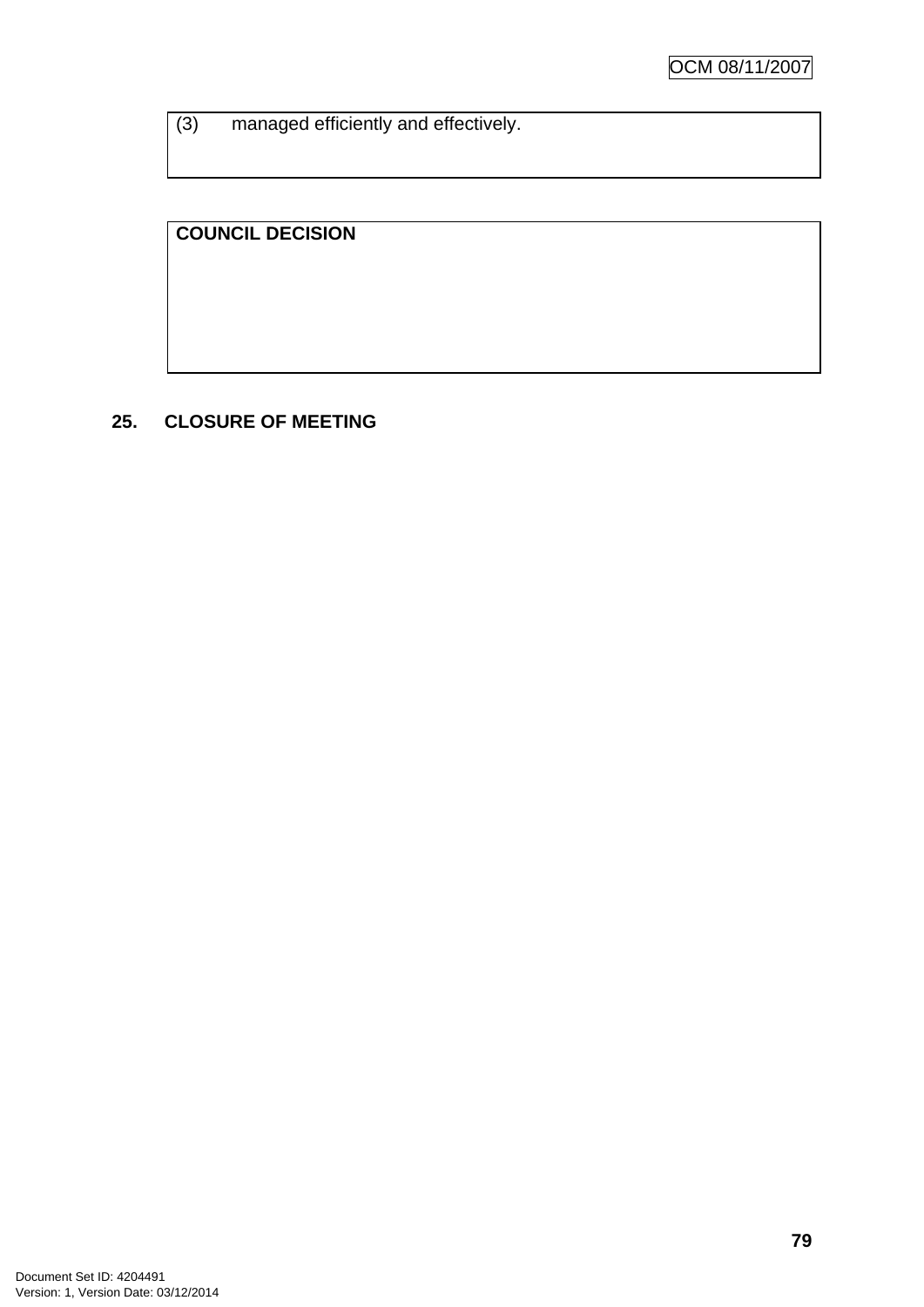| |
|---|
| (3) managed efficiently and effectively. |

| |
|---|
| **COUNCIL DECISION** |

## 25. CLOSURE OF MEETING

Document Set ID: 4204491
Version: 1, Version Date: 03/12/2014